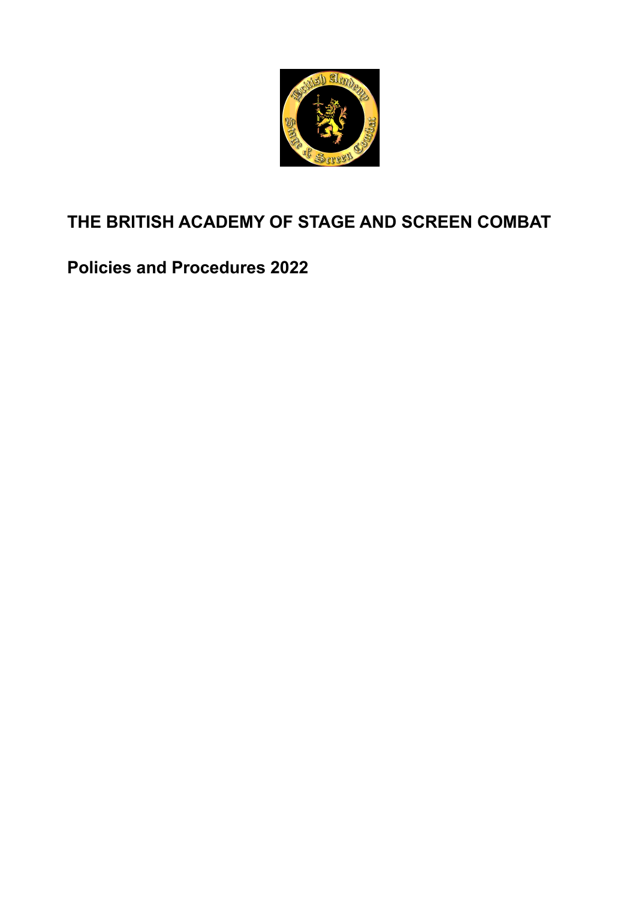# THE BRITISH ACADEMY OF STAGE AND SCREEN COMBAT

## Policies and Procedures 2022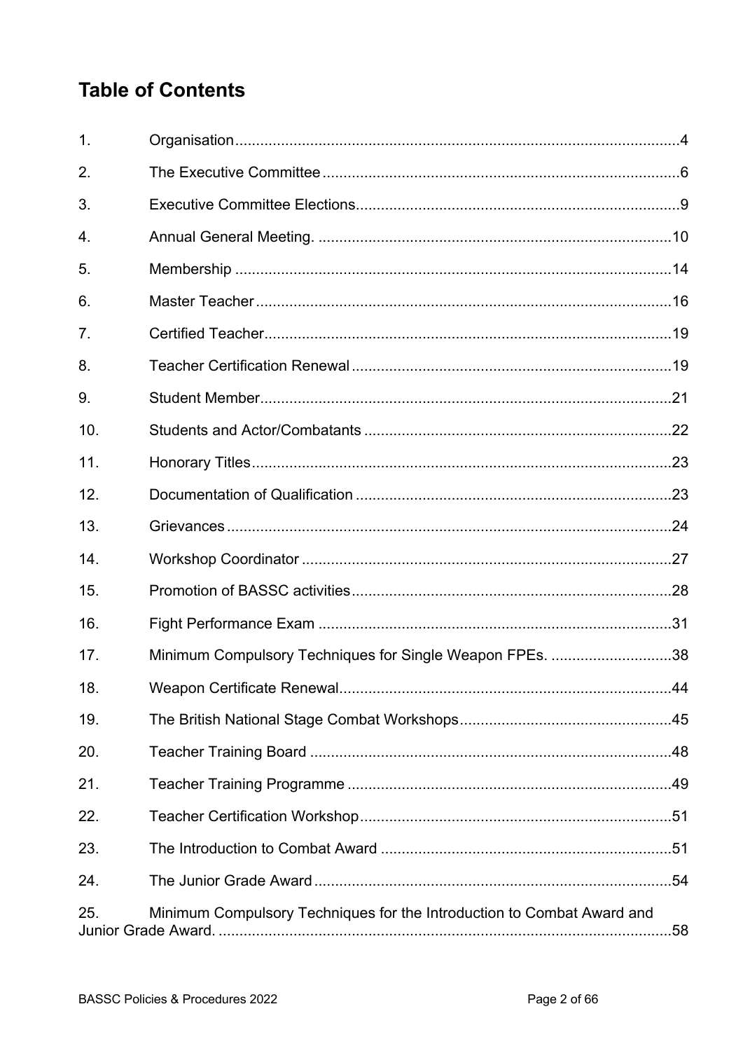## Table of Contents

| | | |
|---|---|---|
| 1. | Organisation | 4 |
| 2. | The Executive Committee | 6 |
| 3. | Executive Committee Elections | 9 |
| 4. | Annual General Meeting. | 10 |
| 5. | Membership | 14 |
| 6. | Master Teacher | 16 |
| 7. | Certified Teacher | 19 |
| 8. | Teacher Certification Renewal | 19 |
| 9. | Student Member | 21 |
| 10. | Students and Actor/Combatants | 22 |
| 11. | Honorary Titles | 23 |
| 12. | Documentation of Qualification | 23 |
| 13. | Grievances | 24 |
| 14. | Workshop Coordinator | 27 |
| 15. | Promotion of BASSC activities | 28 |
| 16. | Fight Performance Exam | 31 |
| 17. | Minimum Compulsory Techniques for Single Weapon FPEs. | 38 |
| 18. | Weapon Certificate Renewal | 44 |
| 19. | The British National Stage Combat Workshops | 45 |
| 20. | Teacher Training Board | 48 |
| 21. | Teacher Training Programme | 49 |
| 22. | Teacher Certification Workshop | 51 |
| 23. | The Introduction to Combat Award | 51 |
| 24. | The Junior Grade Award | 54 |
| 25. | Minimum Compulsory Techniques for the Introduction to Combat Award and Junior Grade Award. | 58 |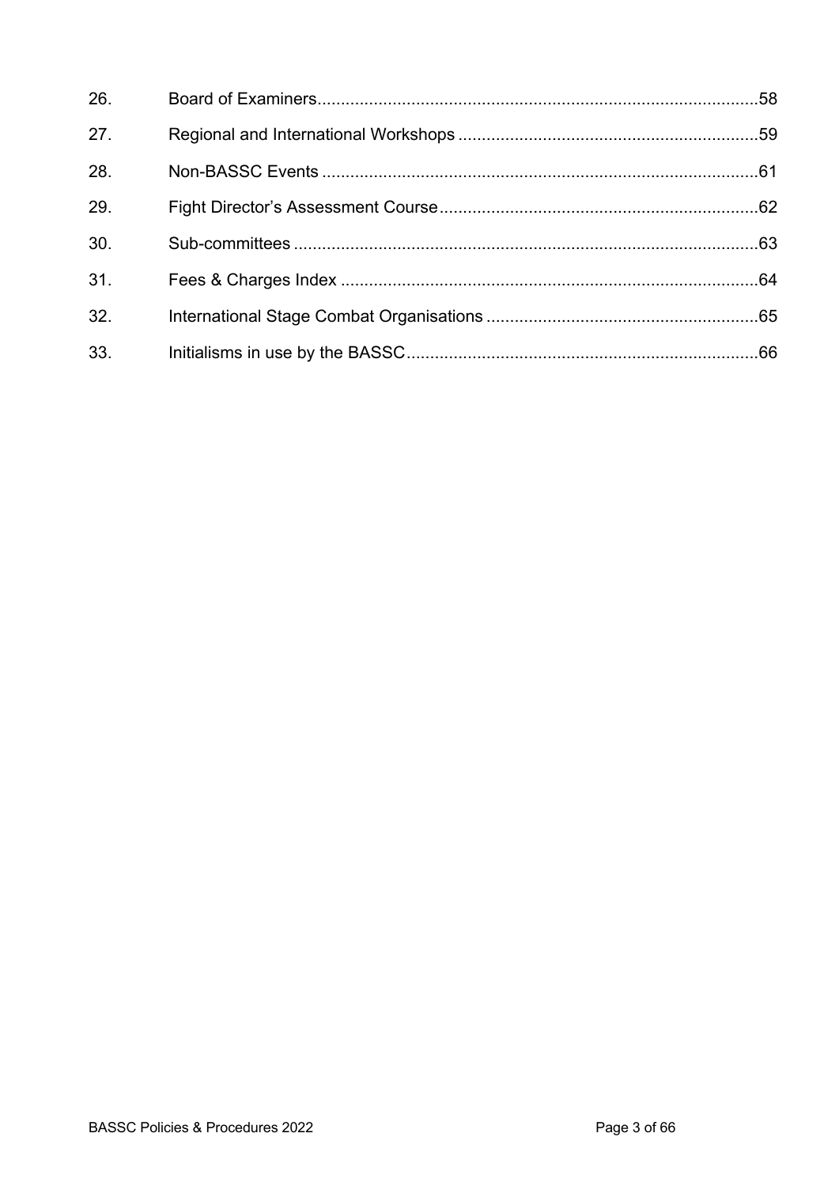| | | |
|---|---|---|
| 26. | Board of Examiners | 58 |
| 27. | Regional and International Workshops | 59 |
| 28. | Non-BASSC Events | 61 |
| 29. | Fight Director's Assessment Course | 62 |
| 30. | Sub-committees | 63 |
| 31. | Fees & Charges Index | 64 |
| 32. | International Stage Combat Organisations | 65 |
| 33. | Initialisms in use by the BASSC | 66 |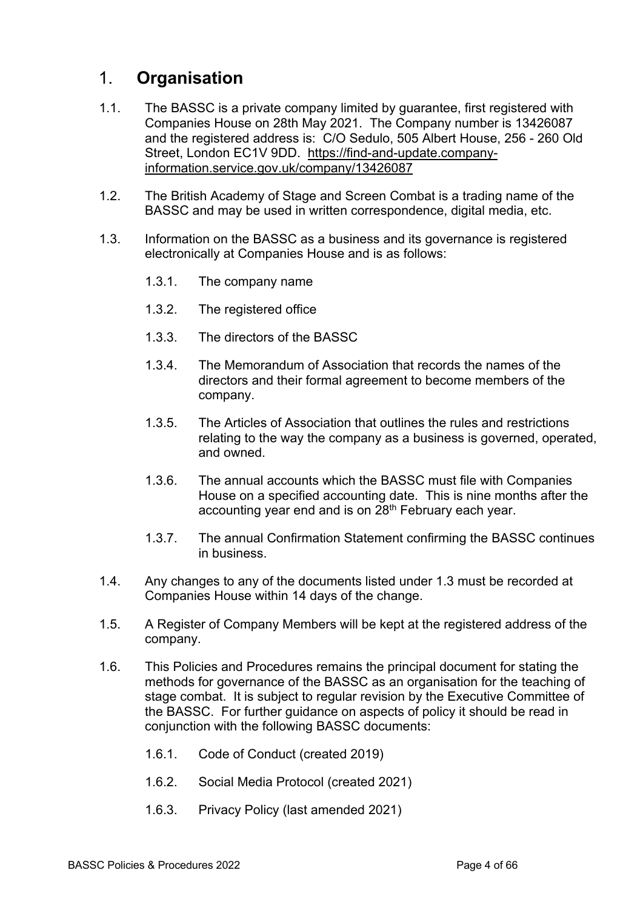# 1. **Organisation**

1.1. The BASSC is a private company limited by guarantee, first registered with Companies House on 28th May 2021. The Company number is 13426087 and the registered address is: C/O Sedulo, 505 Albert House, 256 - 260 Old Street, London EC1V 9DD. https://find-and-update.company-information.service.gov.uk/company/13426087

1.2. The British Academy of Stage and Screen Combat is a trading name of the BASSC and may be used in written correspondence, digital media, etc.

1.3. Information on the BASSC as a business and its governance is registered electronically at Companies House and is as follows:

- 1.3.1. The company name
- 1.3.2. The registered office
- 1.3.3. The directors of the BASSC
- 1.3.4. The Memorandum of Association that records the names of the directors and their formal agreement to become members of the company.
- 1.3.5. The Articles of Association that outlines the rules and restrictions relating to the way the company as a business is governed, operated, and owned.
- 1.3.6. The annual accounts which the BASSC must file with Companies House on a specified accounting date. This is nine months after the accounting year end and is on 28th February each year.
- 1.3.7. The annual Confirmation Statement confirming the BASSC continues in business.

1.4. Any changes to any of the documents listed under 1.3 must be recorded at Companies House within 14 days of the change.

1.5. A Register of Company Members will be kept at the registered address of the company.

1.6. This Policies and Procedures remains the principal document for stating the methods for governance of the BASSC as an organisation for the teaching of stage combat. It is subject to regular revision by the Executive Committee of the BASSC. For further guidance on aspects of policy it should be read in conjunction with the following BASSC documents:

- 1.6.1. Code of Conduct (created 2019)
- 1.6.2. Social Media Protocol (created 2021)
- 1.6.3. Privacy Policy (last amended 2021)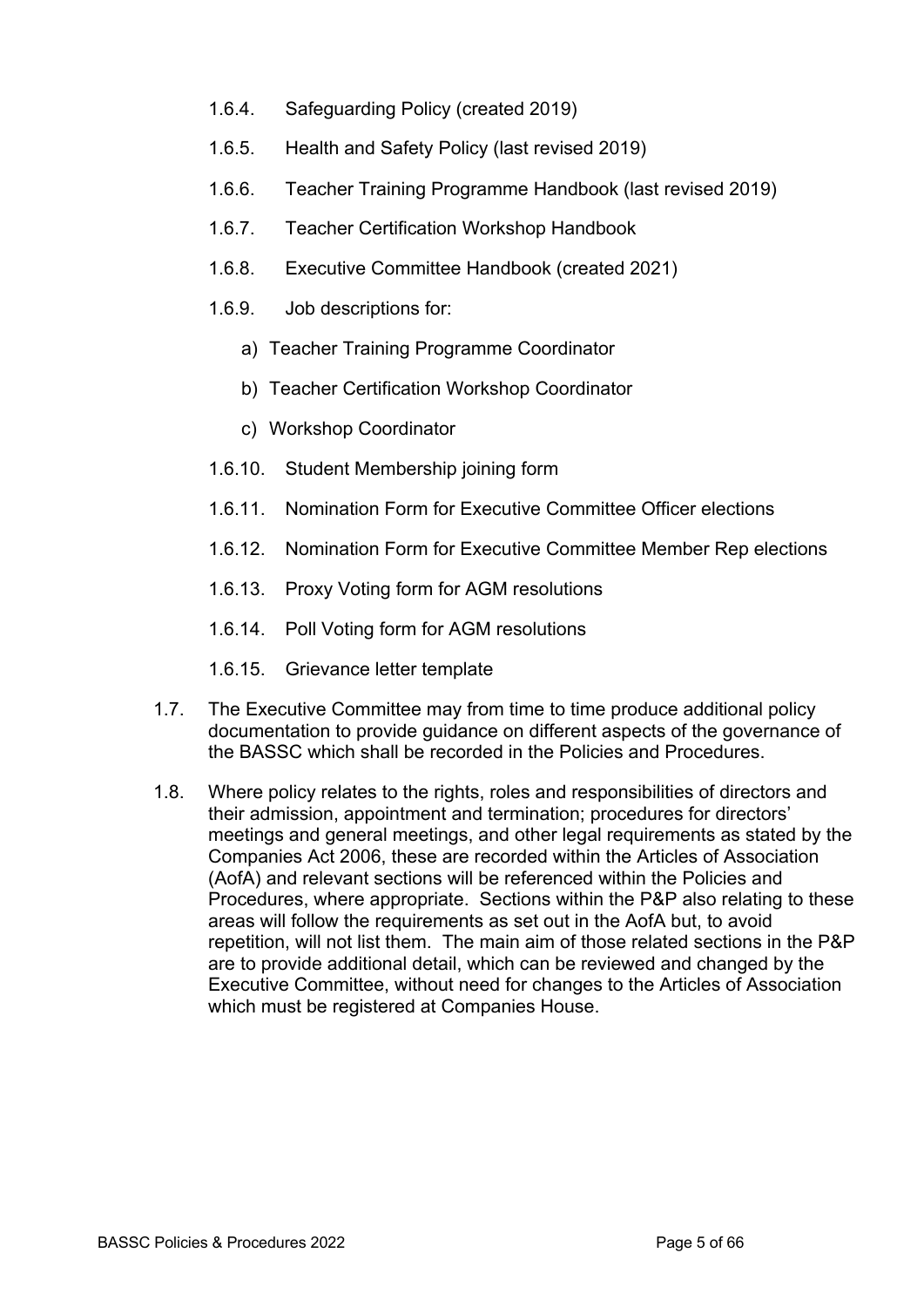- 1.6.4. Safeguarding Policy (created 2019)
- 1.6.5. Health and Safety Policy (last revised 2019)
- 1.6.6. Teacher Training Programme Handbook (last revised 2019)
- 1.6.7. Teacher Certification Workshop Handbook
- 1.6.8. Executive Committee Handbook (created 2021)
- 1.6.9. Job descriptions for:
  - a) Teacher Training Programme Coordinator
  - b) Teacher Certification Workshop Coordinator
  - c) Workshop Coordinator
- 1.6.10. Student Membership joining form
- 1.6.11. Nomination Form for Executive Committee Officer elections
- 1.6.12. Nomination Form for Executive Committee Member Rep elections
- 1.6.13. Proxy Voting form for AGM resolutions
- 1.6.14. Poll Voting form for AGM resolutions
- 1.6.15. Grievance letter template

1.7. The Executive Committee may from time to time produce additional policy documentation to provide guidance on different aspects of the governance of the BASSC which shall be recorded in the Policies and Procedures.

1.8. Where policy relates to the rights, roles and responsibilities of directors and their admission, appointment and termination; procedures for directors' meetings and general meetings, and other legal requirements as stated by the Companies Act 2006, these are recorded within the Articles of Association (AofA) and relevant sections will be referenced within the Policies and Procedures, where appropriate. Sections within the P&P also relating to these areas will follow the requirements as set out in the AofA but, to avoid repetition, will not list them. The main aim of those related sections in the P&P are to provide additional detail, which can be reviewed and changed by the Executive Committee, without need for changes to the Articles of Association which must be registered at Companies House.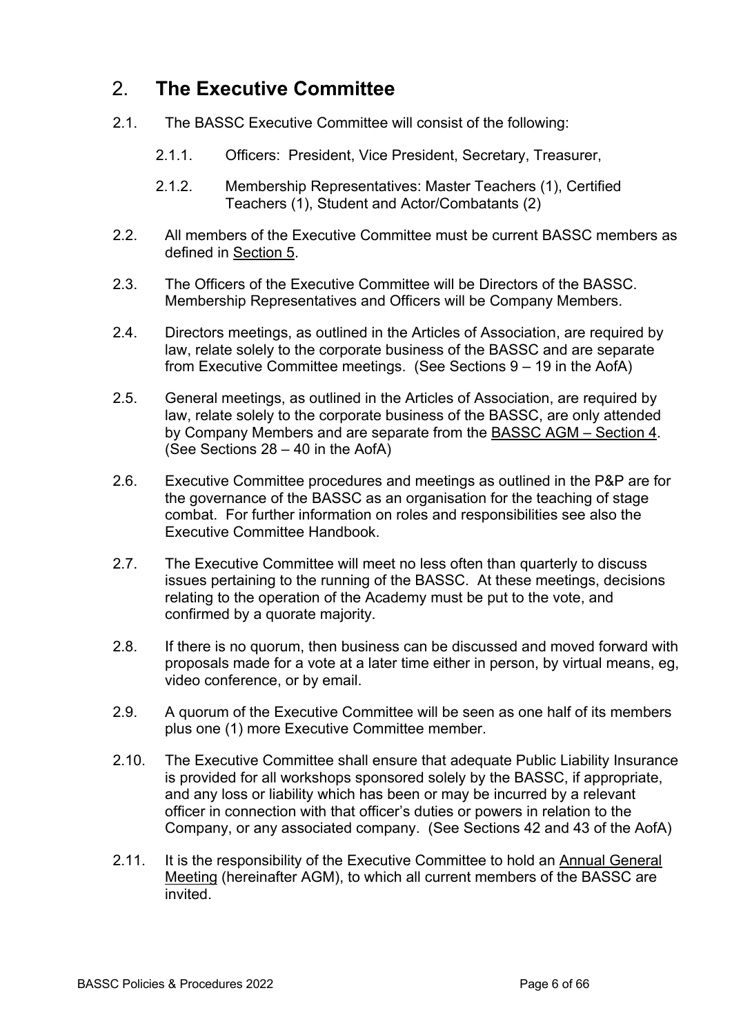## 2. The Executive Committee

2.1. The BASSC Executive Committee will consist of the following:

2.1.1. Officers: President, Vice President, Secretary, Treasurer,

2.1.2. Membership Representatives: Master Teachers (1), Certified Teachers (1), Student and Actor/Combatants (2)

2.2. All members of the Executive Committee must be current BASSC members as defined in Section 5.

2.3. The Officers of the Executive Committee will be Directors of the BASSC. Membership Representatives and Officers will be Company Members.

2.4. Directors meetings, as outlined in the Articles of Association, are required by law, relate solely to the corporate business of the BASSC and are separate from Executive Committee meetings. (See Sections 9 – 19 in the AofA)

2.5. General meetings, as outlined in the Articles of Association, are required by law, relate solely to the corporate business of the BASSC, are only attended by Company Members and are separate from the BASSC AGM – Section 4. (See Sections 28 – 40 in the AofA)

2.6. Executive Committee procedures and meetings as outlined in the P&P are for the governance of the BASSC as an organisation for the teaching of stage combat. For further information on roles and responsibilities see also the Executive Committee Handbook.

2.7. The Executive Committee will meet no less often than quarterly to discuss issues pertaining to the running of the BASSC. At these meetings, decisions relating to the operation of the Academy must be put to the vote, and confirmed by a quorate majority.

2.8. If there is no quorum, then business can be discussed and moved forward with proposals made for a vote at a later time either in person, by virtual means, eg, video conference, or by email.

2.9. A quorum of the Executive Committee will be seen as one half of its members plus one (1) more Executive Committee member.

2.10. The Executive Committee shall ensure that adequate Public Liability Insurance is provided for all workshops sponsored solely by the BASSC, if appropriate, and any loss or liability which has been or may be incurred by a relevant officer in connection with that officer's duties or powers in relation to the Company, or any associated company. (See Sections 42 and 43 of the AofA)

2.11. It is the responsibility of the Executive Committee to hold an Annual General Meeting (hereinafter AGM), to which all current members of the BASSC are invited.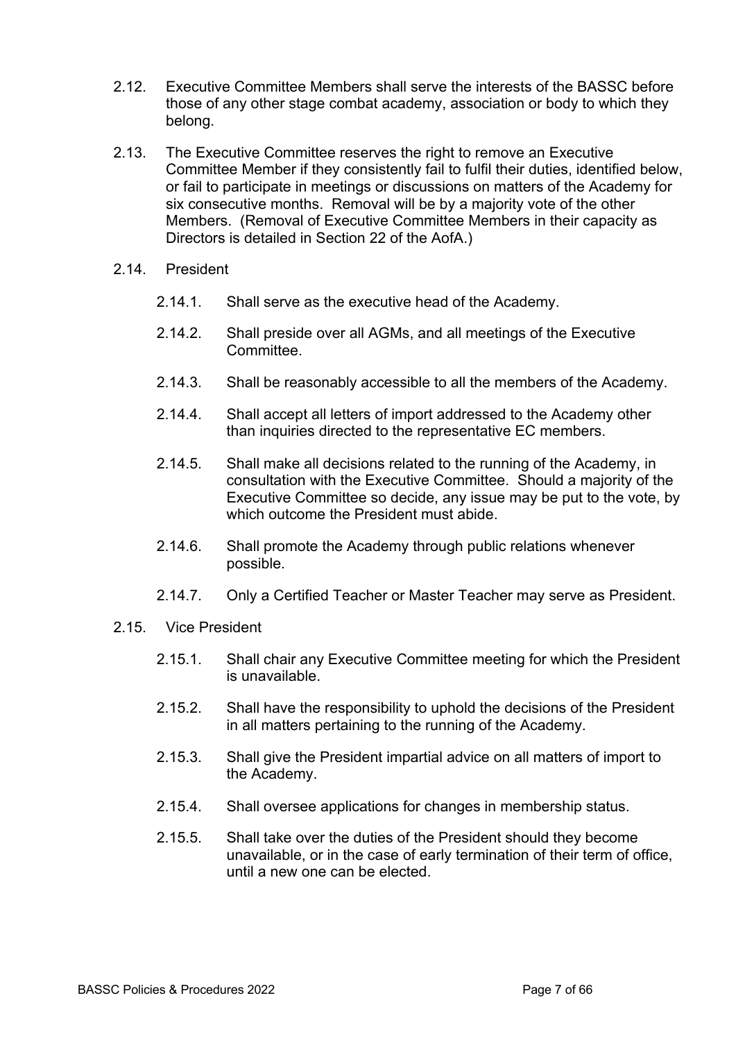2.12. Executive Committee Members shall serve the interests of the BASSC before those of any other stage combat academy, association or body to which they belong.

2.13. The Executive Committee reserves the right to remove an Executive Committee Member if they consistently fail to fulfil their duties, identified below, or fail to participate in meetings or discussions on matters of the Academy for six consecutive months. Removal will be by a majority vote of the other Members. (Removal of Executive Committee Members in their capacity as Directors is detailed in Section 22 of the AofA.)

2.14. President

- 2.14.1. Shall serve as the executive head of the Academy.
- 2.14.2. Shall preside over all AGMs, and all meetings of the Executive Committee.
- 2.14.3. Shall be reasonably accessible to all the members of the Academy.
- 2.14.4. Shall accept all letters of import addressed to the Academy other than inquiries directed to the representative EC members.
- 2.14.5. Shall make all decisions related to the running of the Academy, in consultation with the Executive Committee. Should a majority of the Executive Committee so decide, any issue may be put to the vote, by which outcome the President must abide.
- 2.14.6. Shall promote the Academy through public relations whenever possible.
- 2.14.7. Only a Certified Teacher or Master Teacher may serve as President.

2.15. Vice President

- 2.15.1. Shall chair any Executive Committee meeting for which the President is unavailable.
- 2.15.2. Shall have the responsibility to uphold the decisions of the President in all matters pertaining to the running of the Academy.
- 2.15.3. Shall give the President impartial advice on all matters of import to the Academy.
- 2.15.4. Shall oversee applications for changes in membership status.
- 2.15.5. Shall take over the duties of the President should they become unavailable, or in the case of early termination of their term of office, until a new one can be elected.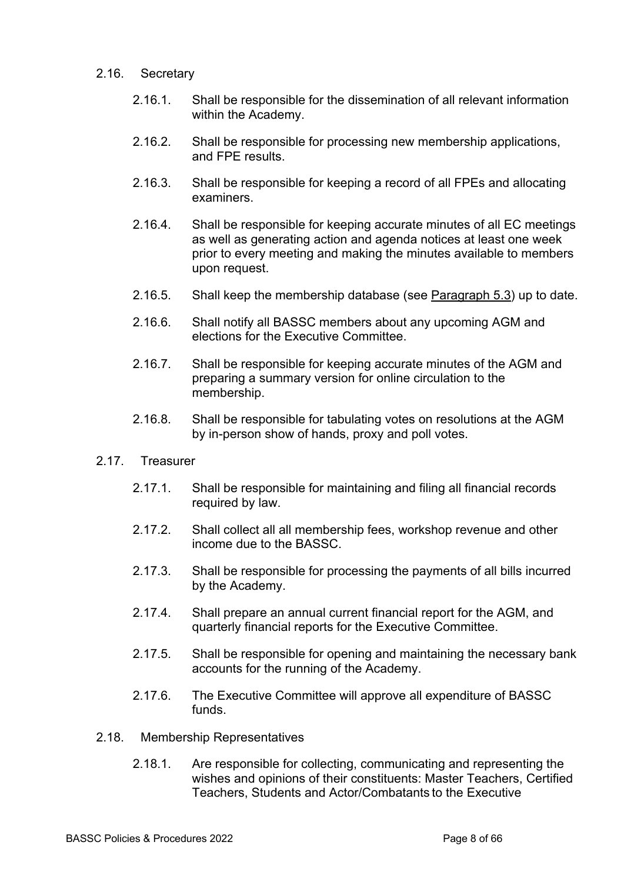2.16. Secretary

2.16.1. Shall be responsible for the dissemination of all relevant information within the Academy.

2.16.2. Shall be responsible for processing new membership applications, and FPE results.

2.16.3. Shall be responsible for keeping a record of all FPEs and allocating examiners.

2.16.4. Shall be responsible for keeping accurate minutes of all EC meetings as well as generating action and agenda notices at least one week prior to every meeting and making the minutes available to members upon request.

2.16.5. Shall keep the membership database (see Paragraph 5.3) up to date.

2.16.6. Shall notify all BASSC members about any upcoming AGM and elections for the Executive Committee.

2.16.7. Shall be responsible for keeping accurate minutes of the AGM and preparing a summary version for online circulation to the membership.

2.16.8. Shall be responsible for tabulating votes on resolutions at the AGM by in-person show of hands, proxy and poll votes.

2.17. Treasurer

2.17.1. Shall be responsible for maintaining and filing all financial records required by law.

2.17.2. Shall collect all all membership fees, workshop revenue and other income due to the BASSC.

2.17.3. Shall be responsible for processing the payments of all bills incurred by the Academy.

2.17.4. Shall prepare an annual current financial report for the AGM, and quarterly financial reports for the Executive Committee.

2.17.5. Shall be responsible for opening and maintaining the necessary bank accounts for the running of the Academy.

2.17.6. The Executive Committee will approve all expenditure of BASSC funds.

2.18. Membership Representatives

2.18.1. Are responsible for collecting, communicating and representing the wishes and opinions of their constituents: Master Teachers, Certified Teachers, Students and Actor/Combatants to the Executive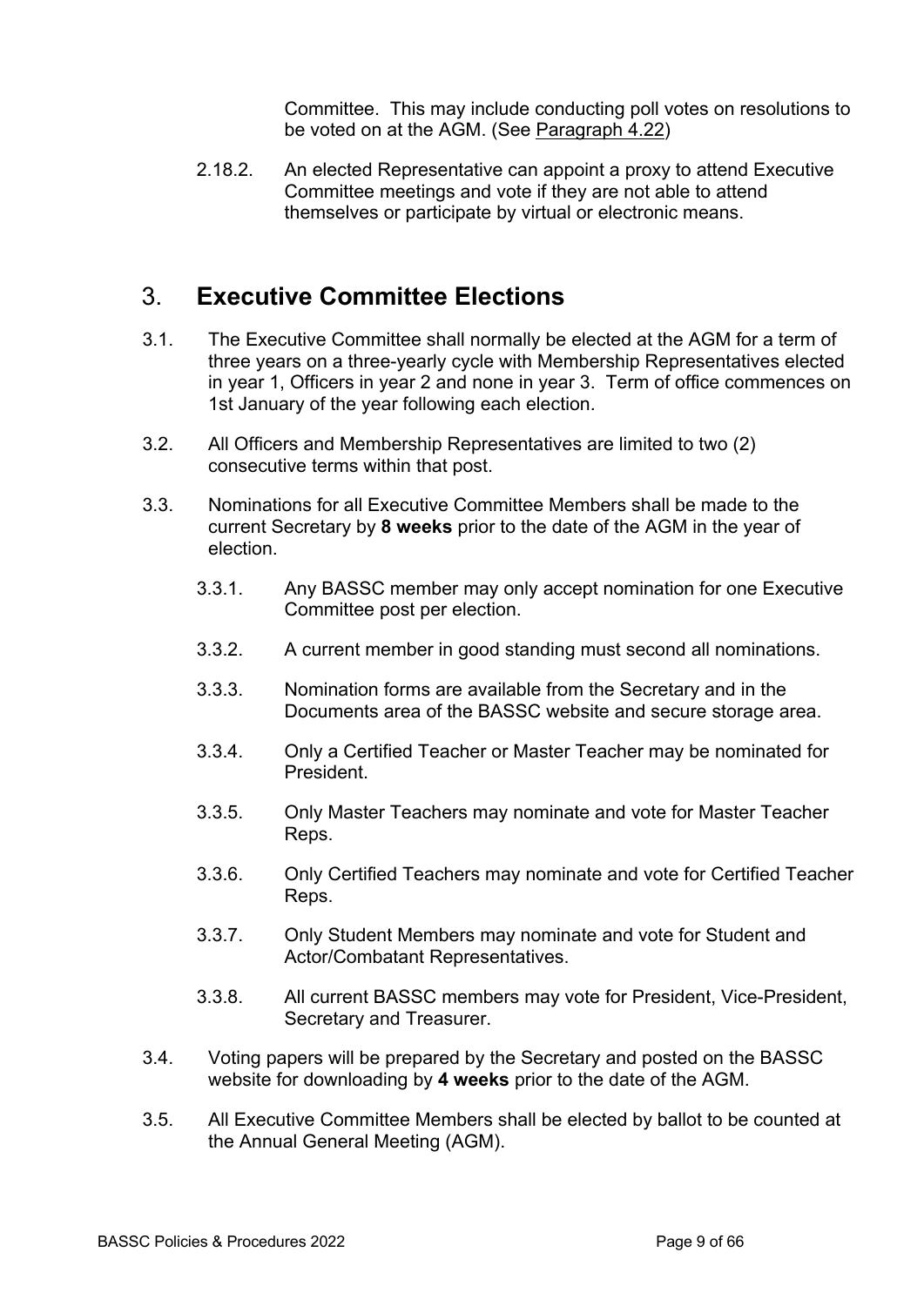Committee. This may include conducting poll votes on resolutions to be voted on at the AGM. (See Paragraph 4.22)

2.18.2. An elected Representative can appoint a proxy to attend Executive Committee meetings and vote if they are not able to attend themselves or participate by virtual or electronic means.

# 3. Executive Committee Elections

3.1. The Executive Committee shall normally be elected at the AGM for a term of three years on a three-yearly cycle with Membership Representatives elected in year 1, Officers in year 2 and none in year 3. Term of office commences on 1st January of the year following each election.

3.2. All Officers and Membership Representatives are limited to two (2) consecutive terms within that post.

3.3. Nominations for all Executive Committee Members shall be made to the current Secretary by **8 weeks** prior to the date of the AGM in the year of election.

3.3.1. Any BASSC member may only accept nomination for one Executive Committee post per election.

3.3.2. A current member in good standing must second all nominations.

3.3.3. Nomination forms are available from the Secretary and in the Documents area of the BASSC website and secure storage area.

3.3.4. Only a Certified Teacher or Master Teacher may be nominated for President.

3.3.5. Only Master Teachers may nominate and vote for Master Teacher Reps.

3.3.6. Only Certified Teachers may nominate and vote for Certified Teacher Reps.

3.3.7. Only Student Members may nominate and vote for Student and Actor/Combatant Representatives.

3.3.8. All current BASSC members may vote for President, Vice-President, Secretary and Treasurer.

3.4. Voting papers will be prepared by the Secretary and posted on the BASSC website for downloading by **4 weeks** prior to the date of the AGM.

3.5. All Executive Committee Members shall be elected by ballot to be counted at the Annual General Meeting (AGM).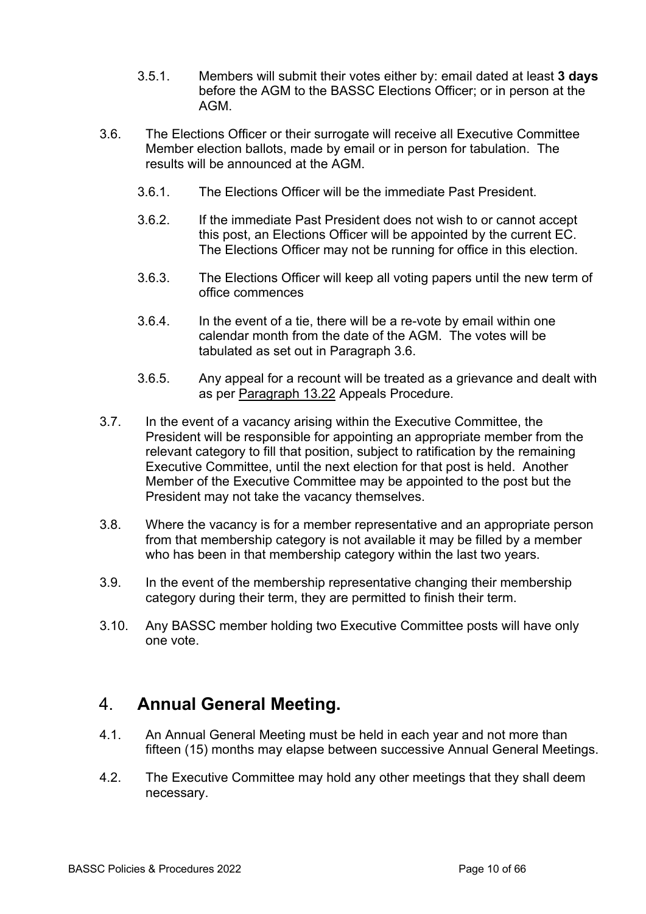3.5.1. Members will submit their votes either by: email dated at least **3 days** before the AGM to the BASSC Elections Officer; or in person at the AGM.

3.6. The Elections Officer or their surrogate will receive all Executive Committee Member election ballots, made by email or in person for tabulation. The results will be announced at the AGM.

3.6.1. The Elections Officer will be the immediate Past President.

3.6.2. If the immediate Past President does not wish to or cannot accept this post, an Elections Officer will be appointed by the current EC. The Elections Officer may not be running for office in this election.

3.6.3. The Elections Officer will keep all voting papers until the new term of office commences

3.6.4. In the event of a tie, there will be a re-vote by email within one calendar month from the date of the AGM. The votes will be tabulated as set out in Paragraph 3.6.

3.6.5. Any appeal for a recount will be treated as a grievance and dealt with as per Paragraph 13.22 Appeals Procedure.

3.7. In the event of a vacancy arising within the Executive Committee, the President will be responsible for appointing an appropriate member from the relevant category to fill that position, subject to ratification by the remaining Executive Committee, until the next election for that post is held. Another Member of the Executive Committee may be appointed to the post but the President may not take the vacancy themselves.

3.8. Where the vacancy is for a member representative and an appropriate person from that membership category is not available it may be filled by a member who has been in that membership category within the last two years.

3.9. In the event of the membership representative changing their membership category during their term, they are permitted to finish their term.

3.10. Any BASSC member holding two Executive Committee posts will have only one vote.

## 4. **Annual General Meeting.**

4.1. An Annual General Meeting must be held in each year and not more than fifteen (15) months may elapse between successive Annual General Meetings.

4.2. The Executive Committee may hold any other meetings that they shall deem necessary.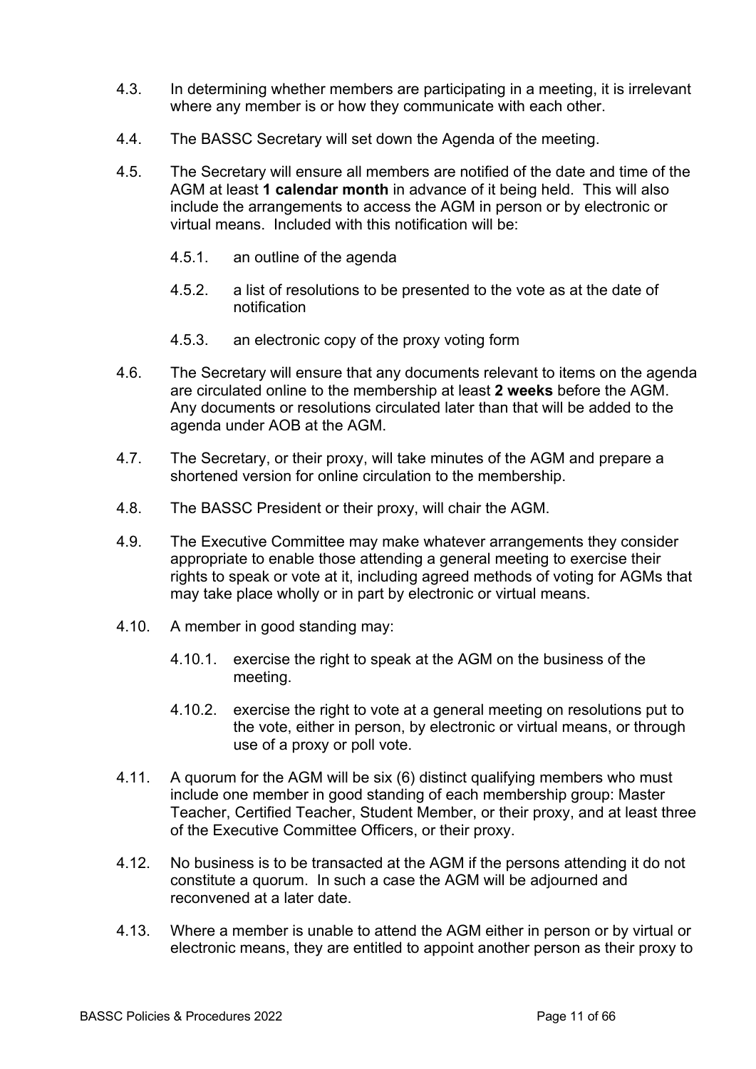4.3. In determining whether members are participating in a meeting, it is irrelevant where any member is or how they communicate with each other.

4.4. The BASSC Secretary will set down the Agenda of the meeting.

4.5. The Secretary will ensure all members are notified of the date and time of the AGM at least **1 calendar month** in advance of it being held. This will also include the arrangements to access the AGM in person or by electronic or virtual means. Included with this notification will be:

   4.5.1. an outline of the agenda

   4.5.2. a list of resolutions to be presented to the vote as at the date of notification

   4.5.3. an electronic copy of the proxy voting form

4.6. The Secretary will ensure that any documents relevant to items on the agenda are circulated online to the membership at least **2 weeks** before the AGM. Any documents or resolutions circulated later than that will be added to the agenda under AOB at the AGM.

4.7. The Secretary, or their proxy, will take minutes of the AGM and prepare a shortened version for online circulation to the membership.

4.8. The BASSC President or their proxy, will chair the AGM.

4.9. The Executive Committee may make whatever arrangements they consider appropriate to enable those attending a general meeting to exercise their rights to speak or vote at it, including agreed methods of voting for AGMs that may take place wholly or in part by electronic or virtual means.

4.10. A member in good standing may:

   4.10.1. exercise the right to speak at the AGM on the business of the meeting.

   4.10.2. exercise the right to vote at a general meeting on resolutions put to the vote, either in person, by electronic or virtual means, or through use of a proxy or poll vote.

4.11. A quorum for the AGM will be six (6) distinct qualifying members who must include one member in good standing of each membership group: Master Teacher, Certified Teacher, Student Member, or their proxy, and at least three of the Executive Committee Officers, or their proxy.

4.12. No business is to be transacted at the AGM if the persons attending it do not constitute a quorum. In such a case the AGM will be adjourned and reconvened at a later date.

4.13. Where a member is unable to attend the AGM either in person or by virtual or electronic means, they are entitled to appoint another person as their proxy to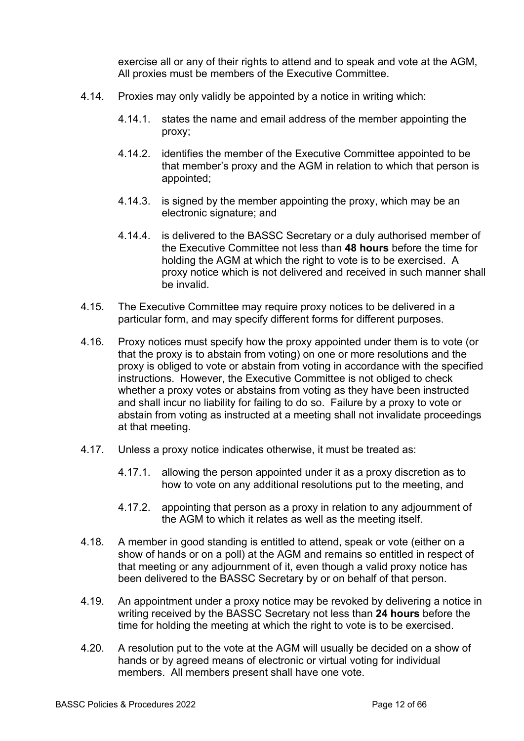exercise all or any of their rights to attend and to speak and vote at the AGM, All proxies must be members of the Executive Committee.

4.14. Proxies may only validly be appointed by a notice in writing which:

4.14.1. states the name and email address of the member appointing the proxy;

4.14.2. identifies the member of the Executive Committee appointed to be that member's proxy and the AGM in relation to which that person is appointed;

4.14.3. is signed by the member appointing the proxy, which may be an electronic signature; and

4.14.4. is delivered to the BASSC Secretary or a duly authorised member of the Executive Committee not less than **48 hours** before the time for holding the AGM at which the right to vote is to be exercised. A proxy notice which is not delivered and received in such manner shall be invalid.

4.15. The Executive Committee may require proxy notices to be delivered in a particular form, and may specify different forms for different purposes.

4.16. Proxy notices must specify how the proxy appointed under them is to vote (or that the proxy is to abstain from voting) on one or more resolutions and the proxy is obliged to vote or abstain from voting in accordance with the specified instructions. However, the Executive Committee is not obliged to check whether a proxy votes or abstains from voting as they have been instructed and shall incur no liability for failing to do so. Failure by a proxy to vote or abstain from voting as instructed at a meeting shall not invalidate proceedings at that meeting.

4.17. Unless a proxy notice indicates otherwise, it must be treated as:

4.17.1. allowing the person appointed under it as a proxy discretion as to how to vote on any additional resolutions put to the meeting, and

4.17.2. appointing that person as a proxy in relation to any adjournment of the AGM to which it relates as well as the meeting itself.

4.18. A member in good standing is entitled to attend, speak or vote (either on a show of hands or on a poll) at the AGM and remains so entitled in respect of that meeting or any adjournment of it, even though a valid proxy notice has been delivered to the BASSC Secretary by or on behalf of that person.

4.19. An appointment under a proxy notice may be revoked by delivering a notice in writing received by the BASSC Secretary not less than **24 hours** before the time for holding the meeting at which the right to vote is to be exercised.

4.20. A resolution put to the vote at the AGM will usually be decided on a show of hands or by agreed means of electronic or virtual voting for individual members. All members present shall have one vote.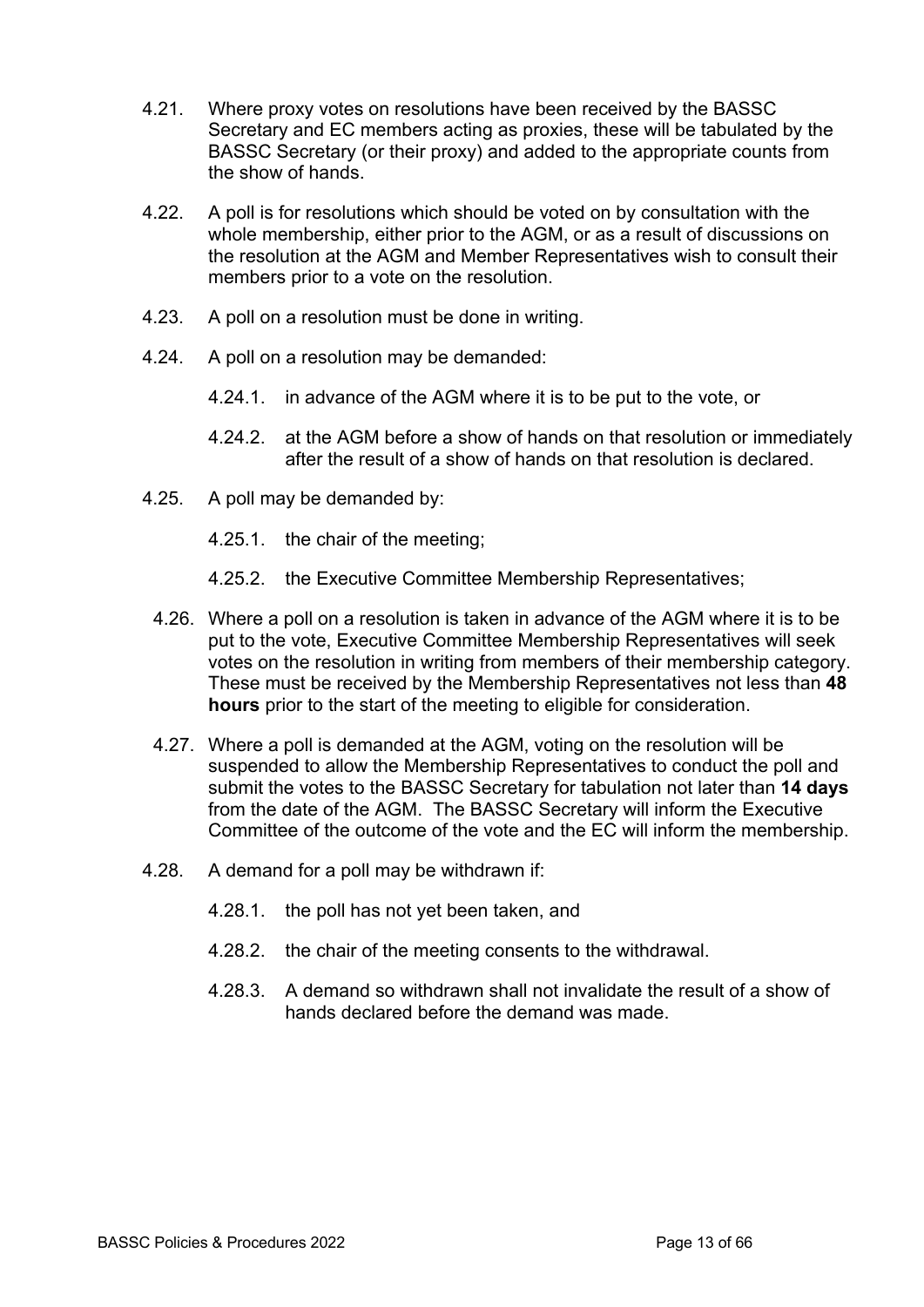4.21. Where proxy votes on resolutions have been received by the BASSC Secretary and EC members acting as proxies, these will be tabulated by the BASSC Secretary (or their proxy) and added to the appropriate counts from the show of hands.

4.22. A poll is for resolutions which should be voted on by consultation with the whole membership, either prior to the AGM, or as a result of discussions on the resolution at the AGM and Member Representatives wish to consult their members prior to a vote on the resolution.

4.23. A poll on a resolution must be done in writing.

4.24. A poll on a resolution may be demanded:

4.24.1. in advance of the AGM where it is to be put to the vote, or

4.24.2. at the AGM before a show of hands on that resolution or immediately after the result of a show of hands on that resolution is declared.

4.25. A poll may be demanded by:

4.25.1. the chair of the meeting;

4.25.2. the Executive Committee Membership Representatives;

4.26. Where a poll on a resolution is taken in advance of the AGM where it is to be put to the vote, Executive Committee Membership Representatives will seek votes on the resolution in writing from members of their membership category. These must be received by the Membership Representatives not less than **48 hours** prior to the start of the meeting to eligible for consideration.

4.27. Where a poll is demanded at the AGM, voting on the resolution will be suspended to allow the Membership Representatives to conduct the poll and submit the votes to the BASSC Secretary for tabulation not later than **14 days** from the date of the AGM. The BASSC Secretary will inform the Executive Committee of the outcome of the vote and the EC will inform the membership.

4.28. A demand for a poll may be withdrawn if:

4.28.1. the poll has not yet been taken, and

4.28.2. the chair of the meeting consents to the withdrawal.

4.28.3. A demand so withdrawn shall not invalidate the result of a show of hands declared before the demand was made.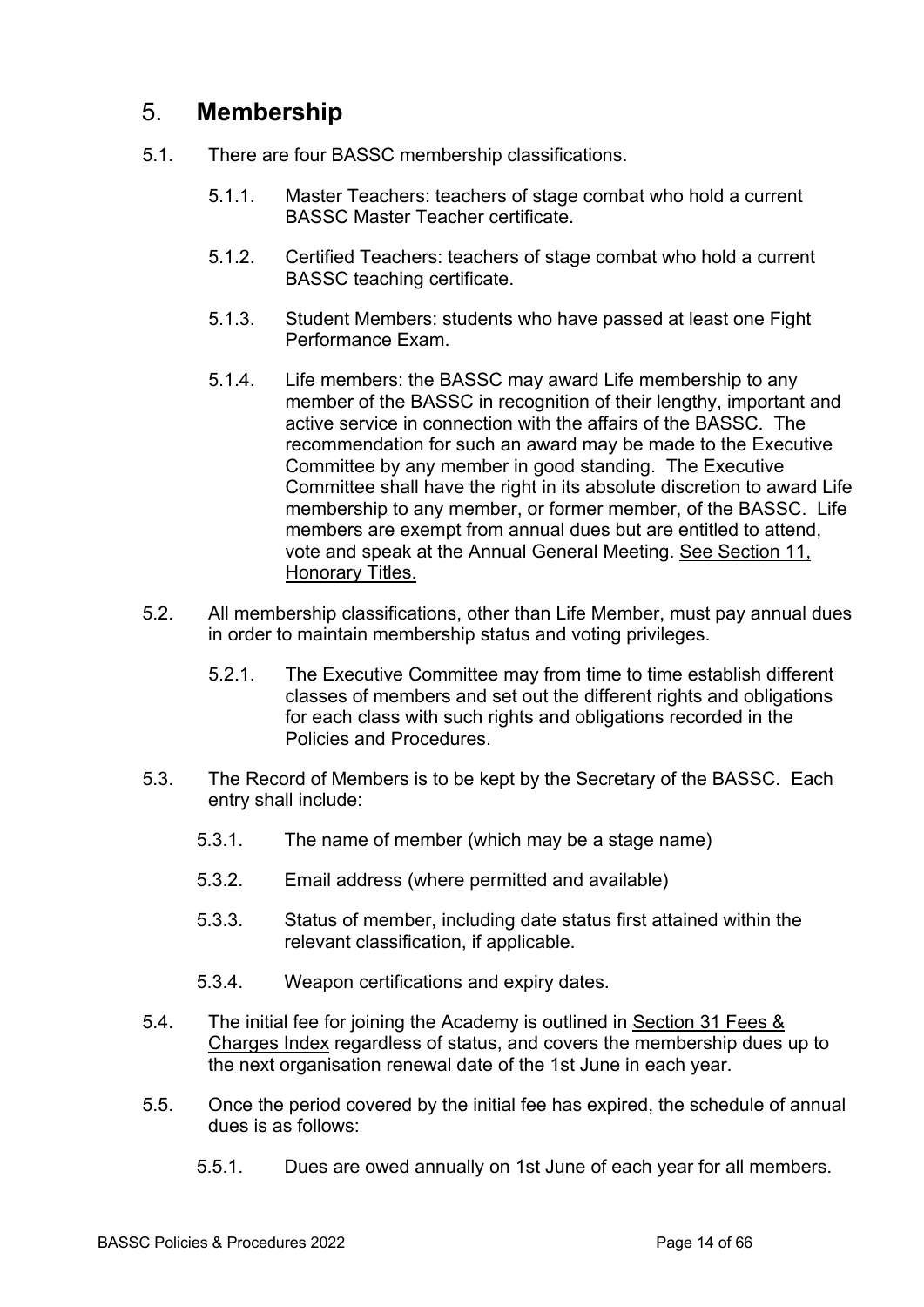# 5. **Membership**

5.1. There are four BASSC membership classifications.

5.1.1. Master Teachers: teachers of stage combat who hold a current BASSC Master Teacher certificate.

5.1.2. Certified Teachers: teachers of stage combat who hold a current BASSC teaching certificate.

5.1.3. Student Members: students who have passed at least one Fight Performance Exam.

5.1.4. Life members: the BASSC may award Life membership to any member of the BASSC in recognition of their lengthy, important and active service in connection with the affairs of the BASSC. The recommendation for such an award may be made to the Executive Committee by any member in good standing. The Executive Committee shall have the right in its absolute discretion to award Life membership to any member, or former member, of the BASSC. Life members are exempt from annual dues but are entitled to attend, vote and speak at the Annual General Meeting. See Section 11, Honorary Titles.

5.2. All membership classifications, other than Life Member, must pay annual dues in order to maintain membership status and voting privileges.

5.2.1. The Executive Committee may from time to time establish different classes of members and set out the different rights and obligations for each class with such rights and obligations recorded in the Policies and Procedures.

5.3. The Record of Members is to be kept by the Secretary of the BASSC. Each entry shall include:

5.3.1. The name of member (which may be a stage name)

5.3.2. Email address (where permitted and available)

5.3.3. Status of member, including date status first attained within the relevant classification, if applicable.

5.3.4. Weapon certifications and expiry dates.

5.4. The initial fee for joining the Academy is outlined in Section 31 Fees & Charges Index regardless of status, and covers the membership dues up to the next organisation renewal date of the 1st June in each year.

5.5. Once the period covered by the initial fee has expired, the schedule of annual dues is as follows:

5.5.1. Dues are owed annually on 1st June of each year for all members.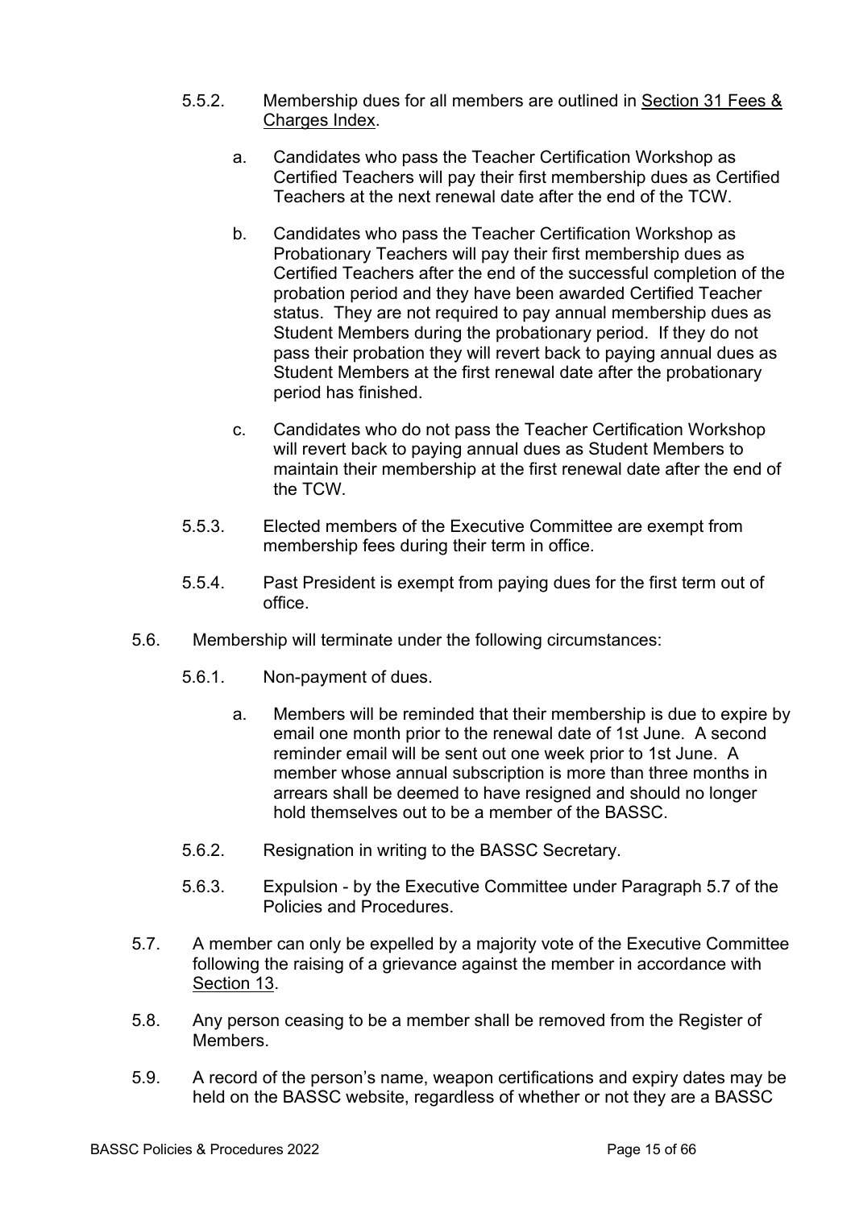5.5.2. Membership dues for all members are outlined in Section 31 Fees & Charges Index.

a. Candidates who pass the Teacher Certification Workshop as Certified Teachers will pay their first membership dues as Certified Teachers at the next renewal date after the end of the TCW.

b. Candidates who pass the Teacher Certification Workshop as Probationary Teachers will pay their first membership dues as Certified Teachers after the end of the successful completion of the probation period and they have been awarded Certified Teacher status. They are not required to pay annual membership dues as Student Members during the probationary period. If they do not pass their probation they will revert back to paying annual dues as Student Members at the first renewal date after the probationary period has finished.

c. Candidates who do not pass the Teacher Certification Workshop will revert back to paying annual dues as Student Members to maintain their membership at the first renewal date after the end of the TCW.

5.5.3. Elected members of the Executive Committee are exempt from membership fees during their term in office.

5.5.4. Past President is exempt from paying dues for the first term out of office.

5.6. Membership will terminate under the following circumstances:

5.6.1. Non-payment of dues.

a. Members will be reminded that their membership is due to expire by email one month prior to the renewal date of 1st June. A second reminder email will be sent out one week prior to 1st June. A member whose annual subscription is more than three months in arrears shall be deemed to have resigned and should no longer hold themselves out to be a member of the BASSC.

5.6.2. Resignation in writing to the BASSC Secretary.

5.6.3. Expulsion - by the Executive Committee under Paragraph 5.7 of the Policies and Procedures.

5.7. A member can only be expelled by a majority vote of the Executive Committee following the raising of a grievance against the member in accordance with Section 13.

5.8. Any person ceasing to be a member shall be removed from the Register of Members.

5.9. A record of the person's name, weapon certifications and expiry dates may be held on the BASSC website, regardless of whether or not they are a BASSC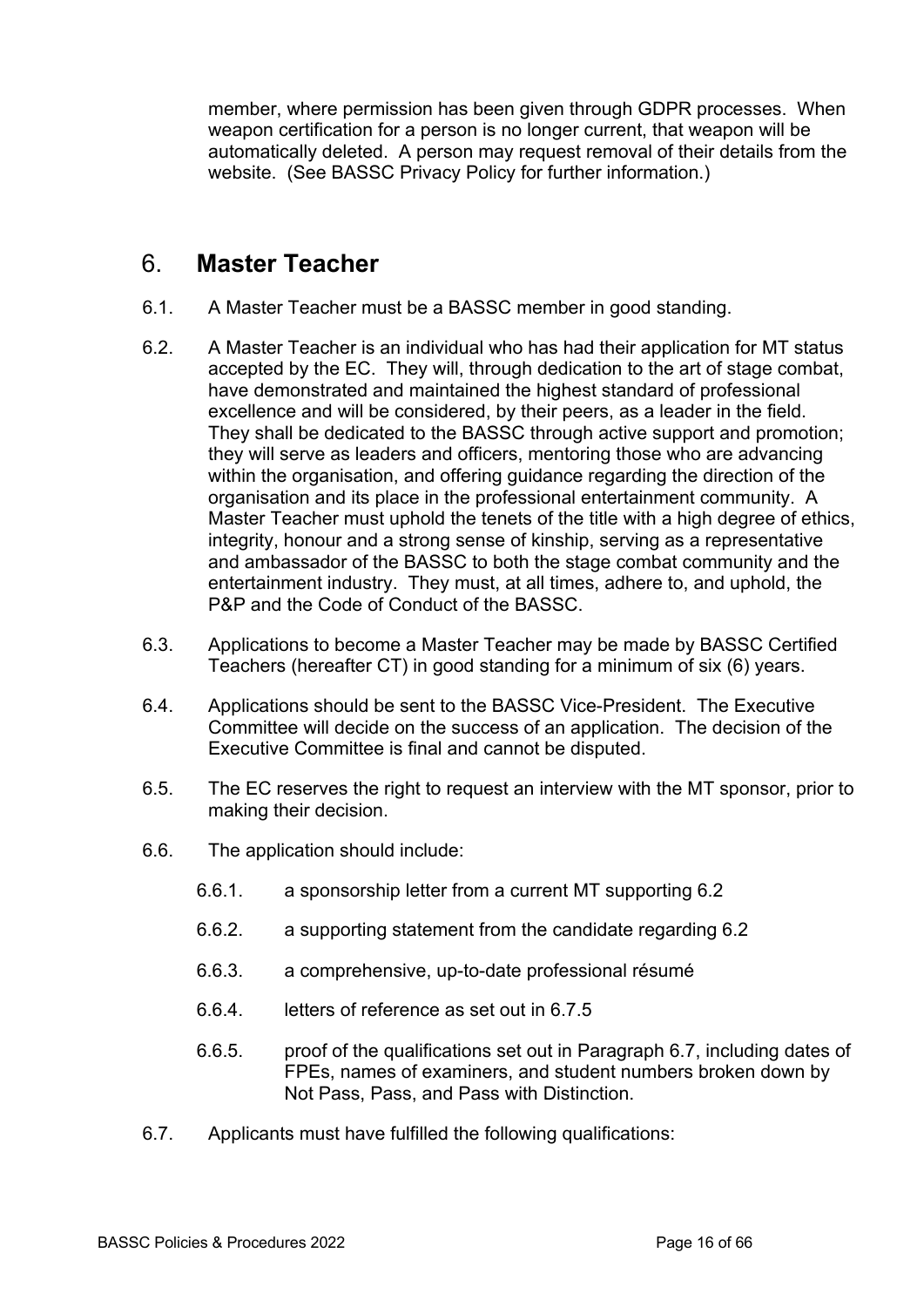member, where permission has been given through GDPR processes. When weapon certification for a person is no longer current, that weapon will be automatically deleted. A person may request removal of their details from the website. (See BASSC Privacy Policy for further information.)

## 6. Master Teacher

6.1. A Master Teacher must be a BASSC member in good standing.

6.2. A Master Teacher is an individual who has had their application for MT status accepted by the EC. They will, through dedication to the art of stage combat, have demonstrated and maintained the highest standard of professional excellence and will be considered, by their peers, as a leader in the field. They shall be dedicated to the BASSC through active support and promotion; they will serve as leaders and officers, mentoring those who are advancing within the organisation, and offering guidance regarding the direction of the organisation and its place in the professional entertainment community. A Master Teacher must uphold the tenets of the title with a high degree of ethics, integrity, honour and a strong sense of kinship, serving as a representative and ambassador of the BASSC to both the stage combat community and the entertainment industry. They must, at all times, adhere to, and uphold, the P&P and the Code of Conduct of the BASSC.

6.3. Applications to become a Master Teacher may be made by BASSC Certified Teachers (hereafter CT) in good standing for a minimum of six (6) years.

6.4. Applications should be sent to the BASSC Vice-President. The Executive Committee will decide on the success of an application. The decision of the Executive Committee is final and cannot be disputed.

6.5. The EC reserves the right to request an interview with the MT sponsor, prior to making their decision.

6.6. The application should include:

- 6.6.1. a sponsorship letter from a current MT supporting 6.2
- 6.6.2. a supporting statement from the candidate regarding 6.2
- 6.6.3. a comprehensive, up-to-date professional résumé
- 6.6.4. letters of reference as set out in 6.7.5
- 6.6.5. proof of the qualifications set out in Paragraph 6.7, including dates of FPEs, names of examiners, and student numbers broken down by Not Pass, Pass, and Pass with Distinction.

6.7. Applicants must have fulfilled the following qualifications: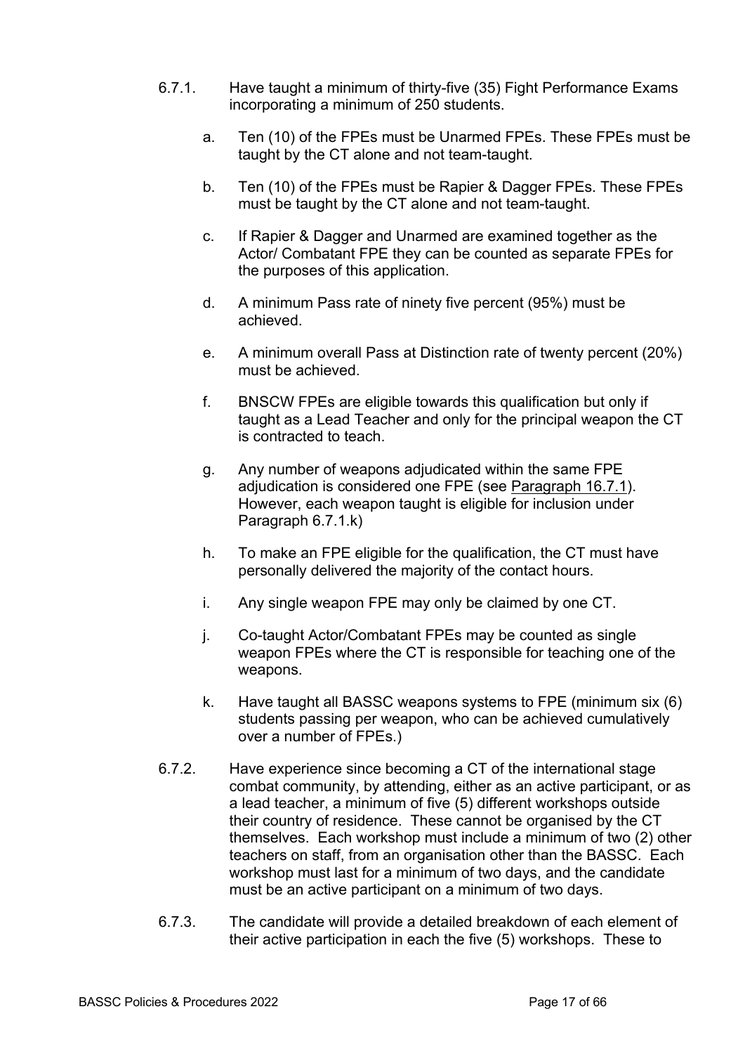6.7.1. Have taught a minimum of thirty-five (35) Fight Performance Exams incorporating a minimum of 250 students.

a. Ten (10) of the FPEs must be Unarmed FPEs. These FPEs must be taught by the CT alone and not team-taught.

b. Ten (10) of the FPEs must be Rapier & Dagger FPEs. These FPEs must be taught by the CT alone and not team-taught.

c. If Rapier & Dagger and Unarmed are examined together as the Actor/ Combatant FPE they can be counted as separate FPEs for the purposes of this application.

d. A minimum Pass rate of ninety five percent (95%) must be achieved.

e. A minimum overall Pass at Distinction rate of twenty percent (20%) must be achieved.

f. BNSCW FPEs are eligible towards this qualification but only if taught as a Lead Teacher and only for the principal weapon the CT is contracted to teach.

g. Any number of weapons adjudicated within the same FPE adjudication is considered one FPE (see Paragraph 16.7.1). However, each weapon taught is eligible for inclusion under Paragraph 6.7.1.k)

h. To make an FPE eligible for the qualification, the CT must have personally delivered the majority of the contact hours.

i. Any single weapon FPE may only be claimed by one CT.

j. Co-taught Actor/Combatant FPEs may be counted as single weapon FPEs where the CT is responsible for teaching one of the weapons.

k. Have taught all BASSC weapons systems to FPE (minimum six (6) students passing per weapon, who can be achieved cumulatively over a number of FPEs.)

6.7.2. Have experience since becoming a CT of the international stage combat community, by attending, either as an active participant, or as a lead teacher, a minimum of five (5) different workshops outside their country of residence. These cannot be organised by the CT themselves. Each workshop must include a minimum of two (2) other teachers on staff, from an organisation other than the BASSC. Each workshop must last for a minimum of two days, and the candidate must be an active participant on a minimum of two days.

6.7.3. The candidate will provide a detailed breakdown of each element of their active participation in each the five (5) workshops. These to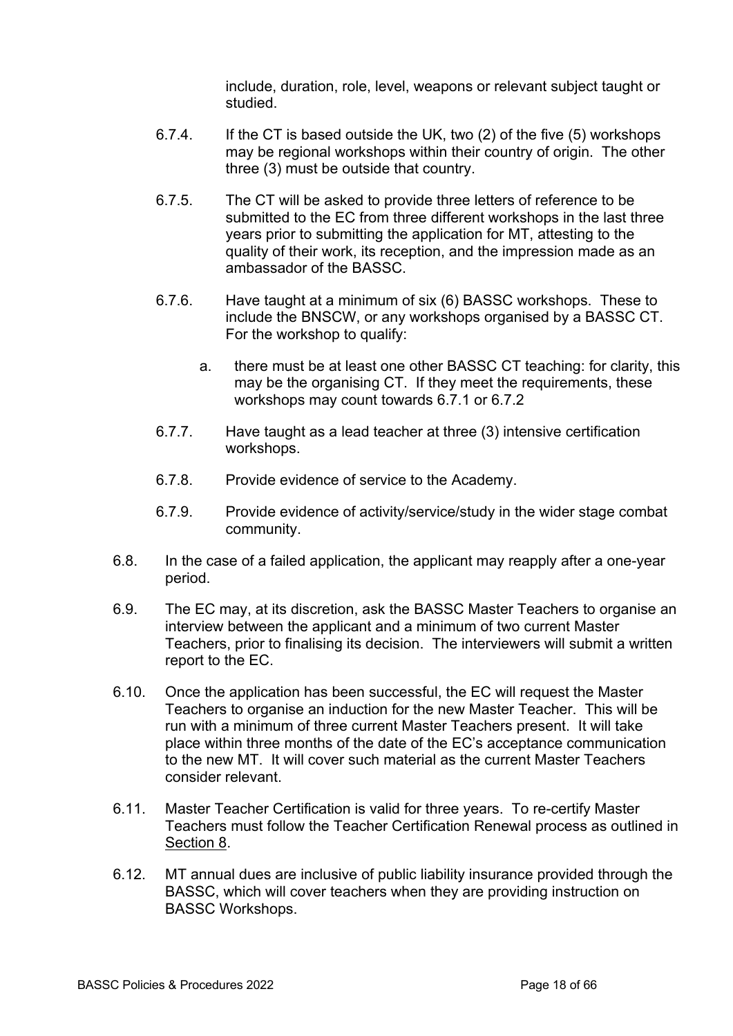include, duration, role, level, weapons or relevant subject taught or studied.

6.7.4. If the CT is based outside the UK, two (2) of the five (5) workshops may be regional workshops within their country of origin. The other three (3) must be outside that country.

6.7.5. The CT will be asked to provide three letters of reference to be submitted to the EC from three different workshops in the last three years prior to submitting the application for MT, attesting to the quality of their work, its reception, and the impression made as an ambassador of the BASSC.

6.7.6. Have taught at a minimum of six (6) BASSC workshops. These to include the BNSCW, or any workshops organised by a BASSC CT. For the workshop to qualify:

   a. there must be at least one other BASSC CT teaching: for clarity, this may be the organising CT. If they meet the requirements, these workshops may count towards 6.7.1 or 6.7.2

6.7.7. Have taught as a lead teacher at three (3) intensive certification workshops.

6.7.8. Provide evidence of service to the Academy.

6.7.9. Provide evidence of activity/service/study in the wider stage combat community.

6.8. In the case of a failed application, the applicant may reapply after a one-year period.

6.9. The EC may, at its discretion, ask the BASSC Master Teachers to organise an interview between the applicant and a minimum of two current Master Teachers, prior to finalising its decision. The interviewers will submit a written report to the EC.

6.10. Once the application has been successful, the EC will request the Master Teachers to organise an induction for the new Master Teacher. This will be run with a minimum of three current Master Teachers present. It will take place within three months of the date of the EC's acceptance communication to the new MT. It will cover such material as the current Master Teachers consider relevant.

6.11. Master Teacher Certification is valid for three years. To re-certify Master Teachers must follow the Teacher Certification Renewal process as outlined in Section 8.

6.12. MT annual dues are inclusive of public liability insurance provided through the BASSC, which will cover teachers when they are providing instruction on BASSC Workshops.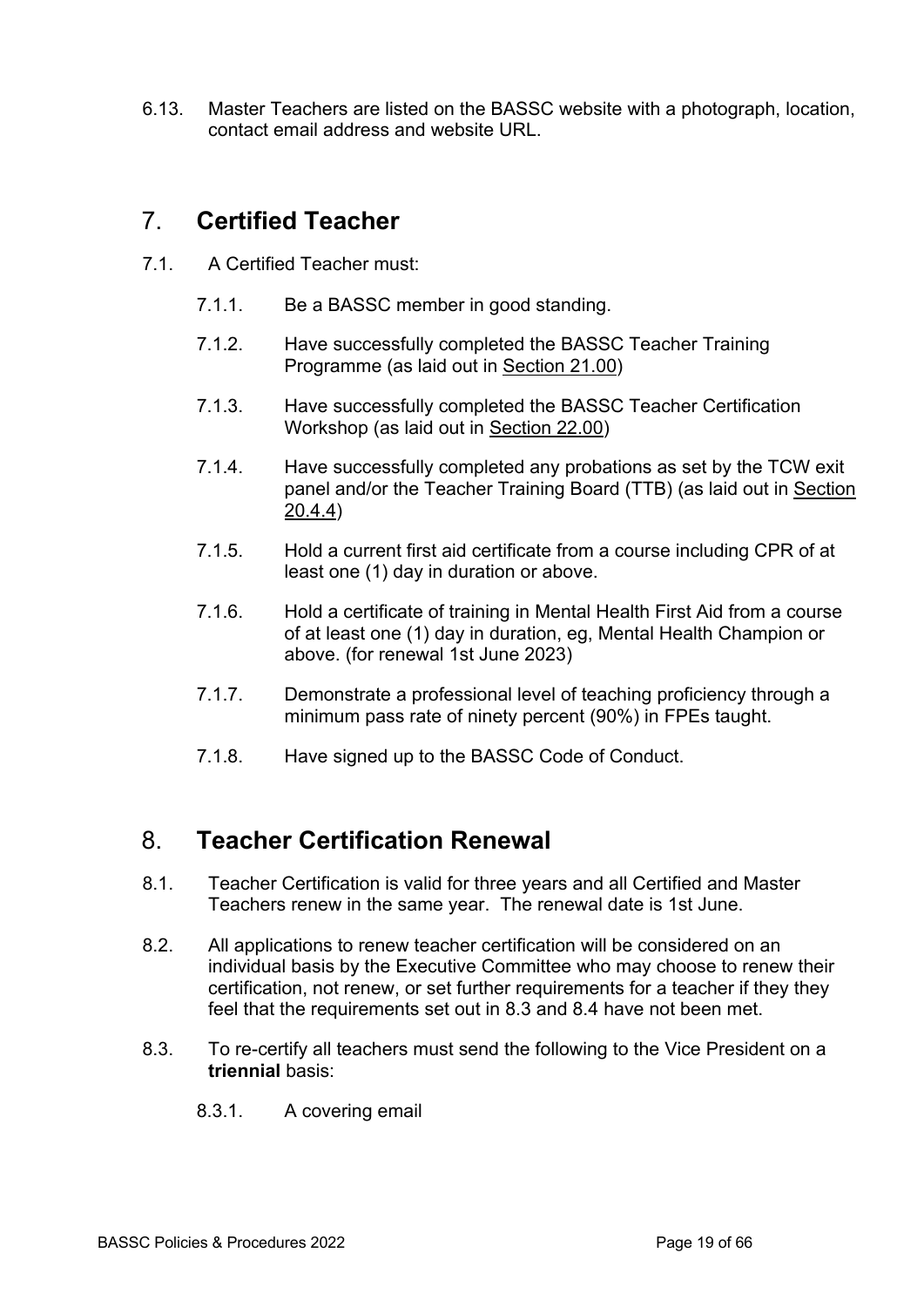6.13. Master Teachers are listed on the BASSC website with a photograph, location, contact email address and website URL.

# 7. **Certified Teacher**

7.1. A Certified Teacher must:

- 7.1.1. Be a BASSC member in good standing.
- 7.1.2. Have successfully completed the BASSC Teacher Training Programme (as laid out in Section 21.00)
- 7.1.3. Have successfully completed the BASSC Teacher Certification Workshop (as laid out in Section 22.00)
- 7.1.4. Have successfully completed any probations as set by the TCW exit panel and/or the Teacher Training Board (TTB) (as laid out in Section 20.4.4)
- 7.1.5. Hold a current first aid certificate from a course including CPR of at least one (1) day in duration or above.
- 7.1.6. Hold a certificate of training in Mental Health First Aid from a course of at least one (1) day in duration, eg, Mental Health Champion or above. (for renewal 1st June 2023)
- 7.1.7. Demonstrate a professional level of teaching proficiency through a minimum pass rate of ninety percent (90%) in FPEs taught.
- 7.1.8. Have signed up to the BASSC Code of Conduct.

# 8. **Teacher Certification Renewal**

8.1. Teacher Certification is valid for three years and all Certified and Master Teachers renew in the same year. The renewal date is 1st June.

8.2. All applications to renew teacher certification will be considered on an individual basis by the Executive Committee who may choose to renew their certification, not renew, or set further requirements for a teacher if they they feel that the requirements set out in 8.3 and 8.4 have not been met.

8.3. To re-certify all teachers must send the following to the Vice President on a **triennial** basis:

- 8.3.1. A covering email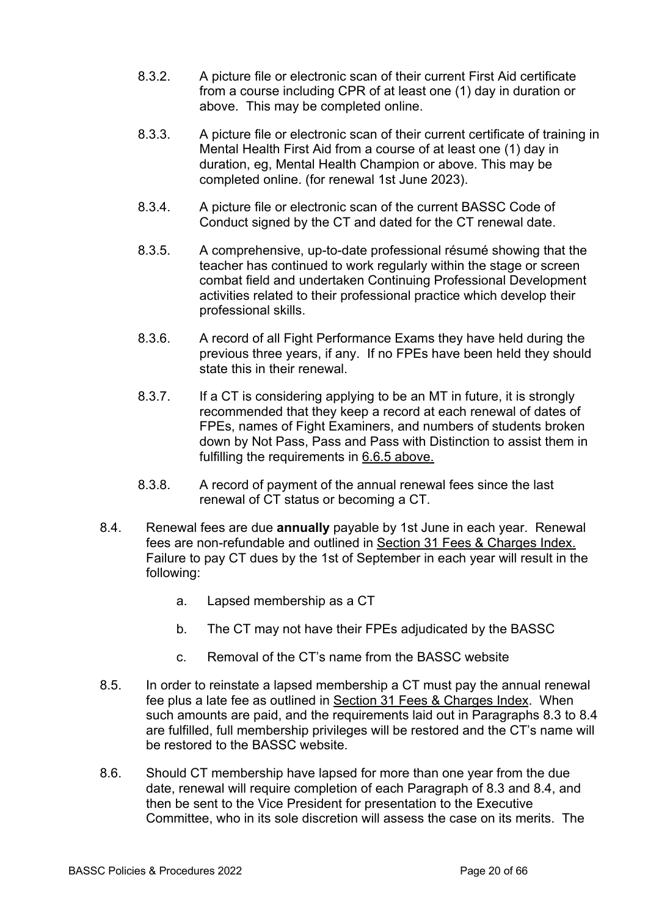8.3.2. A picture file or electronic scan of their current First Aid certificate from a course including CPR of at least one (1) day in duration or above. This may be completed online.

8.3.3. A picture file or electronic scan of their current certificate of training in Mental Health First Aid from a course of at least one (1) day in duration, eg, Mental Health Champion or above. This may be completed online. (for renewal 1st June 2023).

8.3.4. A picture file or electronic scan of the current BASSC Code of Conduct signed by the CT and dated for the CT renewal date.

8.3.5. A comprehensive, up-to-date professional résumé showing that the teacher has continued to work regularly within the stage or screen combat field and undertaken Continuing Professional Development activities related to their professional practice which develop their professional skills.

8.3.6. A record of all Fight Performance Exams they have held during the previous three years, if any. If no FPEs have been held they should state this in their renewal.

8.3.7. If a CT is considering applying to be an MT in future, it is strongly recommended that they keep a record at each renewal of dates of FPEs, names of Fight Examiners, and numbers of students broken down by Not Pass, Pass and Pass with Distinction to assist them in fulfilling the requirements in 6.6.5 above.

8.3.8. A record of payment of the annual renewal fees since the last renewal of CT status or becoming a CT.

8.4. Renewal fees are due **annually** payable by 1st June in each year. Renewal fees are non-refundable and outlined in Section 31 Fees & Charges Index. Failure to pay CT dues by the 1st of September in each year will result in the following:

a. Lapsed membership as a CT

b. The CT may not have their FPEs adjudicated by the BASSC

c. Removal of the CT's name from the BASSC website

8.5. In order to reinstate a lapsed membership a CT must pay the annual renewal fee plus a late fee as outlined in Section 31 Fees & Charges Index. When such amounts are paid, and the requirements laid out in Paragraphs 8.3 to 8.4 are fulfilled, full membership privileges will be restored and the CT's name will be restored to the BASSC website.

8.6. Should CT membership have lapsed for more than one year from the due date, renewal will require completion of each Paragraph of 8.3 and 8.4, and then be sent to the Vice President for presentation to the Executive Committee, who in its sole discretion will assess the case on its merits. The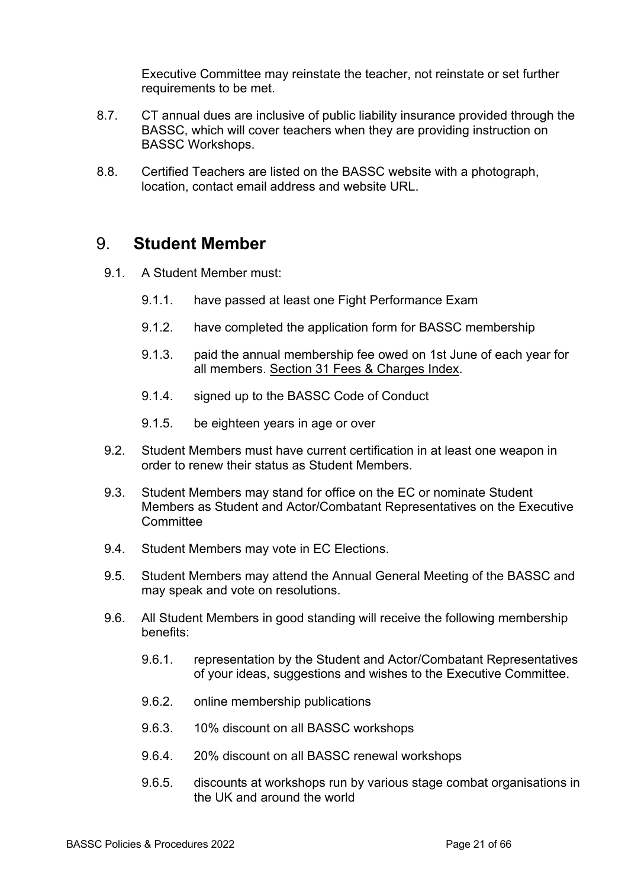Executive Committee may reinstate the teacher, not reinstate or set further requirements to be met.

8.7. CT annual dues are inclusive of public liability insurance provided through the BASSC, which will cover teachers when they are providing instruction on BASSC Workshops.

8.8. Certified Teachers are listed on the BASSC website with a photograph, location, contact email address and website URL.

# 9. **Student Member**

9.1. A Student Member must:

- 9.1.1. have passed at least one Fight Performance Exam
- 9.1.2. have completed the application form for BASSC membership
- 9.1.3. paid the annual membership fee owed on 1st June of each year for all members. Section 31 Fees & Charges Index.
- 9.1.4. signed up to the BASSC Code of Conduct
- 9.1.5. be eighteen years in age or over

9.2. Student Members must have current certification in at least one weapon in order to renew their status as Student Members.

9.3. Student Members may stand for office on the EC or nominate Student Members as Student and Actor/Combatant Representatives on the Executive Committee

9.4. Student Members may vote in EC Elections.

9.5. Student Members may attend the Annual General Meeting of the BASSC and may speak and vote on resolutions.

9.6. All Student Members in good standing will receive the following membership benefits:

- 9.6.1. representation by the Student and Actor/Combatant Representatives of your ideas, suggestions and wishes to the Executive Committee.
- 9.6.2. online membership publications
- 9.6.3. 10% discount on all BASSC workshops
- 9.6.4. 20% discount on all BASSC renewal workshops
- 9.6.5. discounts at workshops run by various stage combat organisations in the UK and around the world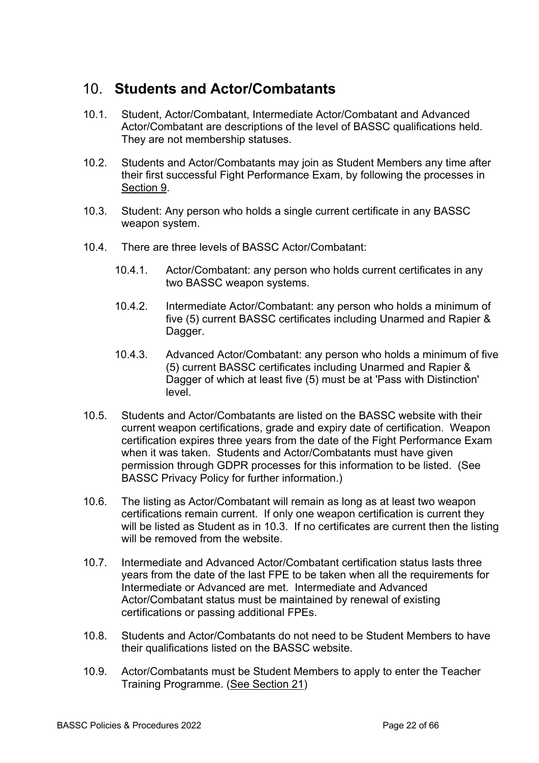# 10. **Students and Actor/Combatants**

10.1. Student, Actor/Combatant, Intermediate Actor/Combatant and Advanced Actor/Combatant are descriptions of the level of BASSC qualifications held. They are not membership statuses.

10.2. Students and Actor/Combatants may join as Student Members any time after their first successful Fight Performance Exam, by following the processes in Section 9.

10.3. Student: Any person who holds a single current certificate in any BASSC weapon system.

10.4. There are three levels of BASSC Actor/Combatant:

- 10.4.1. Actor/Combatant: any person who holds current certificates in any two BASSC weapon systems.
- 10.4.2. Intermediate Actor/Combatant: any person who holds a minimum of five (5) current BASSC certificates including Unarmed and Rapier & Dagger.
- 10.4.3. Advanced Actor/Combatant: any person who holds a minimum of five (5) current BASSC certificates including Unarmed and Rapier & Dagger of which at least five (5) must be at 'Pass with Distinction' level.

10.5. Students and Actor/Combatants are listed on the BASSC website with their current weapon certifications, grade and expiry date of certification. Weapon certification expires three years from the date of the Fight Performance Exam when it was taken. Students and Actor/Combatants must have given permission through GDPR processes for this information to be listed. (See BASSC Privacy Policy for further information.)

10.6. The listing as Actor/Combatant will remain as long as at least two weapon certifications remain current. If only one weapon certification is current they will be listed as Student as in 10.3. If no certificates are current then the listing will be removed from the website.

10.7. Intermediate and Advanced Actor/Combatant certification status lasts three years from the date of the last FPE to be taken when all the requirements for Intermediate or Advanced are met. Intermediate and Advanced Actor/Combatant status must be maintained by renewal of existing certifications or passing additional FPEs.

10.8. Students and Actor/Combatants do not need to be Student Members to have their qualifications listed on the BASSC website.

10.9. Actor/Combatants must be Student Members to apply to enter the Teacher Training Programme. (See Section 21)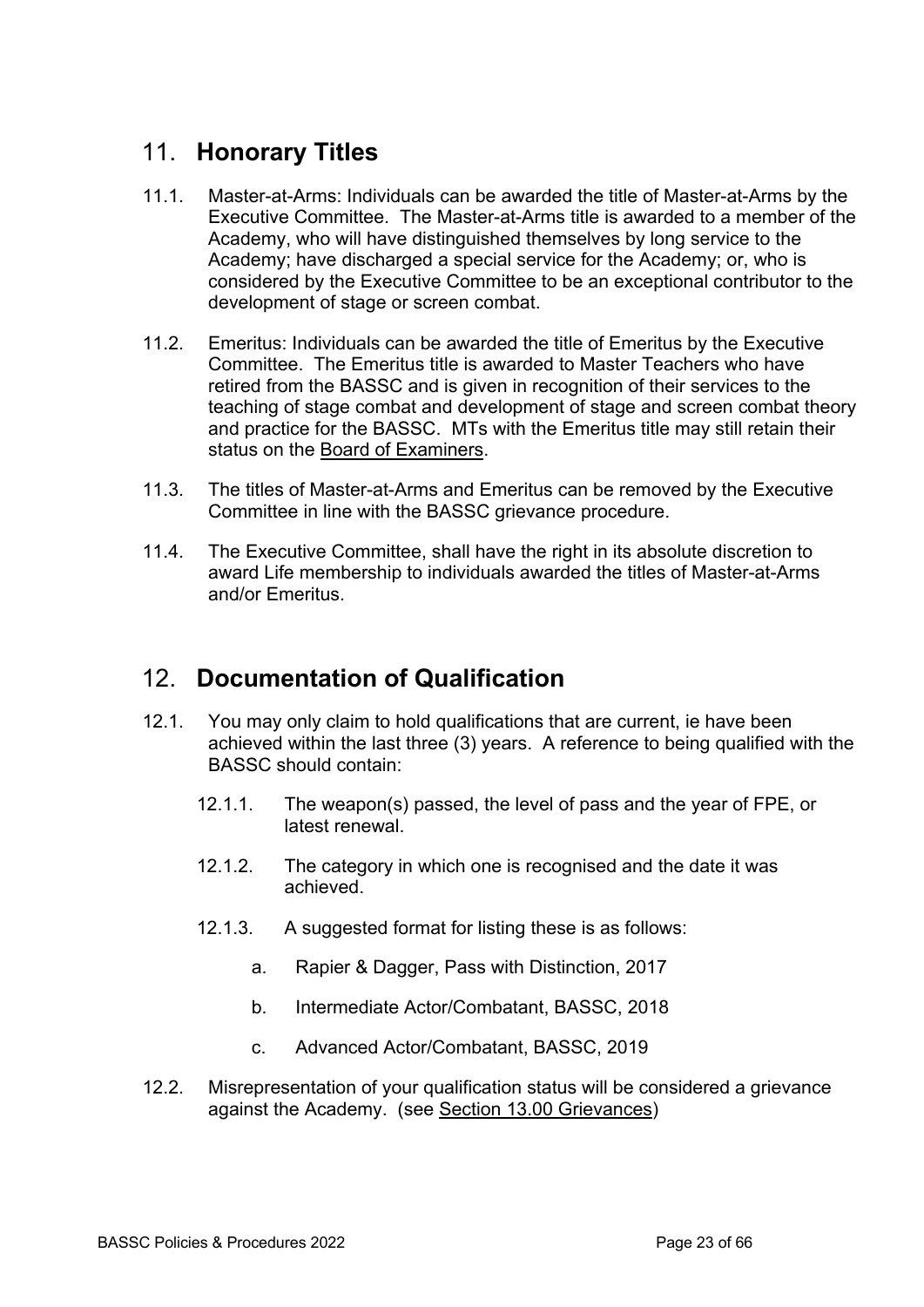## 11. Honorary Titles

11.1. Master-at-Arms: Individuals can be awarded the title of Master-at-Arms by the Executive Committee. The Master-at-Arms title is awarded to a member of the Academy, who will have distinguished themselves by long service to the Academy; have discharged a special service for the Academy; or, who is considered by the Executive Committee to be an exceptional contributor to the development of stage or screen combat.

11.2. Emeritus: Individuals can be awarded the title of Emeritus by the Executive Committee. The Emeritus title is awarded to Master Teachers who have retired from the BASSC and is given in recognition of their services to the teaching of stage combat and development of stage and screen combat theory and practice for the BASSC. MTs with the Emeritus title may still retain their status on the Board of Examiners.

11.3. The titles of Master-at-Arms and Emeritus can be removed by the Executive Committee in line with the BASSC grievance procedure.

11.4. The Executive Committee, shall have the right in its absolute discretion to award Life membership to individuals awarded the titles of Master-at-Arms and/or Emeritus.

## 12. Documentation of Qualification

12.1. You may only claim to hold qualifications that are current, ie have been achieved within the last three (3) years. A reference to being qualified with the BASSC should contain:

- 12.1.1. The weapon(s) passed, the level of pass and the year of FPE, or latest renewal.
- 12.1.2. The category in which one is recognised and the date it was achieved.
- 12.1.3. A suggested format for listing these is as follows:
  - a. Rapier & Dagger, Pass with Distinction, 2017
  - b. Intermediate Actor/Combatant, BASSC, 2018
  - c. Advanced Actor/Combatant, BASSC, 2019

12.2. Misrepresentation of your qualification status will be considered a grievance against the Academy. (see Section 13.00 Grievances)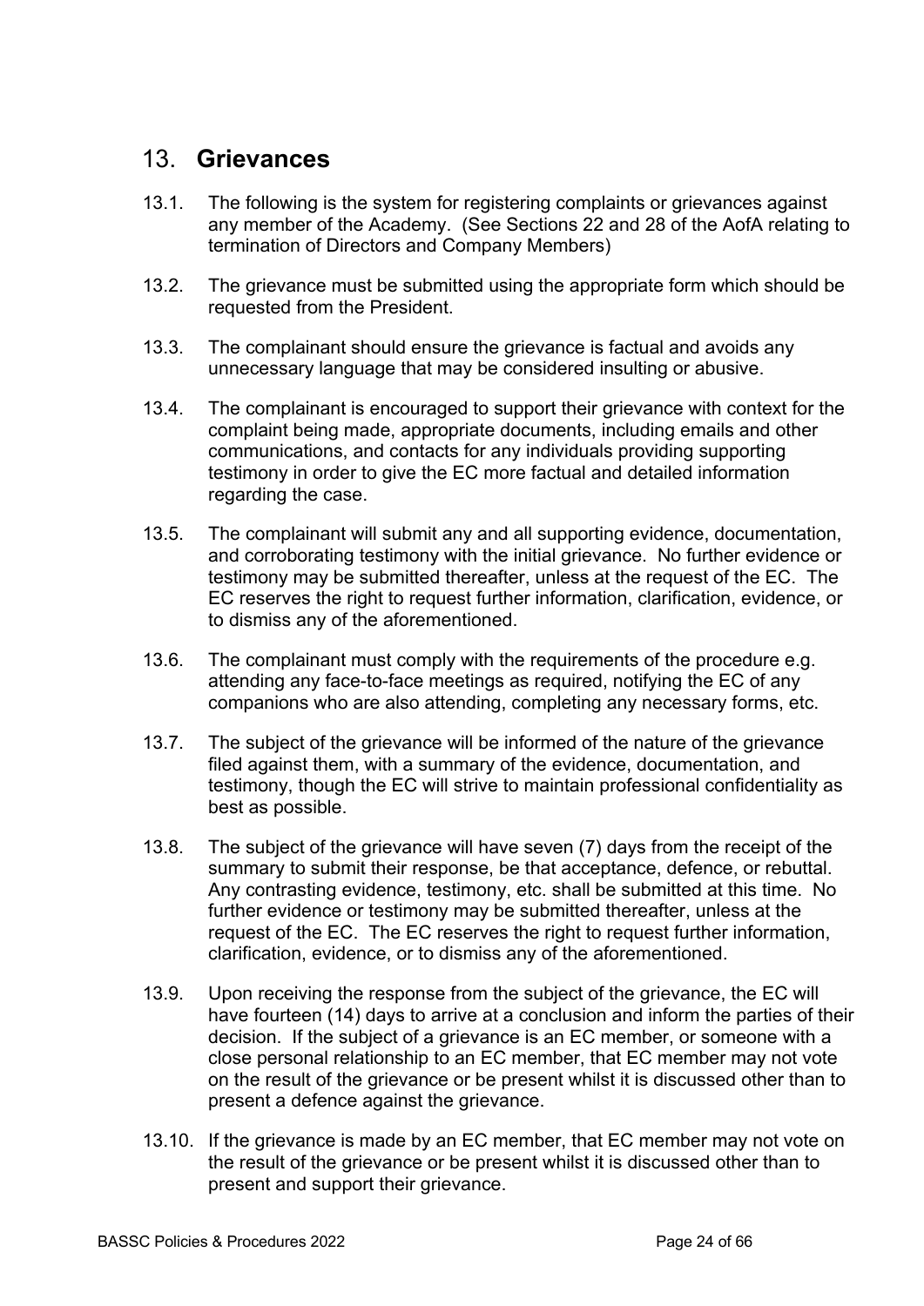## 13. **Grievances**

13.1. The following is the system for registering complaints or grievances against any member of the Academy. (See Sections 22 and 28 of the AofA relating to termination of Directors and Company Members)

13.2. The grievance must be submitted using the appropriate form which should be requested from the President.

13.3. The complainant should ensure the grievance is factual and avoids any unnecessary language that may be considered insulting or abusive.

13.4. The complainant is encouraged to support their grievance with context for the complaint being made, appropriate documents, including emails and other communications, and contacts for any individuals providing supporting testimony in order to give the EC more factual and detailed information regarding the case.

13.5. The complainant will submit any and all supporting evidence, documentation, and corroborating testimony with the initial grievance. No further evidence or testimony may be submitted thereafter, unless at the request of the EC. The EC reserves the right to request further information, clarification, evidence, or to dismiss any of the aforementioned.

13.6. The complainant must comply with the requirements of the procedure e.g. attending any face-to-face meetings as required, notifying the EC of any companions who are also attending, completing any necessary forms, etc.

13.7. The subject of the grievance will be informed of the nature of the grievance filed against them, with a summary of the evidence, documentation, and testimony, though the EC will strive to maintain professional confidentiality as best as possible.

13.8. The subject of the grievance will have seven (7) days from the receipt of the summary to submit their response, be that acceptance, defence, or rebuttal. Any contrasting evidence, testimony, etc. shall be submitted at this time. No further evidence or testimony may be submitted thereafter, unless at the request of the EC. The EC reserves the right to request further information, clarification, evidence, or to dismiss any of the aforementioned.

13.9. Upon receiving the response from the subject of the grievance, the EC will have fourteen (14) days to arrive at a conclusion and inform the parties of their decision. If the subject of a grievance is an EC member, or someone with a close personal relationship to an EC member, that EC member may not vote on the result of the grievance or be present whilst it is discussed other than to present a defence against the grievance.

13.10. If the grievance is made by an EC member, that EC member may not vote on the result of the grievance or be present whilst it is discussed other than to present and support their grievance.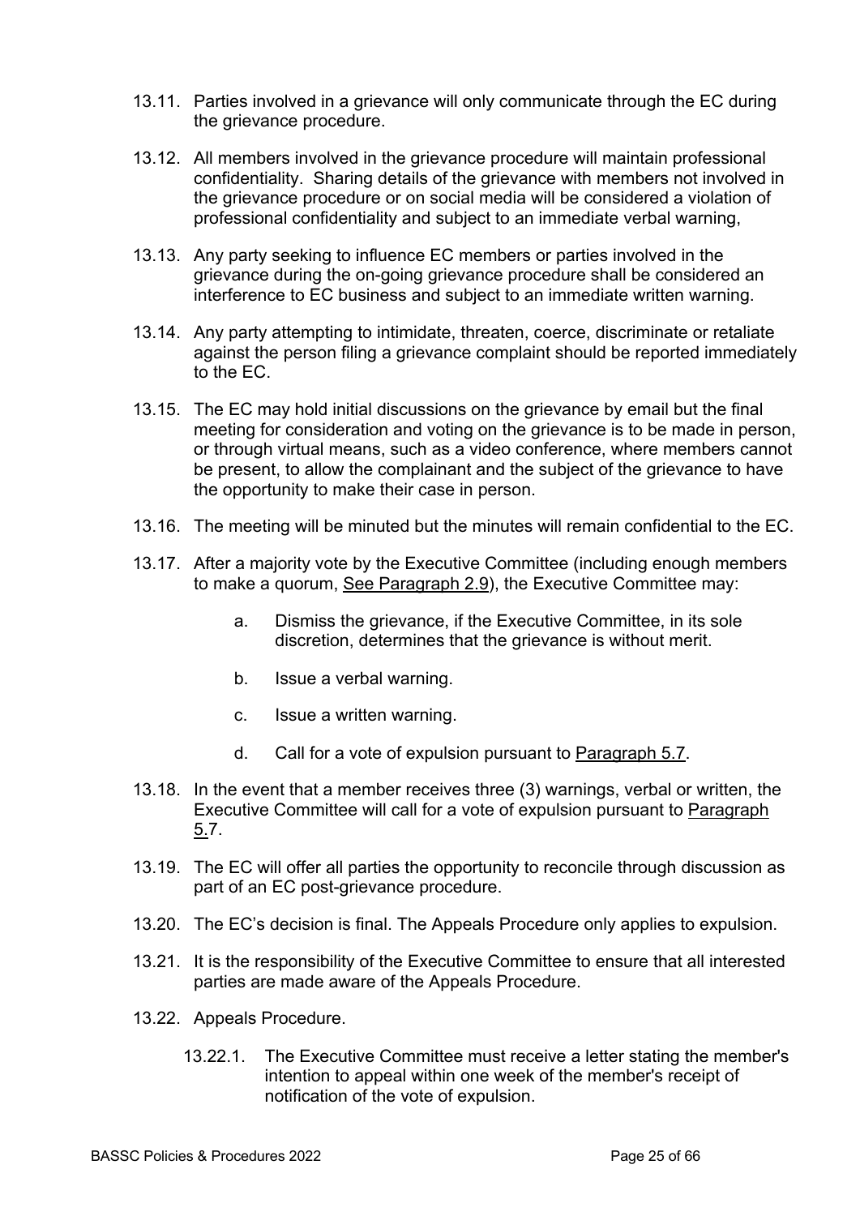13.11. Parties involved in a grievance will only communicate through the EC during the grievance procedure.

13.12. All members involved in the grievance procedure will maintain professional confidentiality. Sharing details of the grievance with members not involved in the grievance procedure or on social media will be considered a violation of professional confidentiality and subject to an immediate verbal warning,

13.13. Any party seeking to influence EC members or parties involved in the grievance during the on-going grievance procedure shall be considered an interference to EC business and subject to an immediate written warning.

13.14. Any party attempting to intimidate, threaten, coerce, discriminate or retaliate against the person filing a grievance complaint should be reported immediately to the EC.

13.15. The EC may hold initial discussions on the grievance by email but the final meeting for consideration and voting on the grievance is to be made in person, or through virtual means, such as a video conference, where members cannot be present, to allow the complainant and the subject of the grievance to have the opportunity to make their case in person.

13.16. The meeting will be minuted but the minutes will remain confidential to the EC.

13.17. After a majority vote by the Executive Committee (including enough members to make a quorum, See Paragraph 2.9), the Executive Committee may:

a. Dismiss the grievance, if the Executive Committee, in its sole discretion, determines that the grievance is without merit.

b. Issue a verbal warning.

c. Issue a written warning.

d. Call for a vote of expulsion pursuant to Paragraph 5.7.

13.18. In the event that a member receives three (3) warnings, verbal or written, the Executive Committee will call for a vote of expulsion pursuant to Paragraph 5.7.

13.19. The EC will offer all parties the opportunity to reconcile through discussion as part of an EC post-grievance procedure.

13.20. The EC's decision is final. The Appeals Procedure only applies to expulsion.

13.21. It is the responsibility of the Executive Committee to ensure that all interested parties are made aware of the Appeals Procedure.

13.22. Appeals Procedure.

13.22.1. The Executive Committee must receive a letter stating the member's intention to appeal within one week of the member's receipt of notification of the vote of expulsion.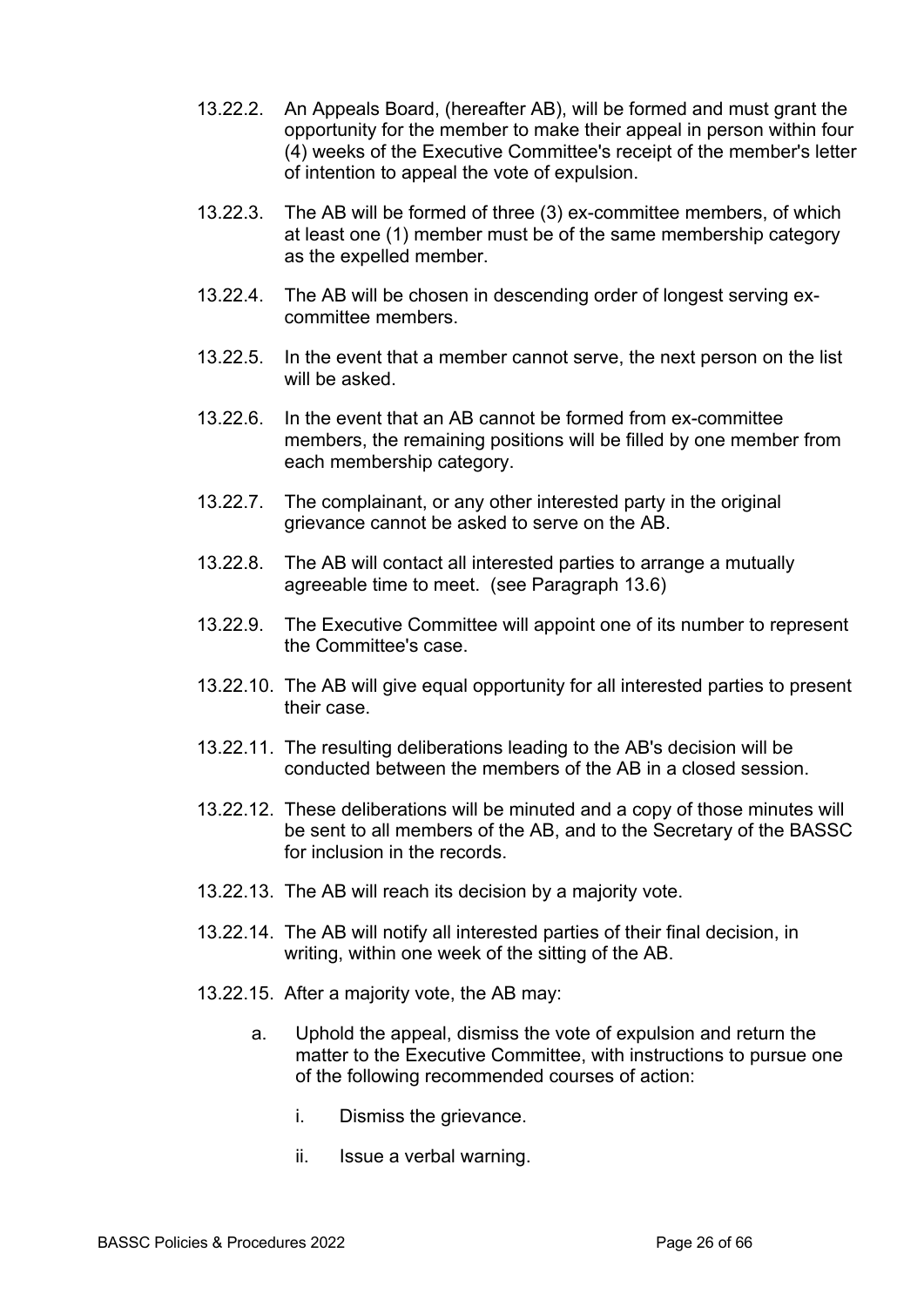13.22.2. An Appeals Board, (hereafter AB), will be formed and must grant the opportunity for the member to make their appeal in person within four (4) weeks of the Executive Committee's receipt of the member's letter of intention to appeal the vote of expulsion.

13.22.3. The AB will be formed of three (3) ex-committee members, of which at least one (1) member must be of the same membership category as the expelled member.

13.22.4. The AB will be chosen in descending order of longest serving ex-committee members.

13.22.5. In the event that a member cannot serve, the next person on the list will be asked.

13.22.6. In the event that an AB cannot be formed from ex-committee members, the remaining positions will be filled by one member from each membership category.

13.22.7. The complainant, or any other interested party in the original grievance cannot be asked to serve on the AB.

13.22.8. The AB will contact all interested parties to arrange a mutually agreeable time to meet. (see Paragraph 13.6)

13.22.9. The Executive Committee will appoint one of its number to represent the Committee's case.

13.22.10. The AB will give equal opportunity for all interested parties to present their case.

13.22.11. The resulting deliberations leading to the AB's decision will be conducted between the members of the AB in a closed session.

13.22.12. These deliberations will be minuted and a copy of those minutes will be sent to all members of the AB, and to the Secretary of the BASSC for inclusion in the records.

13.22.13. The AB will reach its decision by a majority vote.

13.22.14. The AB will notify all interested parties of their final decision, in writing, within one week of the sitting of the AB.

13.22.15. After a majority vote, the AB may:

a. Uphold the appeal, dismiss the vote of expulsion and return the matter to the Executive Committee, with instructions to pursue one of the following recommended courses of action:

   i. Dismiss the grievance.

   ii. Issue a verbal warning.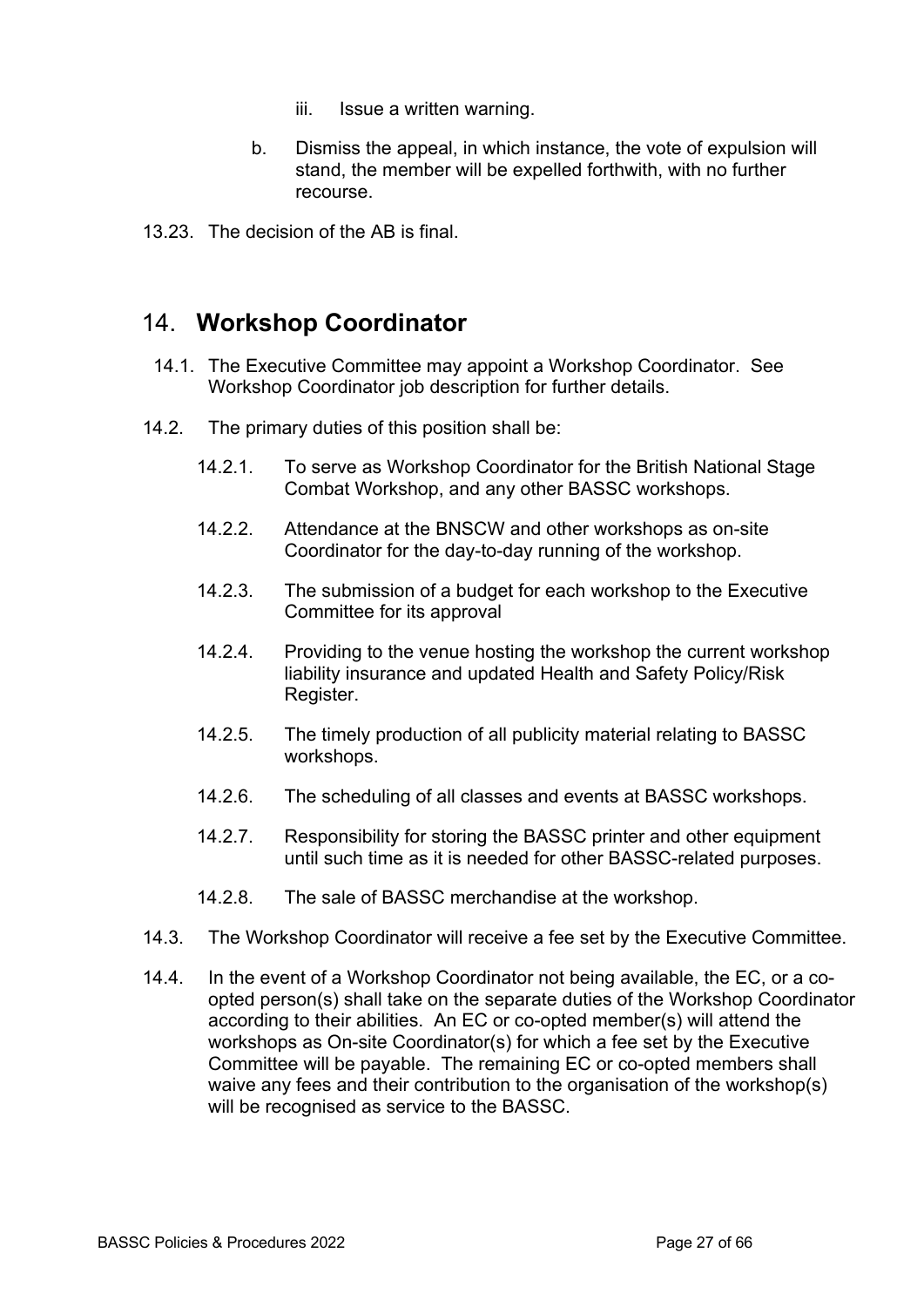iii. Issue a written warning.

b. Dismiss the appeal, in which instance, the vote of expulsion will stand, the member will be expelled forthwith, with no further recourse.

13.23. The decision of the AB is final.

## 14. Workshop Coordinator

14.1. The Executive Committee may appoint a Workshop Coordinator. See Workshop Coordinator job description for further details.

14.2. The primary duties of this position shall be:

14.2.1. To serve as Workshop Coordinator for the British National Stage Combat Workshop, and any other BASSC workshops.

14.2.2. Attendance at the BNSCW and other workshops as on-site Coordinator for the day-to-day running of the workshop.

14.2.3. The submission of a budget for each workshop to the Executive Committee for its approval

14.2.4. Providing to the venue hosting the workshop the current workshop liability insurance and updated Health and Safety Policy/Risk Register.

14.2.5. The timely production of all publicity material relating to BASSC workshops.

14.2.6. The scheduling of all classes and events at BASSC workshops.

14.2.7. Responsibility for storing the BASSC printer and other equipment until such time as it is needed for other BASSC-related purposes.

14.2.8. The sale of BASSC merchandise at the workshop.

14.3. The Workshop Coordinator will receive a fee set by the Executive Committee.

14.4. In the event of a Workshop Coordinator not being available, the EC, or a co-opted person(s) shall take on the separate duties of the Workshop Coordinator according to their abilities. An EC or co-opted member(s) will attend the workshops as On-site Coordinator(s) for which a fee set by the Executive Committee will be payable. The remaining EC or co-opted members shall waive any fees and their contribution to the organisation of the workshop(s) will be recognised as service to the BASSC.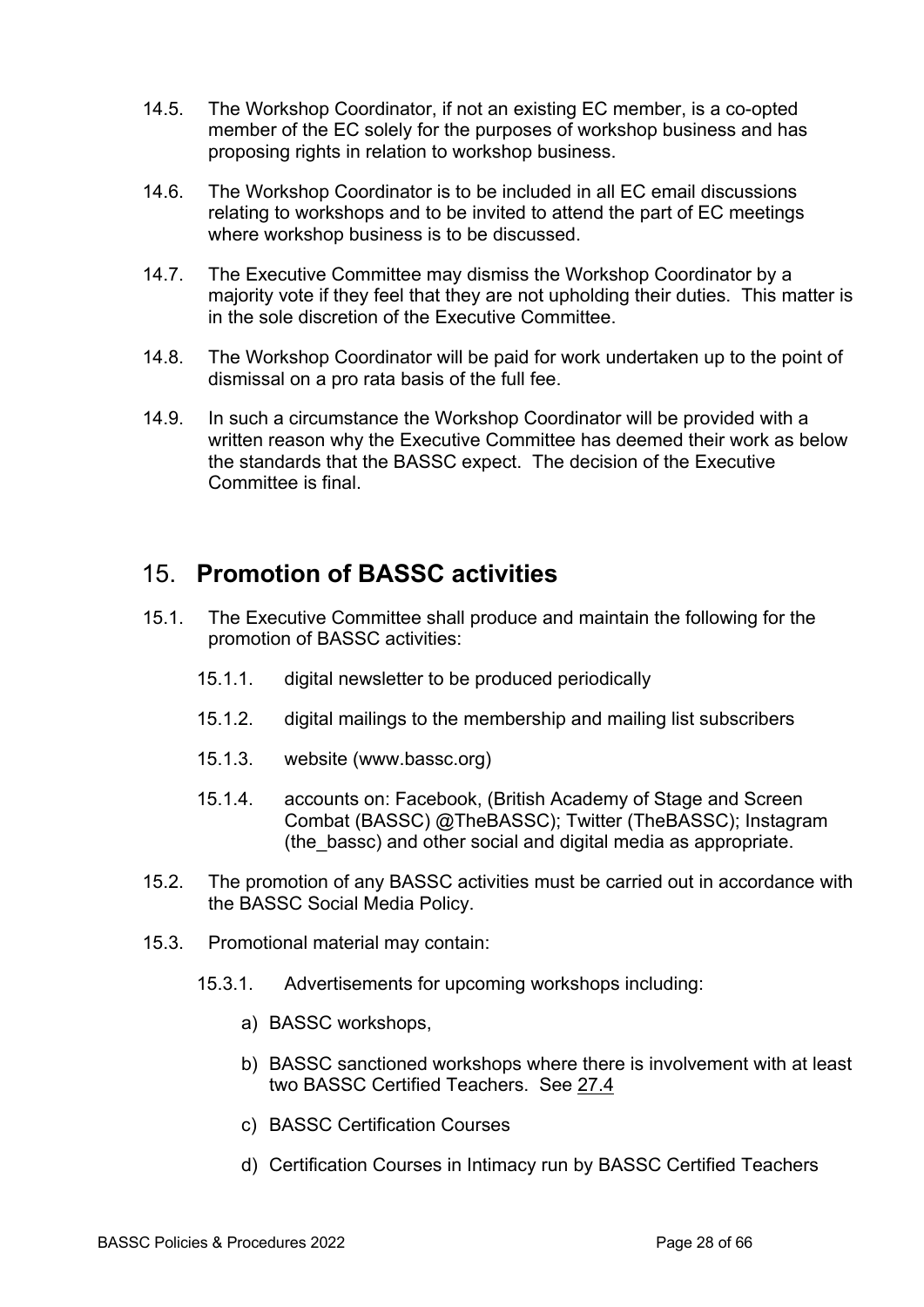14.5. The Workshop Coordinator, if not an existing EC member, is a co-opted member of the EC solely for the purposes of workshop business and has proposing rights in relation to workshop business.

14.6. The Workshop Coordinator is to be included in all EC email discussions relating to workshops and to be invited to attend the part of EC meetings where workshop business is to be discussed.

14.7. The Executive Committee may dismiss the Workshop Coordinator by a majority vote if they feel that they are not upholding their duties. This matter is in the sole discretion of the Executive Committee.

14.8. The Workshop Coordinator will be paid for work undertaken up to the point of dismissal on a pro rata basis of the full fee.

14.9. In such a circumstance the Workshop Coordinator will be provided with a written reason why the Executive Committee has deemed their work as below the standards that the BASSC expect. The decision of the Executive Committee is final.

## 15. **Promotion of BASSC activities**

15.1. The Executive Committee shall produce and maintain the following for the promotion of BASSC activities:

- 15.1.1. digital newsletter to be produced periodically
- 15.1.2. digital mailings to the membership and mailing list subscribers
- 15.1.3. website (www.bassc.org)
- 15.1.4. accounts on: Facebook, (British Academy of Stage and Screen Combat (BASSC) @TheBASSC); Twitter (TheBASSC); Instagram (the_bassc) and other social and digital media as appropriate.

15.2. The promotion of any BASSC activities must be carried out in accordance with the BASSC Social Media Policy.

15.3. Promotional material may contain:

- 15.3.1. Advertisements for upcoming workshops including:
  - a) BASSC workshops,
  - b) BASSC sanctioned workshops where there is involvement with at least two BASSC Certified Teachers. See 27.4
  - c) BASSC Certification Courses
  - d) Certification Courses in Intimacy run by BASSC Certified Teachers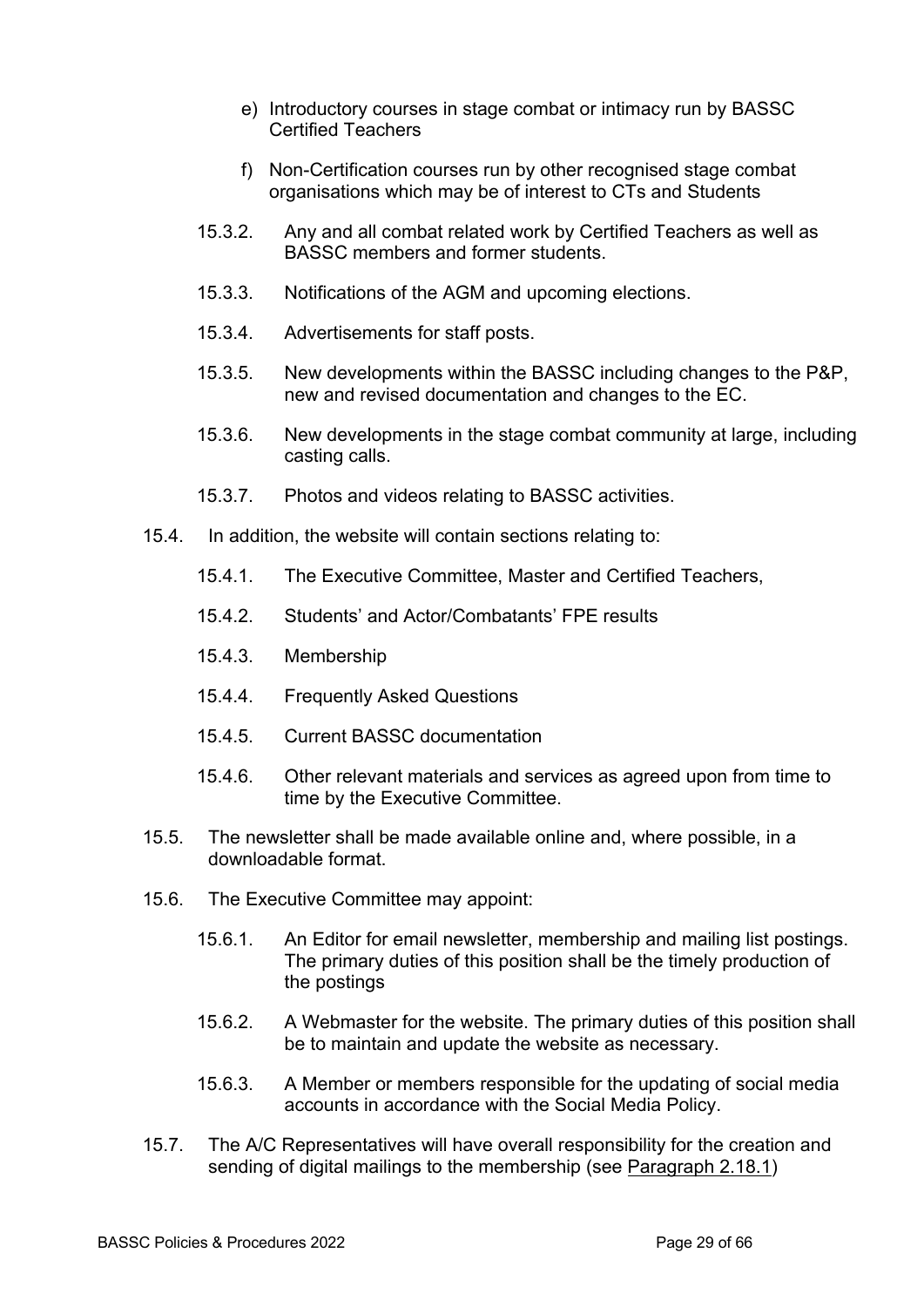e) Introductory courses in stage combat or intimacy run by BASSC Certified Teachers

f) Non-Certification courses run by other recognised stage combat organisations which may be of interest to CTs and Students

15.3.2. Any and all combat related work by Certified Teachers as well as BASSC members and former students.

15.3.3. Notifications of the AGM and upcoming elections.

15.3.4. Advertisements for staff posts.

15.3.5. New developments within the BASSC including changes to the P&P, new and revised documentation and changes to the EC.

15.3.6. New developments in the stage combat community at large, including casting calls.

15.3.7. Photos and videos relating to BASSC activities.

15.4. In addition, the website will contain sections relating to:

15.4.1. The Executive Committee, Master and Certified Teachers,

15.4.2. Students' and Actor/Combatants' FPE results

15.4.3. Membership

15.4.4. Frequently Asked Questions

15.4.5. Current BASSC documentation

15.4.6. Other relevant materials and services as agreed upon from time to time by the Executive Committee.

15.5. The newsletter shall be made available online and, where possible, in a downloadable format.

15.6. The Executive Committee may appoint:

15.6.1. An Editor for email newsletter, membership and mailing list postings. The primary duties of this position shall be the timely production of the postings

15.6.2. A Webmaster for the website. The primary duties of this position shall be to maintain and update the website as necessary.

15.6.3. A Member or members responsible for the updating of social media accounts in accordance with the Social Media Policy.

15.7. The A/C Representatives will have overall responsibility for the creation and sending of digital mailings to the membership (see Paragraph 2.18.1)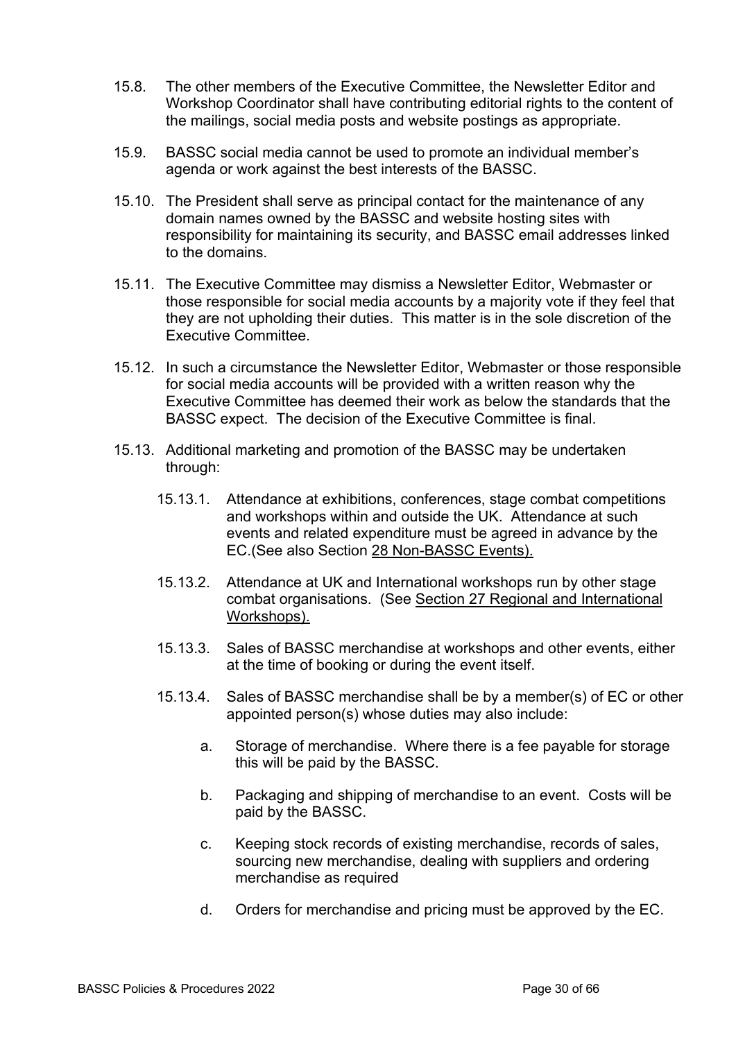15.8. The other members of the Executive Committee, the Newsletter Editor and Workshop Coordinator shall have contributing editorial rights to the content of the mailings, social media posts and website postings as appropriate.

15.9. BASSC social media cannot be used to promote an individual member's agenda or work against the best interests of the BASSC.

15.10. The President shall serve as principal contact for the maintenance of any domain names owned by the BASSC and website hosting sites with responsibility for maintaining its security, and BASSC email addresses linked to the domains.

15.11. The Executive Committee may dismiss a Newsletter Editor, Webmaster or those responsible for social media accounts by a majority vote if they feel that they are not upholding their duties. This matter is in the sole discretion of the Executive Committee.

15.12. In such a circumstance the Newsletter Editor, Webmaster or those responsible for social media accounts will be provided with a written reason why the Executive Committee has deemed their work as below the standards that the BASSC expect. The decision of the Executive Committee is final.

15.13. Additional marketing and promotion of the BASSC may be undertaken through:

- 15.13.1. Attendance at exhibitions, conferences, stage combat competitions and workshops within and outside the UK. Attendance at such events and related expenditure must be agreed in advance by the EC.(See also Section 28 Non-BASSC Events).

- 15.13.2. Attendance at UK and International workshops run by other stage combat organisations. (See Section 27 Regional and International Workshops).

- 15.13.3. Sales of BASSC merchandise at workshops and other events, either at the time of booking or during the event itself.

- 15.13.4. Sales of BASSC merchandise shall be by a member(s) of EC or other appointed person(s) whose duties may also include:

  a. Storage of merchandise. Where there is a fee payable for storage this will be paid by the BASSC.

  b. Packaging and shipping of merchandise to an event. Costs will be paid by the BASSC.

  c. Keeping stock records of existing merchandise, records of sales, sourcing new merchandise, dealing with suppliers and ordering merchandise as required

  d. Orders for merchandise and pricing must be approved by the EC.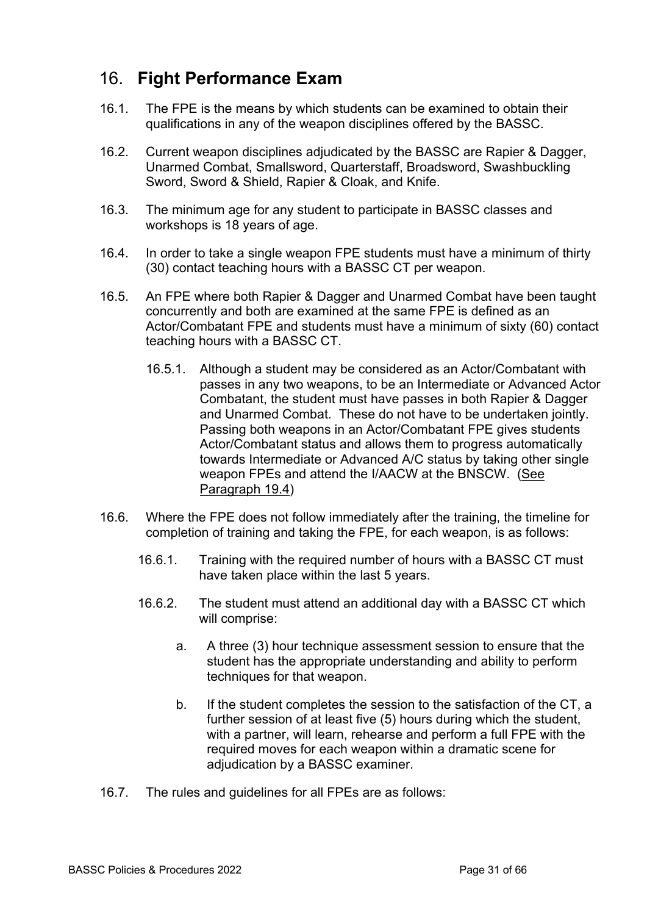## 16. **Fight Performance Exam**

16.1. The FPE is the means by which students can be examined to obtain their qualifications in any of the weapon disciplines offered by the BASSC.

16.2. Current weapon disciplines adjudicated by the BASSC are Rapier & Dagger, Unarmed Combat, Smallsword, Quarterstaff, Broadsword, Swashbuckling Sword, Sword & Shield, Rapier & Cloak, and Knife.

16.3. The minimum age for any student to participate in BASSC classes and workshops is 18 years of age.

16.4. In order to take a single weapon FPE students must have a minimum of thirty (30) contact teaching hours with a BASSC CT per weapon.

16.5. An FPE where both Rapier & Dagger and Unarmed Combat have been taught concurrently and both are examined at the same FPE is defined as an Actor/Combatant FPE and students must have a minimum of sixty (60) contact teaching hours with a BASSC CT.

16.5.1. Although a student may be considered as an Actor/Combatant with passes in any two weapons, to be an Intermediate or Advanced Actor Combatant, the student must have passes in both Rapier & Dagger and Unarmed Combat. These do not have to be undertaken jointly. Passing both weapons in an Actor/Combatant FPE gives students Actor/Combatant status and allows them to progress automatically towards Intermediate or Advanced A/C status by taking other single weapon FPEs and attend the I/AACW at the BNSCW. (See Paragraph 19.4)

16.6. Where the FPE does not follow immediately after the training, the timeline for completion of training and taking the FPE, for each weapon, is as follows:

16.6.1. Training with the required number of hours with a BASSC CT must have taken place within the last 5 years.

16.6.2. The student must attend an additional day with a BASSC CT which will comprise:

a. A three (3) hour technique assessment session to ensure that the student has the appropriate understanding and ability to perform techniques for that weapon.

b. If the student completes the session to the satisfaction of the CT, a further session of at least five (5) hours during which the student, with a partner, will learn, rehearse and perform a full FPE with the required moves for each weapon within a dramatic scene for adjudication by a BASSC examiner.

16.7. The rules and guidelines for all FPEs are as follows: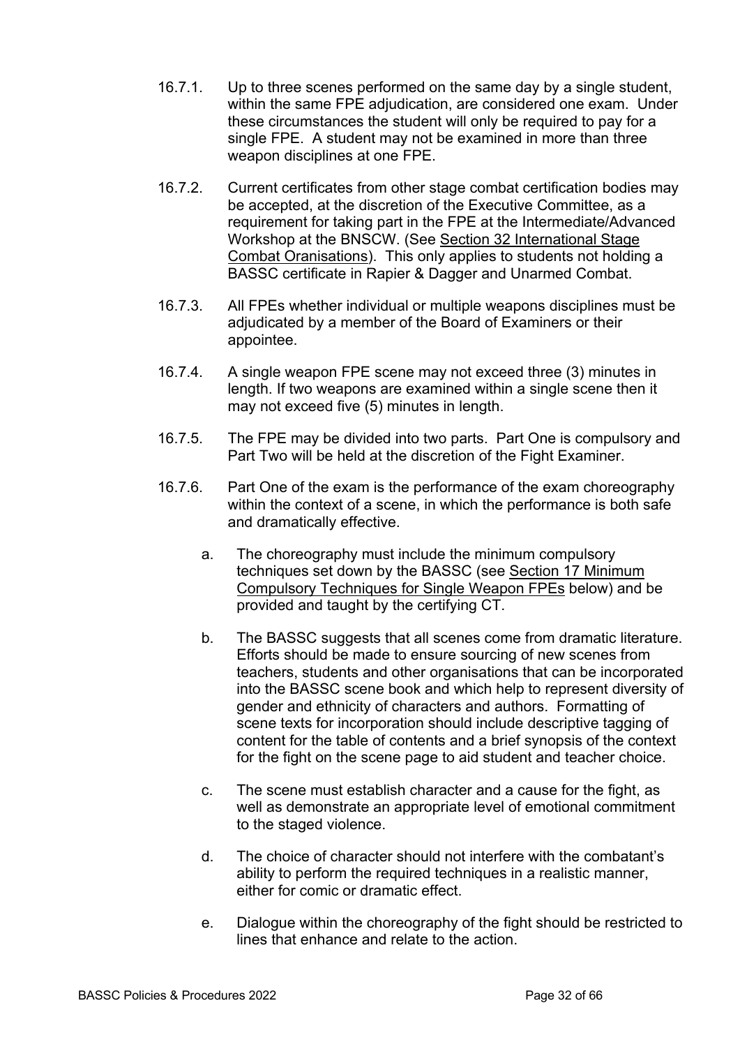16.7.1. Up to three scenes performed on the same day by a single student, within the same FPE adjudication, are considered one exam. Under these circumstances the student will only be required to pay for a single FPE. A student may not be examined in more than three weapon disciplines at one FPE.

16.7.2. Current certificates from other stage combat certification bodies may be accepted, at the discretion of the Executive Committee, as a requirement for taking part in the FPE at the Intermediate/Advanced Workshop at the BNSCW. (See Section 32 International Stage Combat Oranisations). This only applies to students not holding a BASSC certificate in Rapier & Dagger and Unarmed Combat.

16.7.3. All FPEs whether individual or multiple weapons disciplines must be adjudicated by a member of the Board of Examiners or their appointee.

16.7.4. A single weapon FPE scene may not exceed three (3) minutes in length. If two weapons are examined within a single scene then it may not exceed five (5) minutes in length.

16.7.5. The FPE may be divided into two parts. Part One is compulsory and Part Two will be held at the discretion of the Fight Examiner.

16.7.6. Part One of the exam is the performance of the exam choreography within the context of a scene, in which the performance is both safe and dramatically effective.

a. The choreography must include the minimum compulsory techniques set down by the BASSC (see Section 17 Minimum Compulsory Techniques for Single Weapon FPEs below) and be provided and taught by the certifying CT.

b. The BASSC suggests that all scenes come from dramatic literature. Efforts should be made to ensure sourcing of new scenes from teachers, students and other organisations that can be incorporated into the BASSC scene book and which help to represent diversity of gender and ethnicity of characters and authors. Formatting of scene texts for incorporation should include descriptive tagging of content for the table of contents and a brief synopsis of the context for the fight on the scene page to aid student and teacher choice.

c. The scene must establish character and a cause for the fight, as well as demonstrate an appropriate level of emotional commitment to the staged violence.

d. The choice of character should not interfere with the combatant's ability to perform the required techniques in a realistic manner, either for comic or dramatic effect.

e. Dialogue within the choreography of the fight should be restricted to lines that enhance and relate to the action.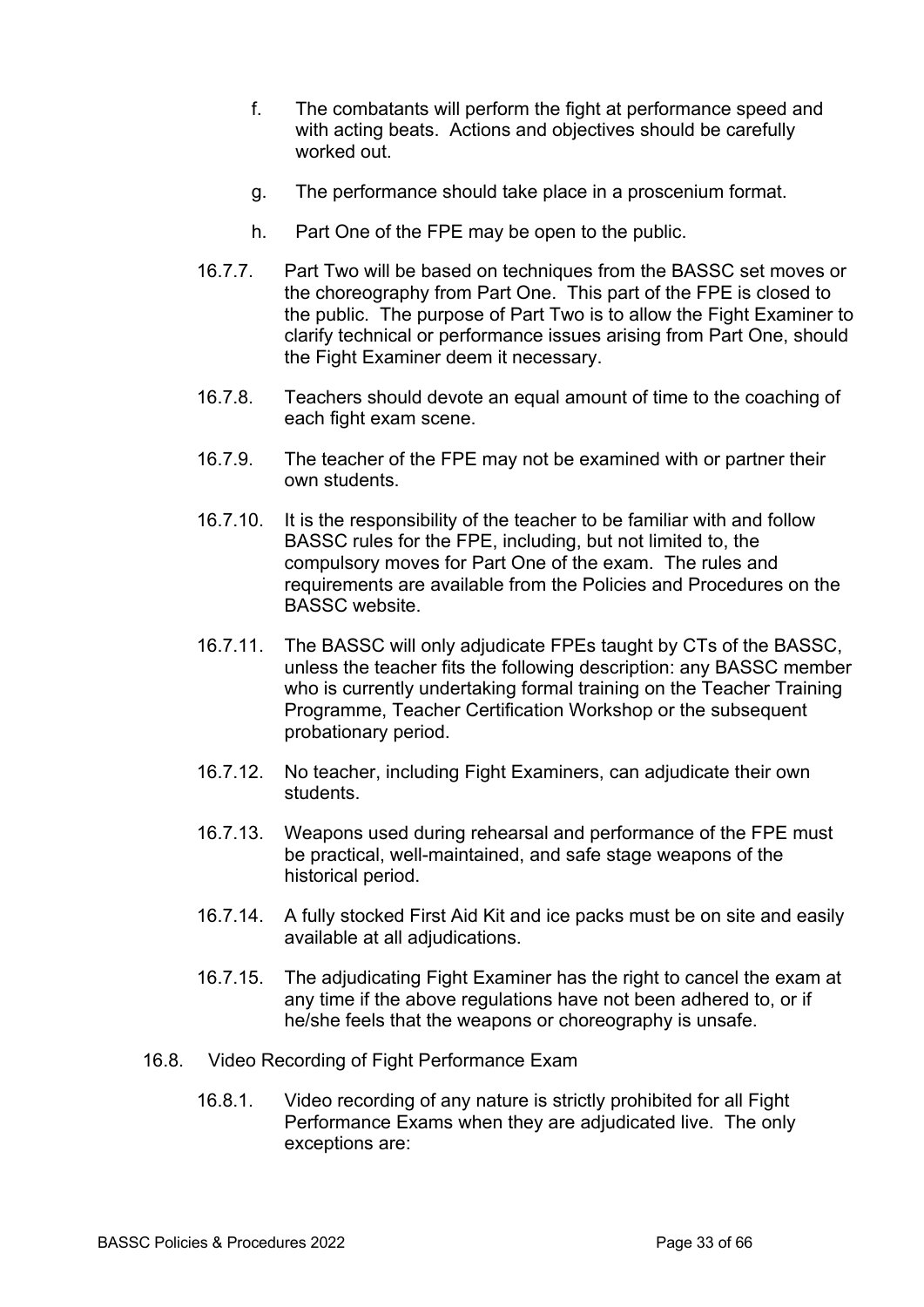f. The combatants will perform the fight at performance speed and with acting beats. Actions and objectives should be carefully worked out.

g. The performance should take place in a proscenium format.

h. Part One of the FPE may be open to the public.

16.7.7. Part Two will be based on techniques from the BASSC set moves or the choreography from Part One. This part of the FPE is closed to the public. The purpose of Part Two is to allow the Fight Examiner to clarify technical or performance issues arising from Part One, should the Fight Examiner deem it necessary.

16.7.8. Teachers should devote an equal amount of time to the coaching of each fight exam scene.

16.7.9. The teacher of the FPE may not be examined with or partner their own students.

16.7.10. It is the responsibility of the teacher to be familiar with and follow BASSC rules for the FPE, including, but not limited to, the compulsory moves for Part One of the exam. The rules and requirements are available from the Policies and Procedures on the BASSC website.

16.7.11. The BASSC will only adjudicate FPEs taught by CTs of the BASSC, unless the teacher fits the following description: any BASSC member who is currently undertaking formal training on the Teacher Training Programme, Teacher Certification Workshop or the subsequent probationary period.

16.7.12. No teacher, including Fight Examiners, can adjudicate their own students.

16.7.13. Weapons used during rehearsal and performance of the FPE must be practical, well-maintained, and safe stage weapons of the historical period.

16.7.14. A fully stocked First Aid Kit and ice packs must be on site and easily available at all adjudications.

16.7.15. The adjudicating Fight Examiner has the right to cancel the exam at any time if the above regulations have not been adhered to, or if he/she feels that the weapons or choreography is unsafe.

16.8. Video Recording of Fight Performance Exam

16.8.1. Video recording of any nature is strictly prohibited for all Fight Performance Exams when they are adjudicated live. The only exceptions are: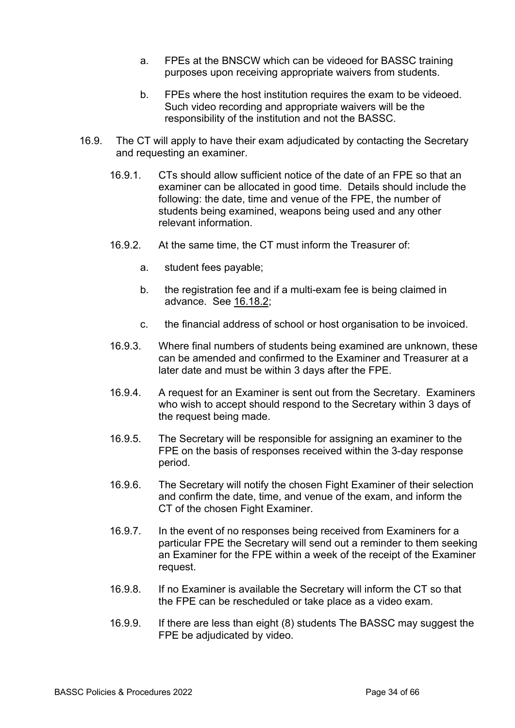a. FPEs at the BNSCW which can be videoed for BASSC training purposes upon receiving appropriate waivers from students.

b. FPEs where the host institution requires the exam to be videoed. Such video recording and appropriate waivers will be the responsibility of the institution and not the BASSC.

16.9. The CT will apply to have their exam adjudicated by contacting the Secretary and requesting an examiner.

16.9.1. CTs should allow sufficient notice of the date of an FPE so that an examiner can be allocated in good time. Details should include the following: the date, time and venue of the FPE, the number of students being examined, weapons being used and any other relevant information.

16.9.2. At the same time, the CT must inform the Treasurer of:

a. student fees payable;

b. the registration fee and if a multi-exam fee is being claimed in advance. See 16.18.2;

c. the financial address of school or host organisation to be invoiced.

16.9.3. Where final numbers of students being examined are unknown, these can be amended and confirmed to the Examiner and Treasurer at a later date and must be within 3 days after the FPE.

16.9.4. A request for an Examiner is sent out from the Secretary. Examiners who wish to accept should respond to the Secretary within 3 days of the request being made.

16.9.5. The Secretary will be responsible for assigning an examiner to the FPE on the basis of responses received within the 3-day response period.

16.9.6. The Secretary will notify the chosen Fight Examiner of their selection and confirm the date, time, and venue of the exam, and inform the CT of the chosen Fight Examiner.

16.9.7. In the event of no responses being received from Examiners for a particular FPE the Secretary will send out a reminder to them seeking an Examiner for the FPE within a week of the receipt of the Examiner request.

16.9.8. If no Examiner is available the Secretary will inform the CT so that the FPE can be rescheduled or take place as a video exam.

16.9.9. If there are less than eight (8) students The BASSC may suggest the FPE be adjudicated by video.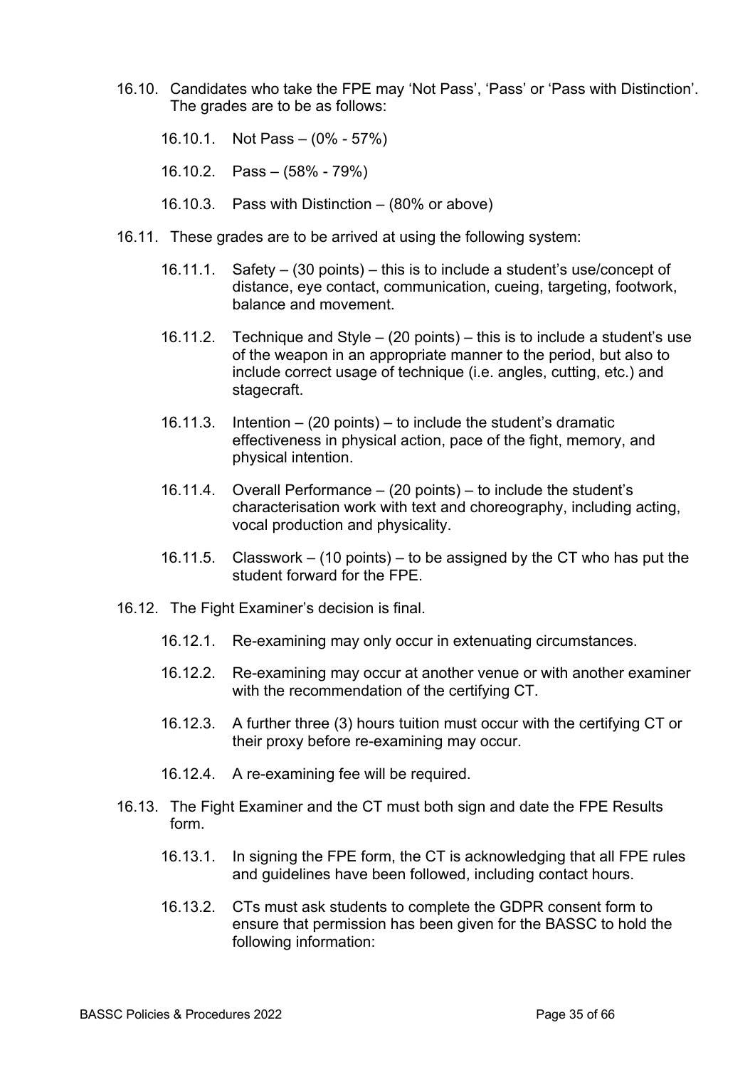16.10. Candidates who take the FPE may 'Not Pass', 'Pass' or 'Pass with Distinction'. The grades are to be as follows:

- 16.10.1. Not Pass – (0% - 57%)
- 16.10.2. Pass – (58% - 79%)
- 16.10.3. Pass with Distinction – (80% or above)

16.11. These grades are to be arrived at using the following system:

- 16.11.1. Safety – (30 points) – this is to include a student's use/concept of distance, eye contact, communication, cueing, targeting, footwork, balance and movement.
- 16.11.2. Technique and Style – (20 points) – this is to include a student's use of the weapon in an appropriate manner to the period, but also to include correct usage of technique (i.e. angles, cutting, etc.) and stagecraft.
- 16.11.3. Intention – (20 points) – to include the student's dramatic effectiveness in physical action, pace of the fight, memory, and physical intention.
- 16.11.4. Overall Performance – (20 points) – to include the student's characterisation work with text and choreography, including acting, vocal production and physicality.
- 16.11.5. Classwork – (10 points) – to be assigned by the CT who has put the student forward for the FPE.

16.12. The Fight Examiner's decision is final.

- 16.12.1. Re-examining may only occur in extenuating circumstances.
- 16.12.2. Re-examining may occur at another venue or with another examiner with the recommendation of the certifying CT.
- 16.12.3. A further three (3) hours tuition must occur with the certifying CT or their proxy before re-examining may occur.
- 16.12.4. A re-examining fee will be required.

16.13. The Fight Examiner and the CT must both sign and date the FPE Results form.

- 16.13.1. In signing the FPE form, the CT is acknowledging that all FPE rules and guidelines have been followed, including contact hours.
- 16.13.2. CTs must ask students to complete the GDPR consent form to ensure that permission has been given for the BASSC to hold the following information: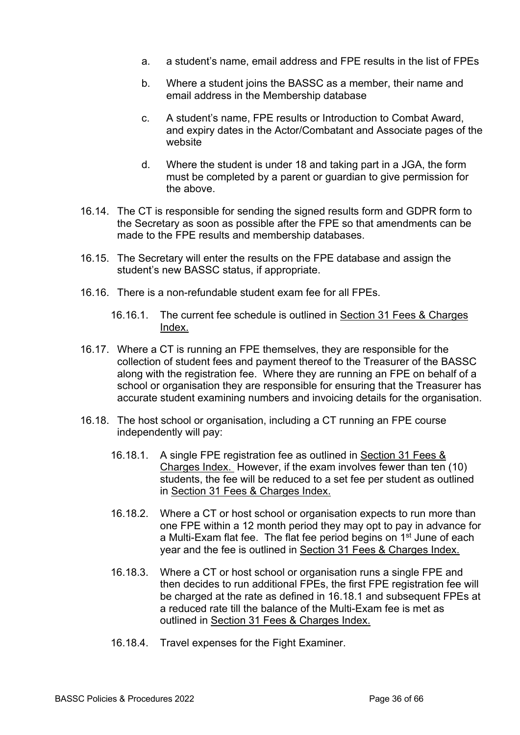a. a student's name, email address and FPE results in the list of FPEs

b. Where a student joins the BASSC as a member, their name and email address in the Membership database

c. A student's name, FPE results or Introduction to Combat Award, and expiry dates in the Actor/Combatant and Associate pages of the website

d. Where the student is under 18 and taking part in a JGA, the form must be completed by a parent or guardian to give permission for the above.

16.14. The CT is responsible for sending the signed results form and GDPR form to the Secretary as soon as possible after the FPE so that amendments can be made to the FPE results and membership databases.

16.15. The Secretary will enter the results on the FPE database and assign the student's new BASSC status, if appropriate.

16.16. There is a non-refundable student exam fee for all FPEs.

16.16.1. The current fee schedule is outlined in Section 31 Fees & Charges Index.

16.17. Where a CT is running an FPE themselves, they are responsible for the collection of student fees and payment thereof to the Treasurer of the BASSC along with the registration fee. Where they are running an FPE on behalf of a school or organisation they are responsible for ensuring that the Treasurer has accurate student examining numbers and invoicing details for the organisation.

16.18. The host school or organisation, including a CT running an FPE course independently will pay:

16.18.1. A single FPE registration fee as outlined in Section 31 Fees & Charges Index. However, if the exam involves fewer than ten (10) students, the fee will be reduced to a set fee per student as outlined in Section 31 Fees & Charges Index.

16.18.2. Where a CT or host school or organisation expects to run more than one FPE within a 12 month period they may opt to pay in advance for a Multi-Exam flat fee. The flat fee period begins on 1st June of each year and the fee is outlined in Section 31 Fees & Charges Index.

16.18.3. Where a CT or host school or organisation runs a single FPE and then decides to run additional FPEs, the first FPE registration fee will be charged at the rate as defined in 16.18.1 and subsequent FPEs at a reduced rate till the balance of the Multi-Exam fee is met as outlined in Section 31 Fees & Charges Index.

16.18.4. Travel expenses for the Fight Examiner.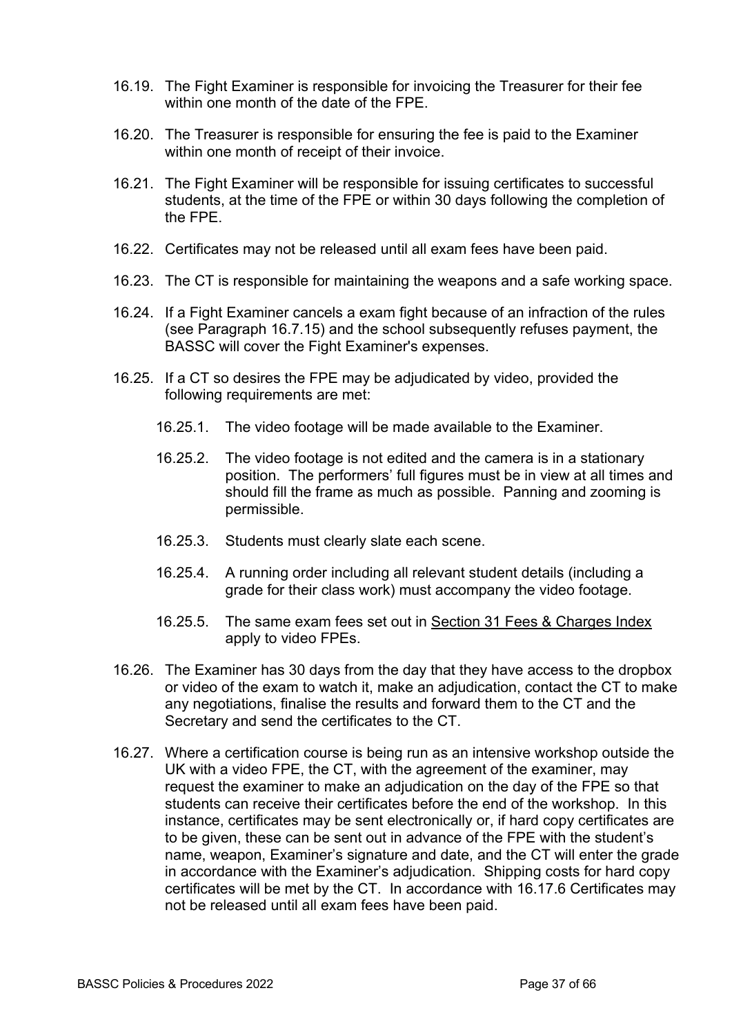16.19. The Fight Examiner is responsible for invoicing the Treasurer for their fee within one month of the date of the FPE.

16.20. The Treasurer is responsible for ensuring the fee is paid to the Examiner within one month of receipt of their invoice.

16.21. The Fight Examiner will be responsible for issuing certificates to successful students, at the time of the FPE or within 30 days following the completion of the FPE.

16.22. Certificates may not be released until all exam fees have been paid.

16.23. The CT is responsible for maintaining the weapons and a safe working space.

16.24. If a Fight Examiner cancels a exam fight because of an infraction of the rules (see Paragraph 16.7.15) and the school subsequently refuses payment, the BASSC will cover the Fight Examiner's expenses.

16.25. If a CT so desires the FPE may be adjudicated by video, provided the following requirements are met:

- 16.25.1. The video footage will be made available to the Examiner.
- 16.25.2. The video footage is not edited and the camera is in a stationary position. The performers' full figures must be in view at all times and should fill the frame as much as possible. Panning and zooming is permissible.
- 16.25.3. Students must clearly slate each scene.
- 16.25.4. A running order including all relevant student details (including a grade for their class work) must accompany the video footage.
- 16.25.5. The same exam fees set out in Section 31 Fees & Charges Index apply to video FPEs.

16.26. The Examiner has 30 days from the day that they have access to the dropbox or video of the exam to watch it, make an adjudication, contact the CT to make any negotiations, finalise the results and forward them to the CT and the Secretary and send the certificates to the CT.

16.27. Where a certification course is being run as an intensive workshop outside the UK with a video FPE, the CT, with the agreement of the examiner, may request the examiner to make an adjudication on the day of the FPE so that students can receive their certificates before the end of the workshop. In this instance, certificates may be sent electronically or, if hard copy certificates are to be given, these can be sent out in advance of the FPE with the student's name, weapon, Examiner's signature and date, and the CT will enter the grade in accordance with the Examiner's adjudication. Shipping costs for hard copy certificates will be met by the CT. In accordance with 16.17.6 Certificates may not be released until all exam fees have been paid.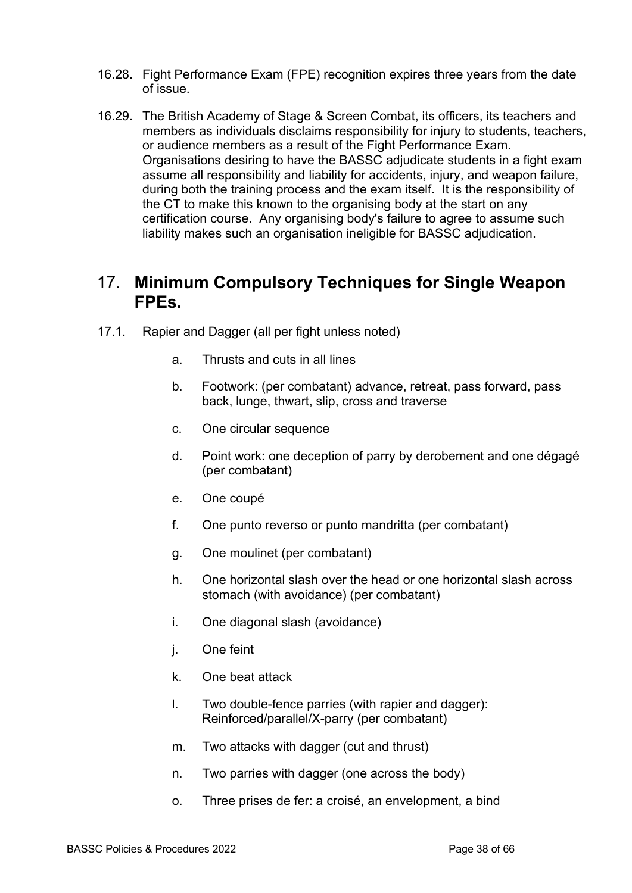16.28. Fight Performance Exam (FPE) recognition expires three years from the date of issue.

16.29. The British Academy of Stage & Screen Combat, its officers, its teachers and members as individuals disclaims responsibility for injury to students, teachers, or audience members as a result of the Fight Performance Exam. Organisations desiring to have the BASSC adjudicate students in a fight exam assume all responsibility and liability for accidents, injury, and weapon failure, during both the training process and the exam itself. It is the responsibility of the CT to make this known to the organising body at the start on any certification course. Any organising body's failure to agree to assume such liability makes such an organisation ineligible for BASSC adjudication.

## 17. Minimum Compulsory Techniques for Single Weapon FPEs.

17.1. Rapier and Dagger (all per fight unless noted)

a. Thrusts and cuts in all lines

b. Footwork: (per combatant) advance, retreat, pass forward, pass back, lunge, thwart, slip, cross and traverse

c. One circular sequence

d. Point work: one deception of parry by derobement and one dégagé (per combatant)

e. One coupé

f. One punto reverso or punto mandritta (per combatant)

g. One moulinet (per combatant)

h. One horizontal slash over the head or one horizontal slash across stomach (with avoidance) (per combatant)

i. One diagonal slash (avoidance)

j. One feint

k. One beat attack

l. Two double-fence parries (with rapier and dagger): Reinforced/parallel/X-parry (per combatant)

m. Two attacks with dagger (cut and thrust)

n. Two parries with dagger (one across the body)

o. Three prises de fer: a croisé, an envelopment, a bind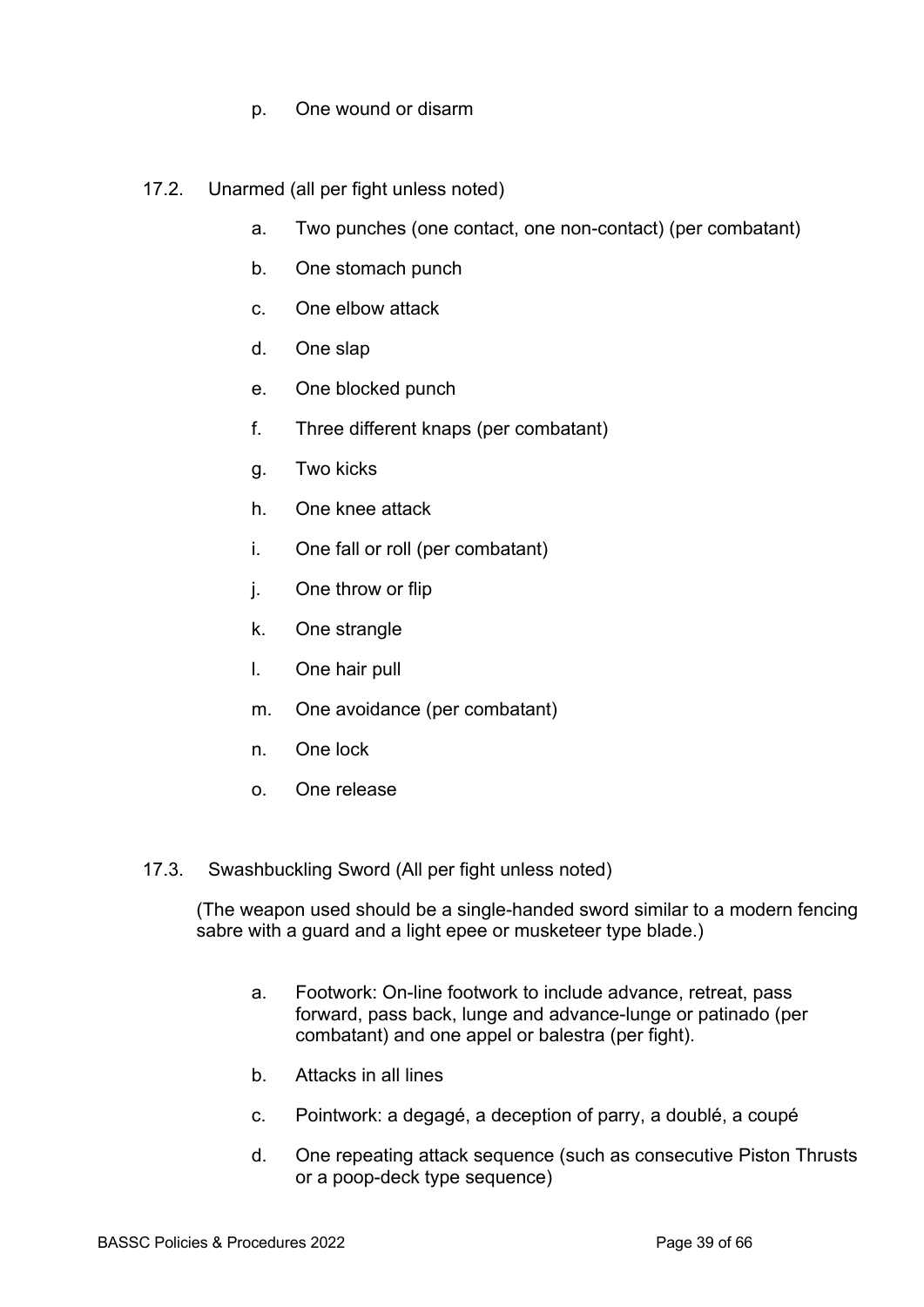p. One wound or disarm

17.2. Unarmed (all per fight unless noted)

a. Two punches (one contact, one non-contact) (per combatant)

b. One stomach punch

c. One elbow attack

d. One slap

e. One blocked punch

f. Three different knaps (per combatant)

g. Two kicks

h. One knee attack

i. One fall or roll (per combatant)

j. One throw or flip

k. One strangle

l. One hair pull

m. One avoidance (per combatant)

n. One lock

o. One release

17.3. Swashbuckling Sword (All per fight unless noted)

(The weapon used should be a single-handed sword similar to a modern fencing sabre with a guard and a light epee or musketeer type blade.)

a. Footwork: On-line footwork to include advance, retreat, pass forward, pass back, lunge and advance-lunge or patinado (per combatant) and one appel or balestra (per fight).

b. Attacks in all lines

c. Pointwork: a degagé, a deception of parry, a doublé, a coupé

d. One repeating attack sequence (such as consecutive Piston Thrusts or a poop-deck type sequence)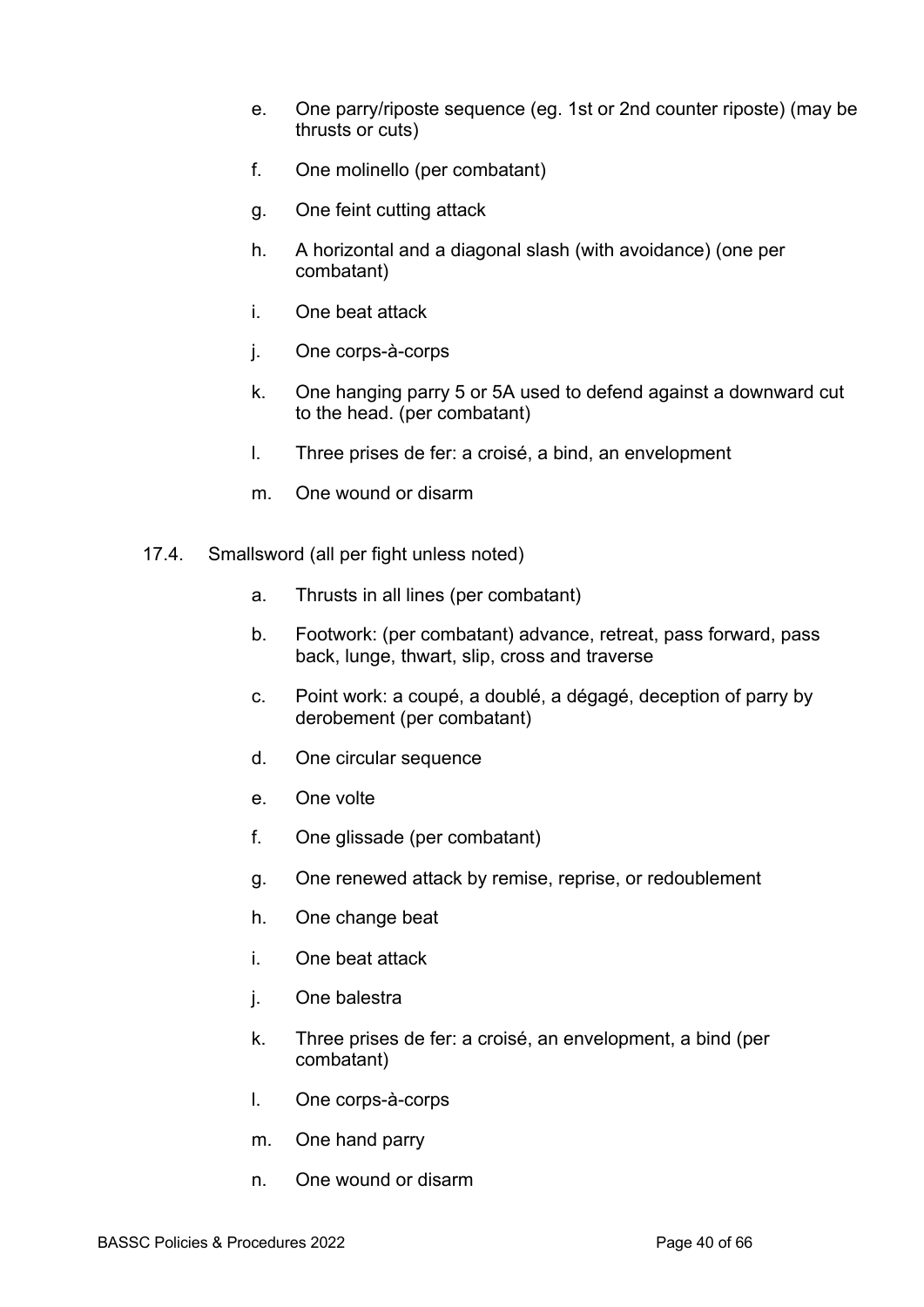e. One parry/riposte sequence (eg. 1st or 2nd counter riposte) (may be thrusts or cuts)

f. One molinello (per combatant)

g. One feint cutting attack

h. A horizontal and a diagonal slash (with avoidance) (one per combatant)

i. One beat attack

j. One corps-à-corps

k. One hanging parry 5 or 5A used to defend against a downward cut to the head. (per combatant)

l. Three prises de fer: a croisé, a bind, an envelopment

m. One wound or disarm

17.4. Smallsword (all per fight unless noted)

a. Thrusts in all lines (per combatant)

b. Footwork: (per combatant) advance, retreat, pass forward, pass back, lunge, thwart, slip, cross and traverse

c. Point work: a coupé, a doublé, a dégagé, deception of parry by derobement (per combatant)

d. One circular sequence

e. One volte

f. One glissade (per combatant)

g. One renewed attack by remise, reprise, or redoublement

h. One change beat

i. One beat attack

j. One balestra

k. Three prises de fer: a croisé, an envelopment, a bind (per combatant)

l. One corps-à-corps

m. One hand parry

n. One wound or disarm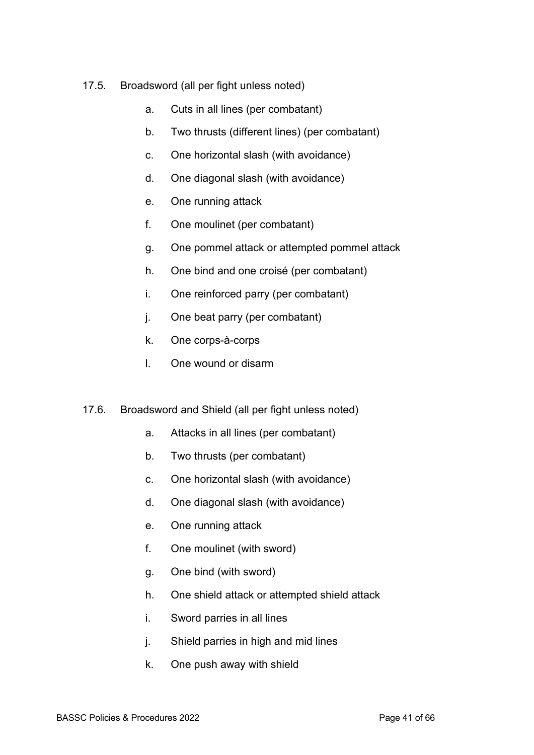17.5. Broadsword (all per fight unless noted)

a. Cuts in all lines (per combatant)

b. Two thrusts (different lines) (per combatant)

c. One horizontal slash (with avoidance)

d. One diagonal slash (with avoidance)

e. One running attack

f. One moulinet (per combatant)

g. One pommel attack or attempted pommel attack

h. One bind and one croisé (per combatant)

i. One reinforced parry (per combatant)

j. One beat parry (per combatant)

k. One corps-à-corps

l. One wound or disarm

17.6. Broadsword and Shield (all per fight unless noted)

a. Attacks in all lines (per combatant)

b. Two thrusts (per combatant)

c. One horizontal slash (with avoidance)

d. One diagonal slash (with avoidance)

e. One running attack

f. One moulinet (with sword)

g. One bind (with sword)

h. One shield attack or attempted shield attack

i. Sword parries in all lines

j. Shield parries in high and mid lines

k. One push away with shield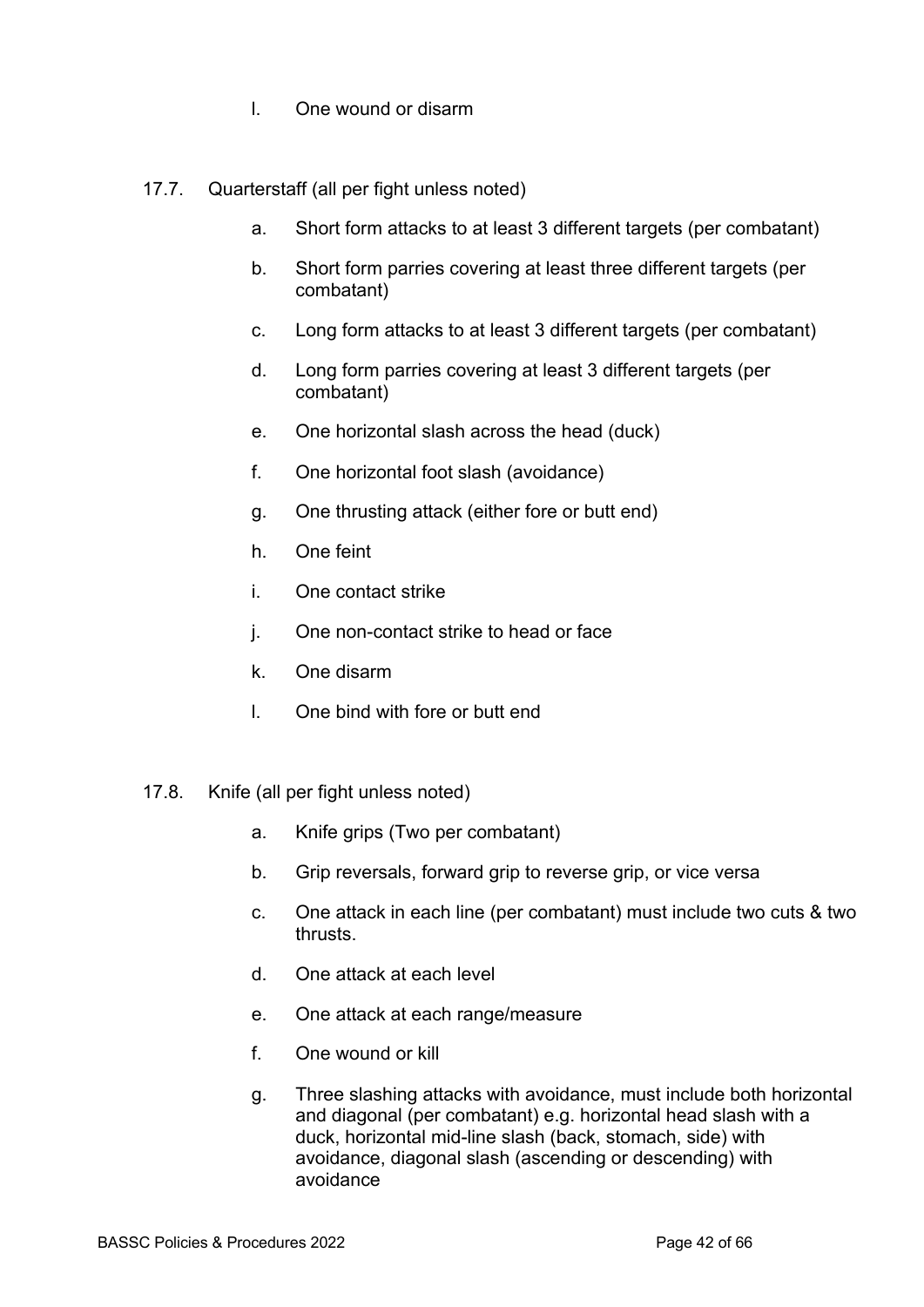l. One wound or disarm

17.7. Quarterstaff (all per fight unless noted)

a. Short form attacks to at least 3 different targets (per combatant)

b. Short form parries covering at least three different targets (per combatant)

c. Long form attacks to at least 3 different targets (per combatant)

d. Long form parries covering at least 3 different targets (per combatant)

e. One horizontal slash across the head (duck)

f. One horizontal foot slash (avoidance)

g. One thrusting attack (either fore or butt end)

h. One feint

i. One contact strike

j. One non-contact strike to head or face

k. One disarm

l. One bind with fore or butt end

17.8. Knife (all per fight unless noted)

a. Knife grips (Two per combatant)

b. Grip reversals, forward grip to reverse grip, or vice versa

c. One attack in each line (per combatant) must include two cuts & two thrusts.

d. One attack at each level

e. One attack at each range/measure

f. One wound or kill

g. Three slashing attacks with avoidance, must include both horizontal and diagonal (per combatant) e.g. horizontal head slash with a duck, horizontal mid-line slash (back, stomach, side) with avoidance, diagonal slash (ascending or descending) with avoidance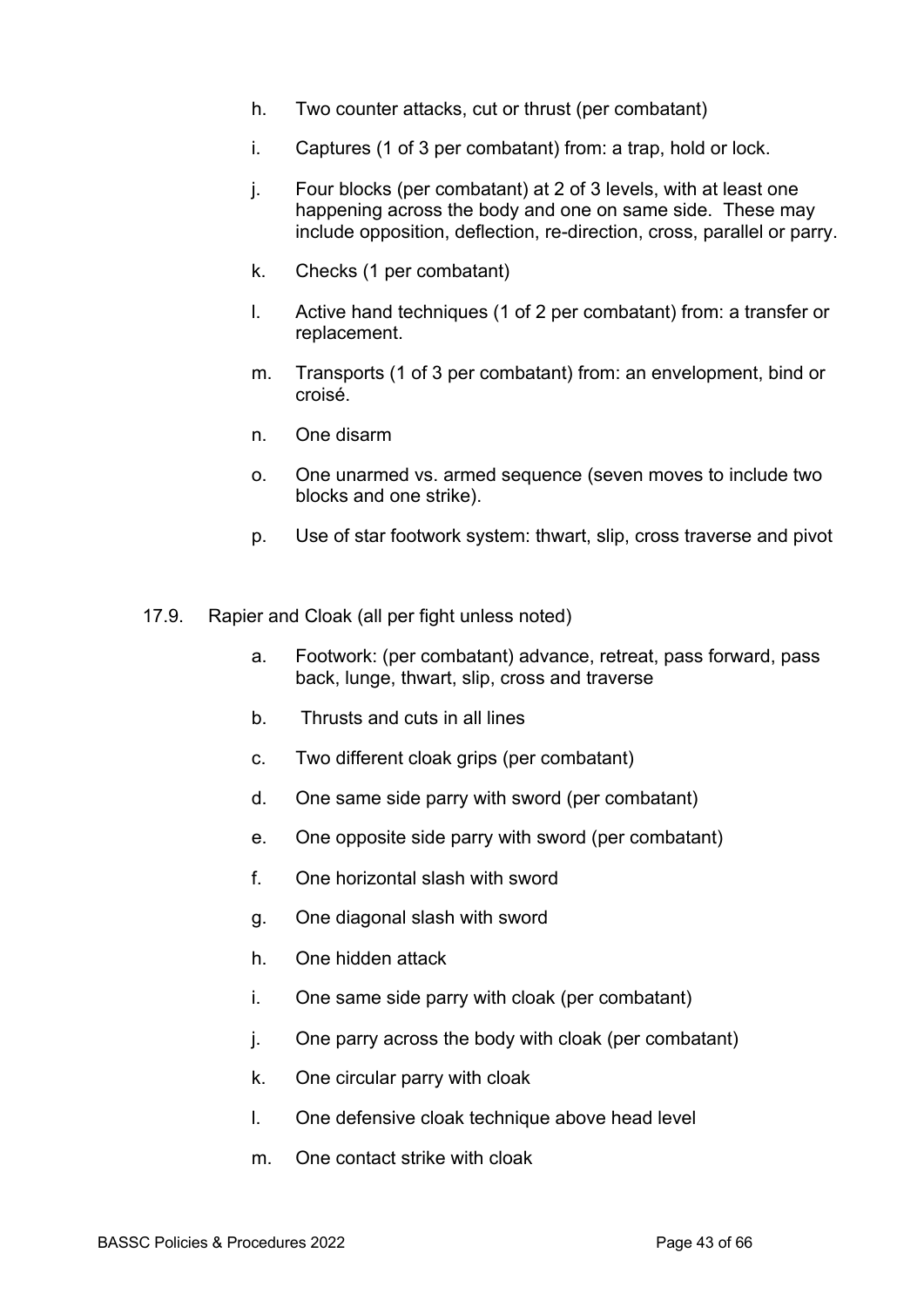h. Two counter attacks, cut or thrust (per combatant)

i. Captures (1 of 3 per combatant) from: a trap, hold or lock.

j. Four blocks (per combatant) at 2 of 3 levels, with at least one happening across the body and one on same side. These may include opposition, deflection, re-direction, cross, parallel or parry.

k. Checks (1 per combatant)

l. Active hand techniques (1 of 2 per combatant) from: a transfer or replacement.

m. Transports (1 of 3 per combatant) from: an envelopment, bind or croisé.

n. One disarm

o. One unarmed vs. armed sequence (seven moves to include two blocks and one strike).

p. Use of star footwork system: thwart, slip, cross traverse and pivot

17.9. Rapier and Cloak (all per fight unless noted)

a. Footwork: (per combatant) advance, retreat, pass forward, pass back, lunge, thwart, slip, cross and traverse

b. Thrusts and cuts in all lines

c. Two different cloak grips (per combatant)

d. One same side parry with sword (per combatant)

e. One opposite side parry with sword (per combatant)

f. One horizontal slash with sword

g. One diagonal slash with sword

h. One hidden attack

i. One same side parry with cloak (per combatant)

j. One parry across the body with cloak (per combatant)

k. One circular parry with cloak

l. One defensive cloak technique above head level

m. One contact strike with cloak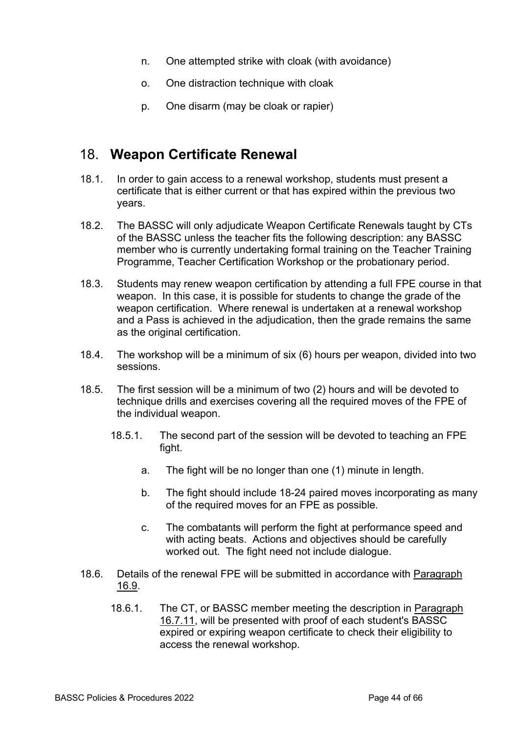n. One attempted strike with cloak (with avoidance)

o. One distraction technique with cloak

p. One disarm (may be cloak or rapier)

## 18. Weapon Certificate Renewal

18.1. In order to gain access to a renewal workshop, students must present a certificate that is either current or that has expired within the previous two years.

18.2. The BASSC will only adjudicate Weapon Certificate Renewals taught by CTs of the BASSC unless the teacher fits the following description: any BASSC member who is currently undertaking formal training on the Teacher Training Programme, Teacher Certification Workshop or the probationary period.

18.3. Students may renew weapon certification by attending a full FPE course in that weapon. In this case, it is possible for students to change the grade of the weapon certification. Where renewal is undertaken at a renewal workshop and a Pass is achieved in the adjudication, then the grade remains the same as the original certification.

18.4. The workshop will be a minimum of six (6) hours per weapon, divided into two sessions.

18.5. The first session will be a minimum of two (2) hours and will be devoted to technique drills and exercises covering all the required moves of the FPE of the individual weapon.

18.5.1. The second part of the session will be devoted to teaching an FPE fight.

a. The fight will be no longer than one (1) minute in length.

b. The fight should include 18-24 paired moves incorporating as many of the required moves for an FPE as possible.

c. The combatants will perform the fight at performance speed and with acting beats. Actions and objectives should be carefully worked out. The fight need not include dialogue.

18.6. Details of the renewal FPE will be submitted in accordance with Paragraph 16.9.

18.6.1. The CT, or BASSC member meeting the description in Paragraph 16.7.11, will be presented with proof of each student's BASSC expired or expiring weapon certificate to check their eligibility to access the renewal workshop.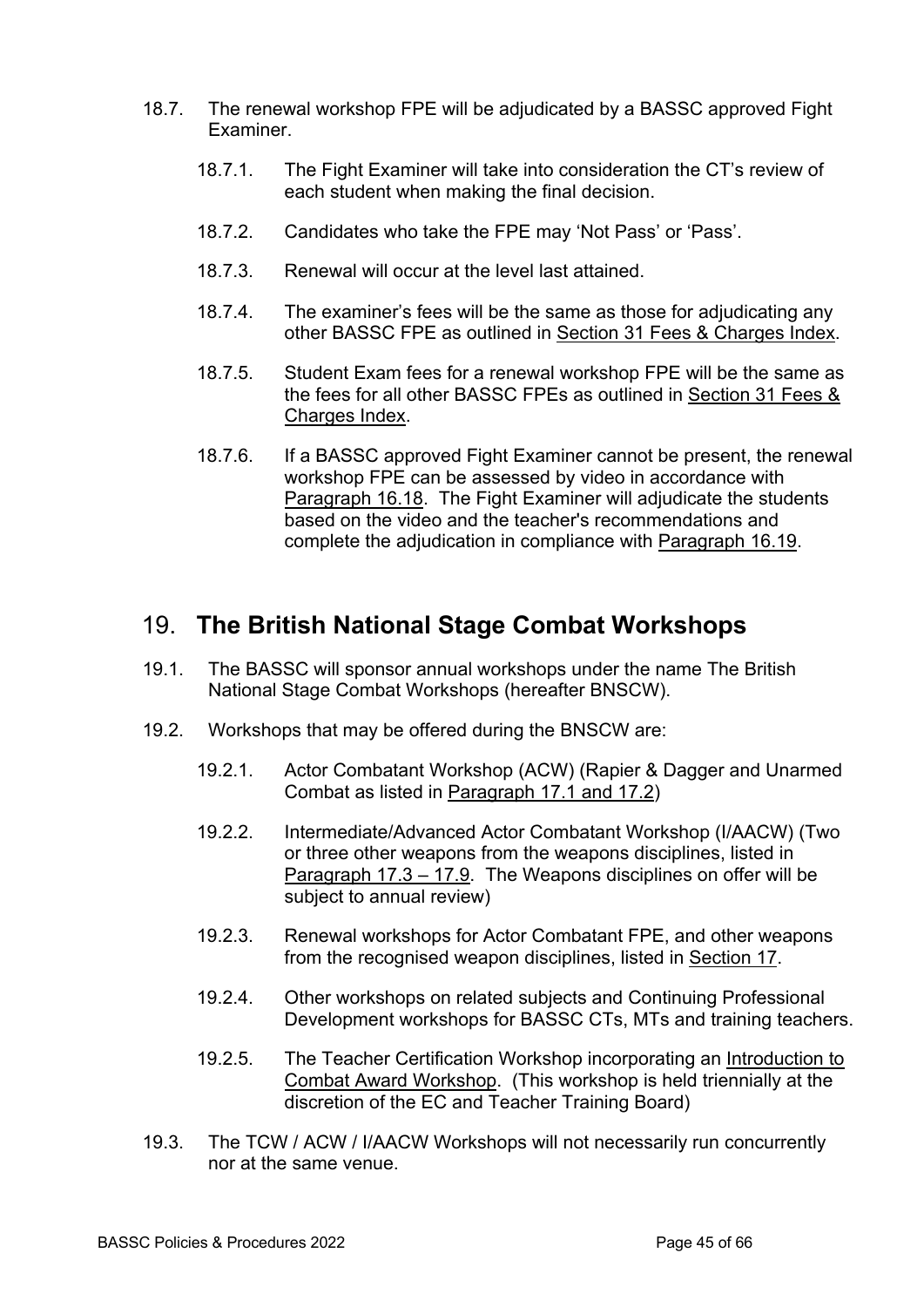18.7. The renewal workshop FPE will be adjudicated by a BASSC approved Fight Examiner.

18.7.1. The Fight Examiner will take into consideration the CT's review of each student when making the final decision.

18.7.2. Candidates who take the FPE may 'Not Pass' or 'Pass'.

18.7.3. Renewal will occur at the level last attained.

18.7.4. The examiner's fees will be the same as those for adjudicating any other BASSC FPE as outlined in Section 31 Fees & Charges Index.

18.7.5. Student Exam fees for a renewal workshop FPE will be the same as the fees for all other BASSC FPEs as outlined in Section 31 Fees & Charges Index.

18.7.6. If a BASSC approved Fight Examiner cannot be present, the renewal workshop FPE can be assessed by video in accordance with Paragraph 16.18. The Fight Examiner will adjudicate the students based on the video and the teacher's recommendations and complete the adjudication in compliance with Paragraph 16.19.

## 19. **The British National Stage Combat Workshops**

19.1. The BASSC will sponsor annual workshops under the name The British National Stage Combat Workshops (hereafter BNSCW).

19.2. Workshops that may be offered during the BNSCW are:

19.2.1. Actor Combatant Workshop (ACW) (Rapier & Dagger and Unarmed Combat as listed in Paragraph 17.1 and 17.2)

19.2.2. Intermediate/Advanced Actor Combatant Workshop (I/AACW) (Two or three other weapons from the weapons disciplines, listed in Paragraph 17.3 – 17.9. The Weapons disciplines on offer will be subject to annual review)

19.2.3. Renewal workshops for Actor Combatant FPE, and other weapons from the recognised weapon disciplines, listed in Section 17.

19.2.4. Other workshops on related subjects and Continuing Professional Development workshops for BASSC CTs, MTs and training teachers.

19.2.5. The Teacher Certification Workshop incorporating an Introduction to Combat Award Workshop. (This workshop is held triennially at the discretion of the EC and Teacher Training Board)

19.3. The TCW / ACW / I/AACW Workshops will not necessarily run concurrently nor at the same venue.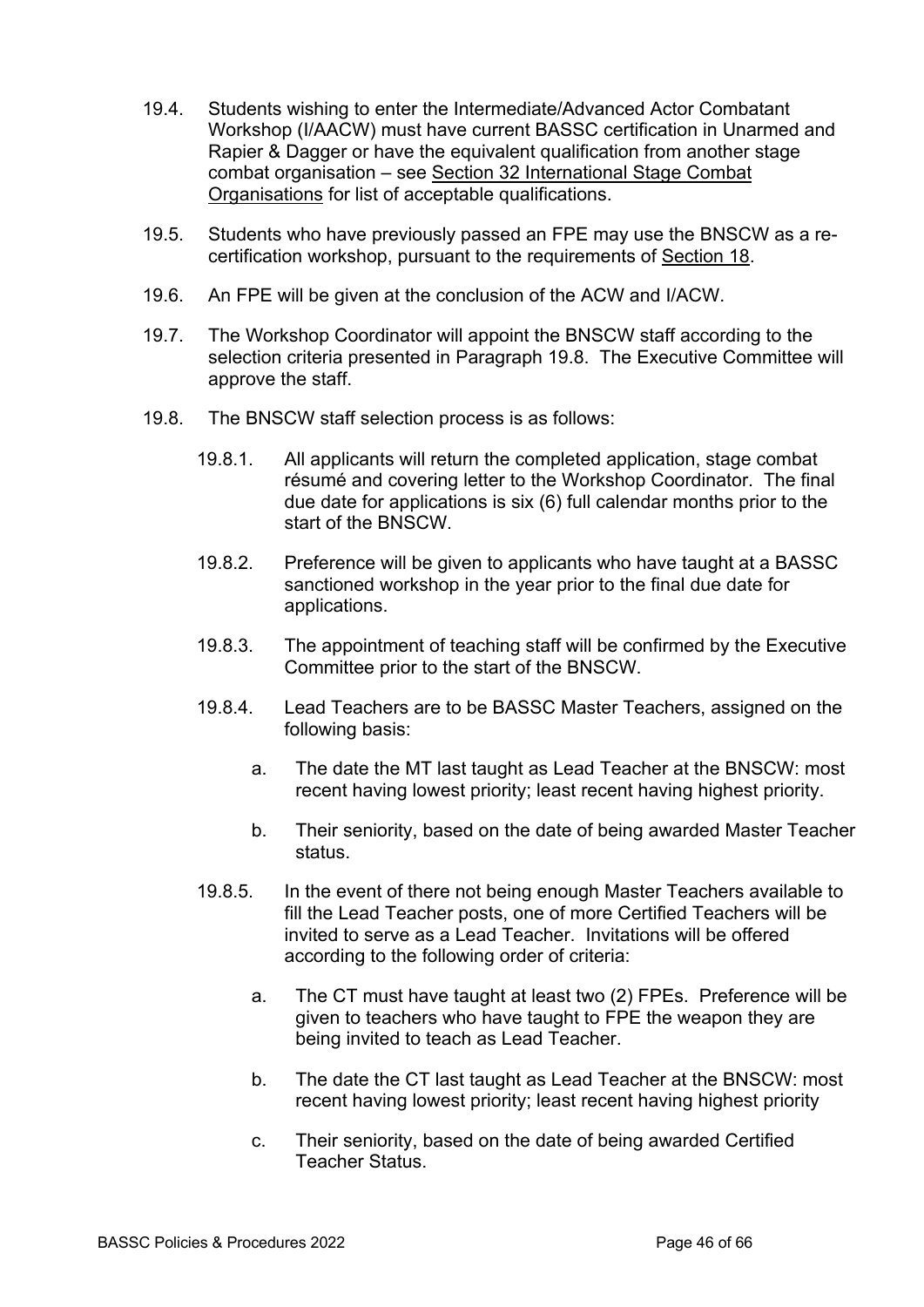19.4. Students wishing to enter the Intermediate/Advanced Actor Combatant Workshop (I/AACW) must have current BASSC certification in Unarmed and Rapier & Dagger or have the equivalent qualification from another stage combat organisation – see Section 32 International Stage Combat Organisations for list of acceptable qualifications.

19.5. Students who have previously passed an FPE may use the BNSCW as a re-certification workshop, pursuant to the requirements of Section 18.

19.6. An FPE will be given at the conclusion of the ACW and I/ACW.

19.7. The Workshop Coordinator will appoint the BNSCW staff according to the selection criteria presented in Paragraph 19.8. The Executive Committee will approve the staff.

19.8. The BNSCW staff selection process is as follows:

19.8.1. All applicants will return the completed application, stage combat résumé and covering letter to the Workshop Coordinator. The final due date for applications is six (6) full calendar months prior to the start of the BNSCW.

19.8.2. Preference will be given to applicants who have taught at a BASSC sanctioned workshop in the year prior to the final due date for applications.

19.8.3. The appointment of teaching staff will be confirmed by the Executive Committee prior to the start of the BNSCW.

19.8.4. Lead Teachers are to be BASSC Master Teachers, assigned on the following basis:

a. The date the MT last taught as Lead Teacher at the BNSCW: most recent having lowest priority; least recent having highest priority.

b. Their seniority, based on the date of being awarded Master Teacher status.

19.8.5. In the event of there not being enough Master Teachers available to fill the Lead Teacher posts, one of more Certified Teachers will be invited to serve as a Lead Teacher. Invitations will be offered according to the following order of criteria:

a. The CT must have taught at least two (2) FPEs. Preference will be given to teachers who have taught to FPE the weapon they are being invited to teach as Lead Teacher.

b. The date the CT last taught as Lead Teacher at the BNSCW: most recent having lowest priority; least recent having highest priority

c. Their seniority, based on the date of being awarded Certified Teacher Status.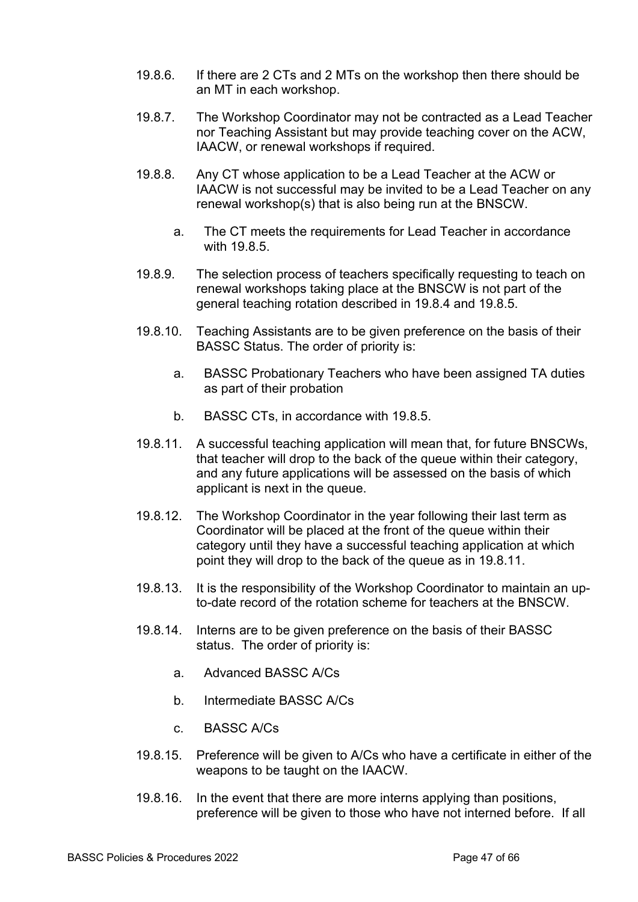19.8.6. If there are 2 CTs and 2 MTs on the workshop then there should be an MT in each workshop.

19.8.7. The Workshop Coordinator may not be contracted as a Lead Teacher nor Teaching Assistant but may provide teaching cover on the ACW, IAACW, or renewal workshops if required.

19.8.8. Any CT whose application to be a Lead Teacher at the ACW or IAACW is not successful may be invited to be a Lead Teacher on any renewal workshop(s) that is also being run at the BNSCW.

   a. The CT meets the requirements for Lead Teacher in accordance with 19.8.5.

19.8.9. The selection process of teachers specifically requesting to teach on renewal workshops taking place at the BNSCW is not part of the general teaching rotation described in 19.8.4 and 19.8.5.

19.8.10. Teaching Assistants are to be given preference on the basis of their BASSC Status. The order of priority is:

   a. BASSC Probationary Teachers who have been assigned TA duties as part of their probation

   b. BASSC CTs, in accordance with 19.8.5.

19.8.11. A successful teaching application will mean that, for future BNSCWs, that teacher will drop to the back of the queue within their category, and any future applications will be assessed on the basis of which applicant is next in the queue.

19.8.12. The Workshop Coordinator in the year following their last term as Coordinator will be placed at the front of the queue within their category until they have a successful teaching application at which point they will drop to the back of the queue as in 19.8.11.

19.8.13. It is the responsibility of the Workshop Coordinator to maintain an up-to-date record of the rotation scheme for teachers at the BNSCW.

19.8.14. Interns are to be given preference on the basis of their BASSC status. The order of priority is:

   a. Advanced BASSC A/Cs

   b. Intermediate BASSC A/Cs

   c. BASSC A/Cs

19.8.15. Preference will be given to A/Cs who have a certificate in either of the weapons to be taught on the IAACW.

19.8.16. In the event that there are more interns applying than positions, preference will be given to those who have not interned before. If all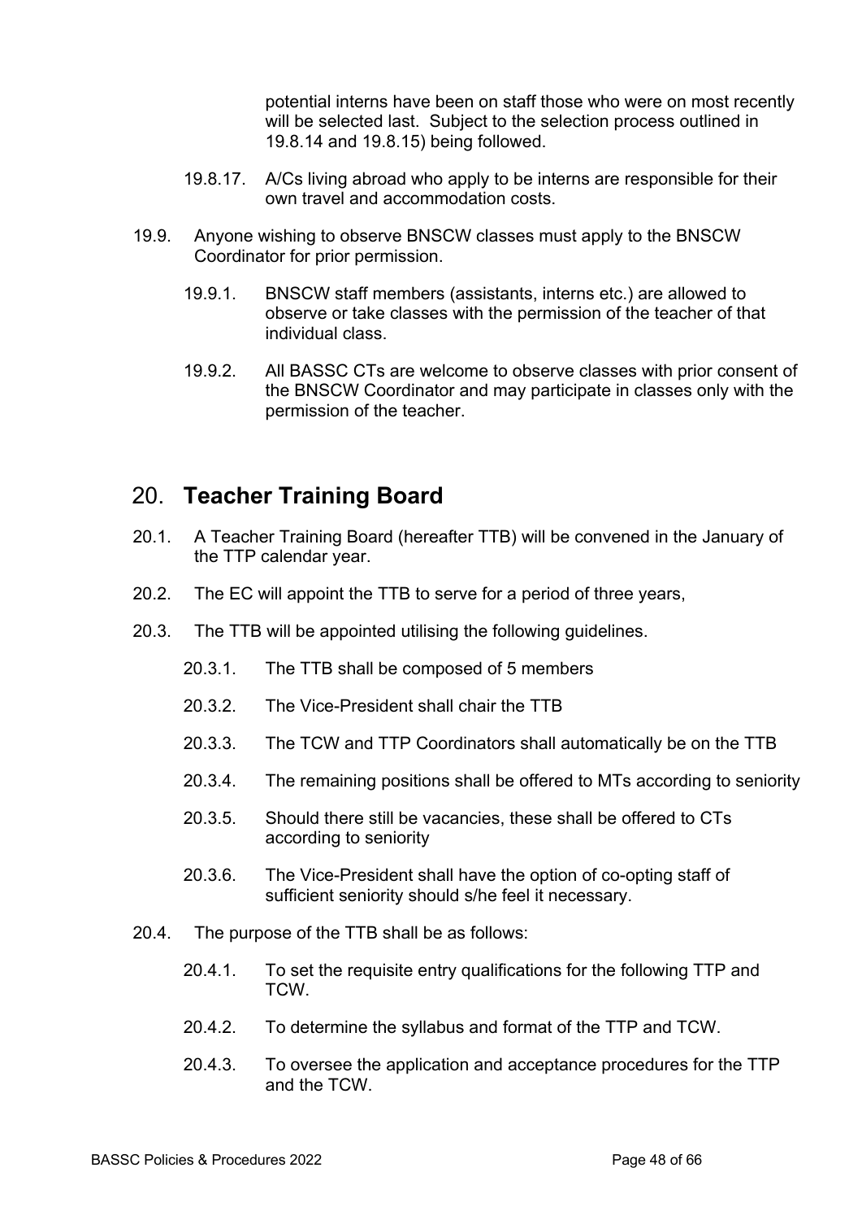potential interns have been on staff those who were on most recently will be selected last. Subject to the selection process outlined in 19.8.14 and 19.8.15) being followed.

19.8.17. A/Cs living abroad who apply to be interns are responsible for their own travel and accommodation costs.

19.9. Anyone wishing to observe BNSCW classes must apply to the BNSCW Coordinator for prior permission.

19.9.1. BNSCW staff members (assistants, interns etc.) are allowed to observe or take classes with the permission of the teacher of that individual class.

19.9.2. All BASSC CTs are welcome to observe classes with prior consent of the BNSCW Coordinator and may participate in classes only with the permission of the teacher.

## 20. **Teacher Training Board**

20.1. A Teacher Training Board (hereafter TTB) will be convened in the January of the TTP calendar year.

20.2. The EC will appoint the TTB to serve for a period of three years,

20.3. The TTB will be appointed utilising the following guidelines.

20.3.1. The TTB shall be composed of 5 members

20.3.2. The Vice-President shall chair the TTB

20.3.3. The TCW and TTP Coordinators shall automatically be on the TTB

20.3.4. The remaining positions shall be offered to MTs according to seniority

20.3.5. Should there still be vacancies, these shall be offered to CTs according to seniority

20.3.6. The Vice-President shall have the option of co-opting staff of sufficient seniority should s/he feel it necessary.

20.4. The purpose of the TTB shall be as follows:

20.4.1. To set the requisite entry qualifications for the following TTP and TCW.

20.4.2. To determine the syllabus and format of the TTP and TCW.

20.4.3. To oversee the application and acceptance procedures for the TTP and the TCW.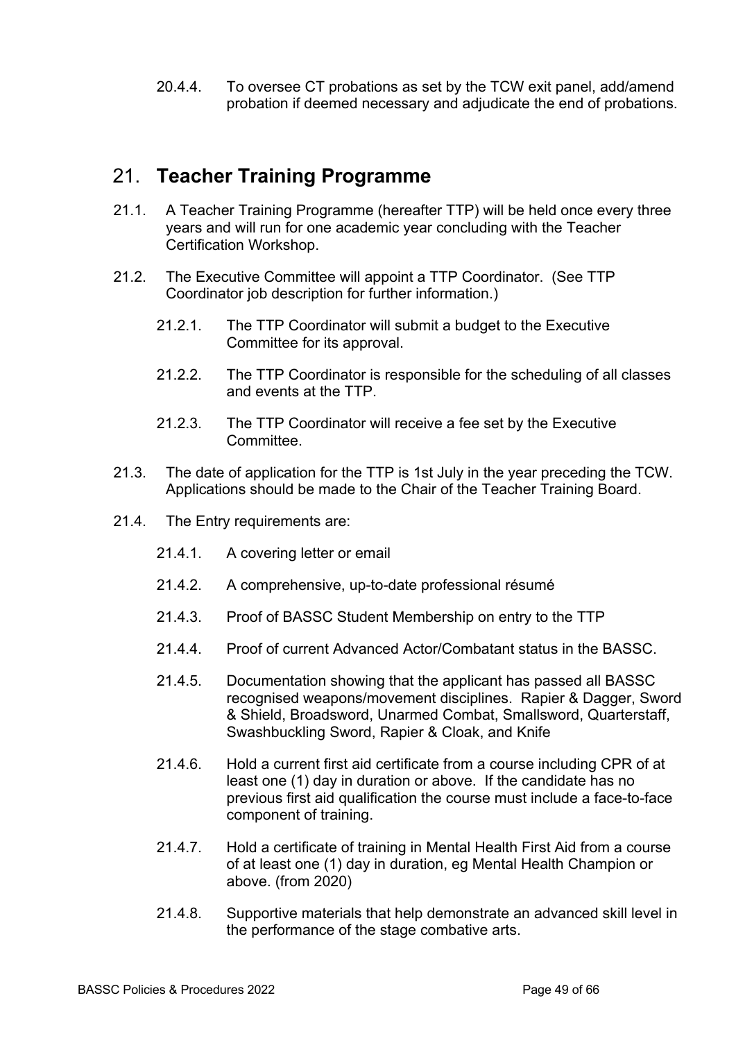20.4.4. To oversee CT probations as set by the TCW exit panel, add/amend probation if deemed necessary and adjudicate the end of probations.

## 21. **Teacher Training Programme**

21.1. A Teacher Training Programme (hereafter TTP) will be held once every three years and will run for one academic year concluding with the Teacher Certification Workshop.

21.2. The Executive Committee will appoint a TTP Coordinator. (See TTP Coordinator job description for further information.)

21.2.1. The TTP Coordinator will submit a budget to the Executive Committee for its approval.

21.2.2. The TTP Coordinator is responsible for the scheduling of all classes and events at the TTP.

21.2.3. The TTP Coordinator will receive a fee set by the Executive Committee.

21.3. The date of application for the TTP is 1st July in the year preceding the TCW. Applications should be made to the Chair of the Teacher Training Board.

21.4. The Entry requirements are:

21.4.1. A covering letter or email

21.4.2. A comprehensive, up-to-date professional résumé

21.4.3. Proof of BASSC Student Membership on entry to the TTP

21.4.4. Proof of current Advanced Actor/Combatant status in the BASSC.

21.4.5. Documentation showing that the applicant has passed all BASSC recognised weapons/movement disciplines. Rapier & Dagger, Sword & Shield, Broadsword, Unarmed Combat, Smallsword, Quarterstaff, Swashbuckling Sword, Rapier & Cloak, and Knife

21.4.6. Hold a current first aid certificate from a course including CPR of at least one (1) day in duration or above. If the candidate has no previous first aid qualification the course must include a face-to-face component of training.

21.4.7. Hold a certificate of training in Mental Health First Aid from a course of at least one (1) day in duration, eg Mental Health Champion or above. (from 2020)

21.4.8. Supportive materials that help demonstrate an advanced skill level in the performance of the stage combative arts.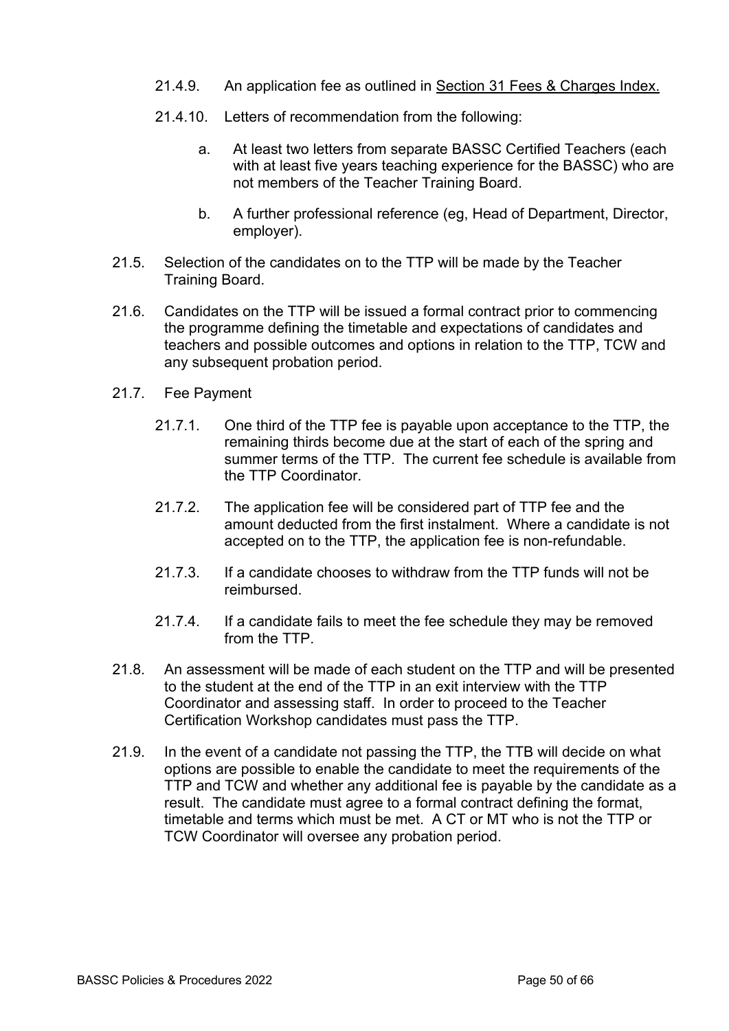21.4.9. An application fee as outlined in Section 31 Fees & Charges Index.

21.4.10. Letters of recommendation from the following:

a. At least two letters from separate BASSC Certified Teachers (each with at least five years teaching experience for the BASSC) who are not members of the Teacher Training Board.

b. A further professional reference (eg, Head of Department, Director, employer).

21.5. Selection of the candidates on to the TTP will be made by the Teacher Training Board.

21.6. Candidates on the TTP will be issued a formal contract prior to commencing the programme defining the timetable and expectations of candidates and teachers and possible outcomes and options in relation to the TTP, TCW and any subsequent probation period.

21.7. Fee Payment

21.7.1. One third of the TTP fee is payable upon acceptance to the TTP, the remaining thirds become due at the start of each of the spring and summer terms of the TTP. The current fee schedule is available from the TTP Coordinator.

21.7.2. The application fee will be considered part of TTP fee and the amount deducted from the first instalment. Where a candidate is not accepted on to the TTP, the application fee is non-refundable.

21.7.3. If a candidate chooses to withdraw from the TTP funds will not be reimbursed.

21.7.4. If a candidate fails to meet the fee schedule they may be removed from the TTP.

21.8. An assessment will be made of each student on the TTP and will be presented to the student at the end of the TTP in an exit interview with the TTP Coordinator and assessing staff. In order to proceed to the Teacher Certification Workshop candidates must pass the TTP.

21.9. In the event of a candidate not passing the TTP, the TTB will decide on what options are possible to enable the candidate to meet the requirements of the TTP and TCW and whether any additional fee is payable by the candidate as a result. The candidate must agree to a formal contract defining the format, timetable and terms which must be met. A CT or MT who is not the TTP or TCW Coordinator will oversee any probation period.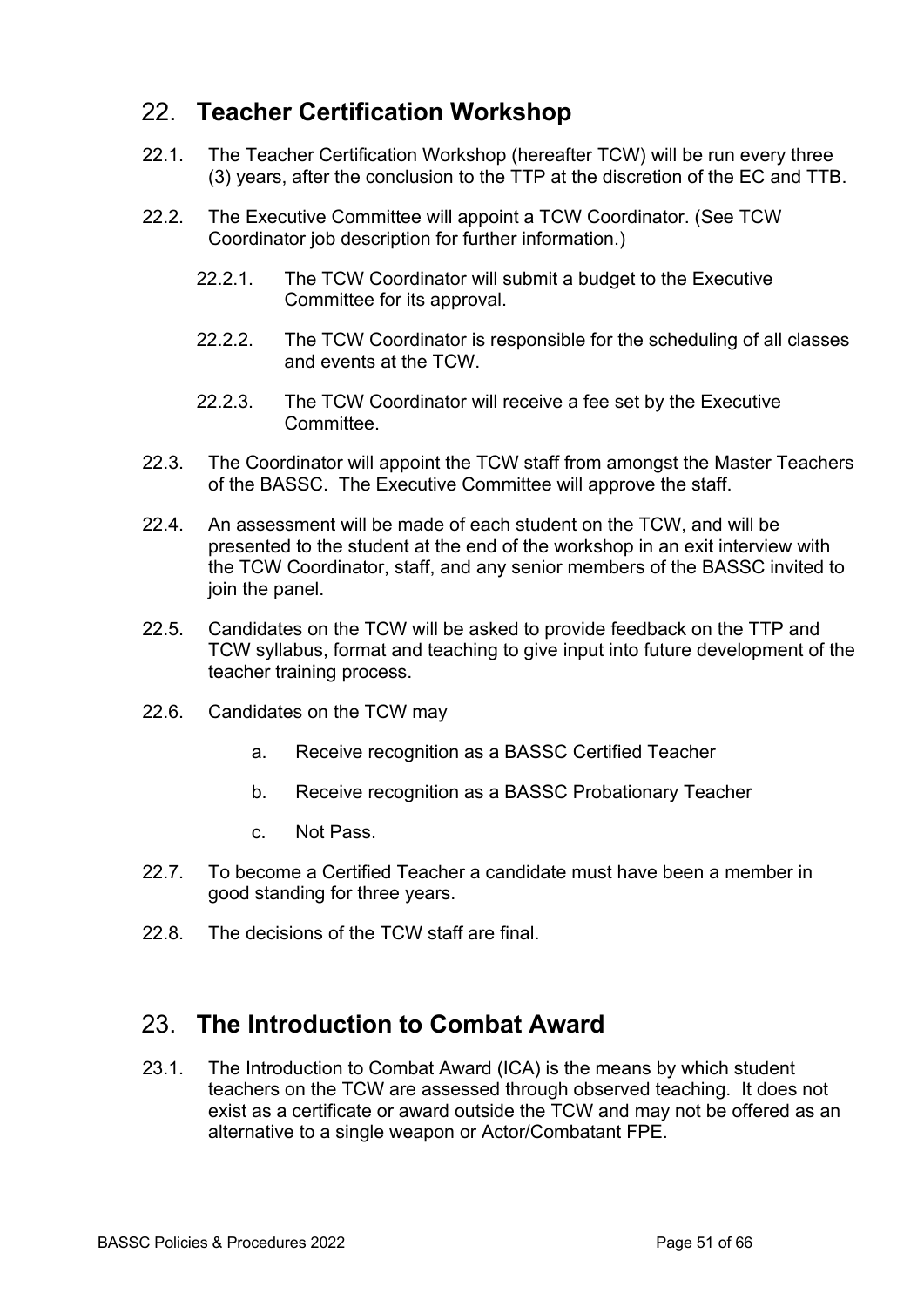## 22. **Teacher Certification Workshop**

22.1. The Teacher Certification Workshop (hereafter TCW) will be run every three (3) years, after the conclusion to the TTP at the discretion of the EC and TTB.

22.2. The Executive Committee will appoint a TCW Coordinator. (See TCW Coordinator job description for further information.)

- 22.2.1. The TCW Coordinator will submit a budget to the Executive Committee for its approval.
- 22.2.2. The TCW Coordinator is responsible for the scheduling of all classes and events at the TCW.
- 22.2.3. The TCW Coordinator will receive a fee set by the Executive Committee.

22.3. The Coordinator will appoint the TCW staff from amongst the Master Teachers of the BASSC. The Executive Committee will approve the staff.

22.4. An assessment will be made of each student on the TCW, and will be presented to the student at the end of the workshop in an exit interview with the TCW Coordinator, staff, and any senior members of the BASSC invited to join the panel.

22.5. Candidates on the TCW will be asked to provide feedback on the TTP and TCW syllabus, format and teaching to give input into future development of the teacher training process.

22.6. Candidates on the TCW may

- a. Receive recognition as a BASSC Certified Teacher
- b. Receive recognition as a BASSC Probationary Teacher
- c. Not Pass.

22.7. To become a Certified Teacher a candidate must have been a member in good standing for three years.

22.8. The decisions of the TCW staff are final.

## 23. **The Introduction to Combat Award**

23.1. The Introduction to Combat Award (ICA) is the means by which student teachers on the TCW are assessed through observed teaching. It does not exist as a certificate or award outside the TCW and may not be offered as an alternative to a single weapon or Actor/Combatant FPE.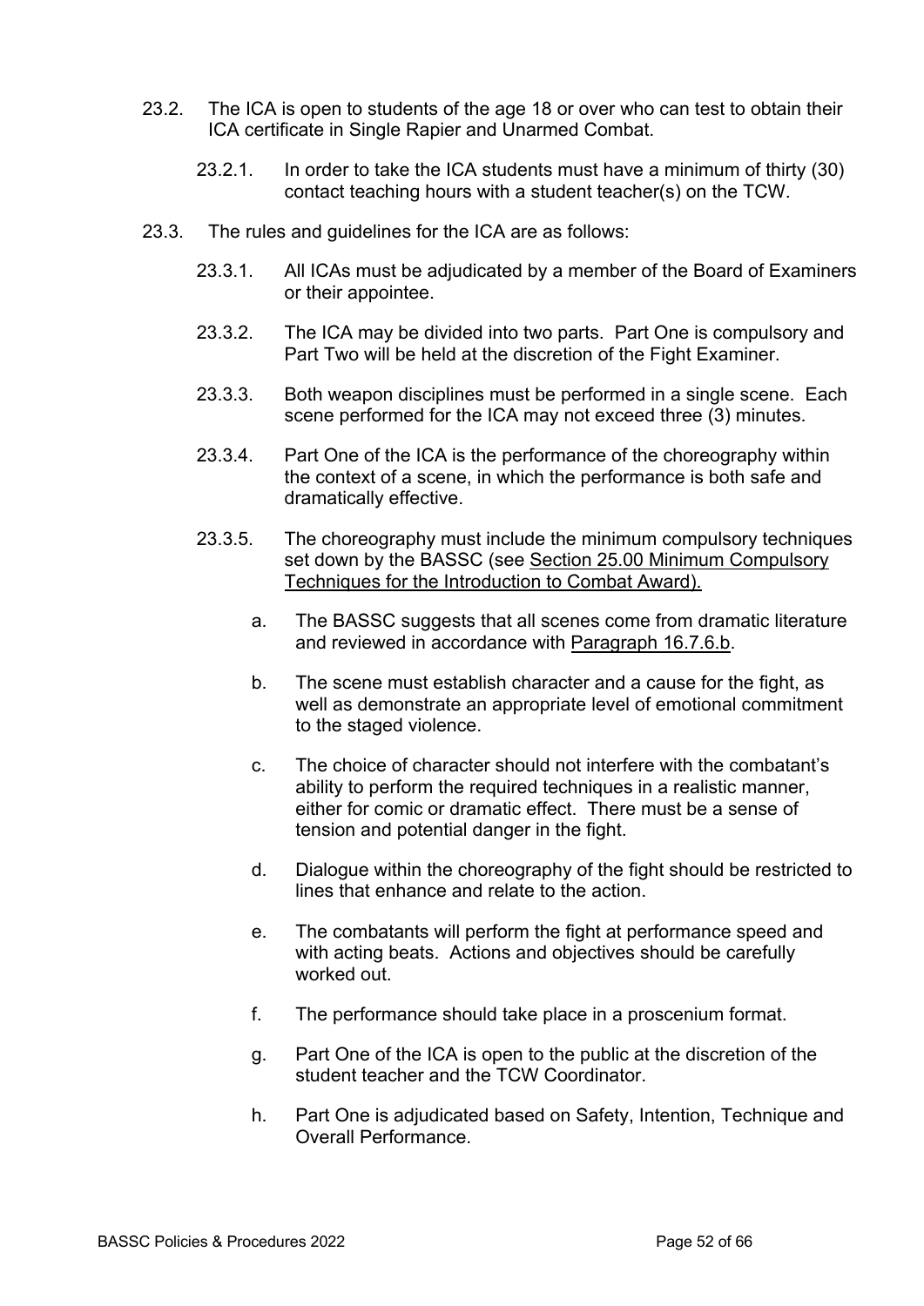23.2. The ICA is open to students of the age 18 or over who can test to obtain their ICA certificate in Single Rapier and Unarmed Combat.

23.2.1. In order to take the ICA students must have a minimum of thirty (30) contact teaching hours with a student teacher(s) on the TCW.

23.3. The rules and guidelines for the ICA are as follows:

23.3.1. All ICAs must be adjudicated by a member of the Board of Examiners or their appointee.

23.3.2. The ICA may be divided into two parts. Part One is compulsory and Part Two will be held at the discretion of the Fight Examiner.

23.3.3. Both weapon disciplines must be performed in a single scene. Each scene performed for the ICA may not exceed three (3) minutes.

23.3.4. Part One of the ICA is the performance of the choreography within the context of a scene, in which the performance is both safe and dramatically effective.

23.3.5. The choreography must include the minimum compulsory techniques set down by the BASSC (see Section 25.00 Minimum Compulsory Techniques for the Introduction to Combat Award).

a. The BASSC suggests that all scenes come from dramatic literature and reviewed in accordance with Paragraph 16.7.6.b.

b. The scene must establish character and a cause for the fight, as well as demonstrate an appropriate level of emotional commitment to the staged violence.

c. The choice of character should not interfere with the combatant's ability to perform the required techniques in a realistic manner, either for comic or dramatic effect. There must be a sense of tension and potential danger in the fight.

d. Dialogue within the choreography of the fight should be restricted to lines that enhance and relate to the action.

e. The combatants will perform the fight at performance speed and with acting beats. Actions and objectives should be carefully worked out.

f. The performance should take place in a proscenium format.

g. Part One of the ICA is open to the public at the discretion of the student teacher and the TCW Coordinator.

h. Part One is adjudicated based on Safety, Intention, Technique and Overall Performance.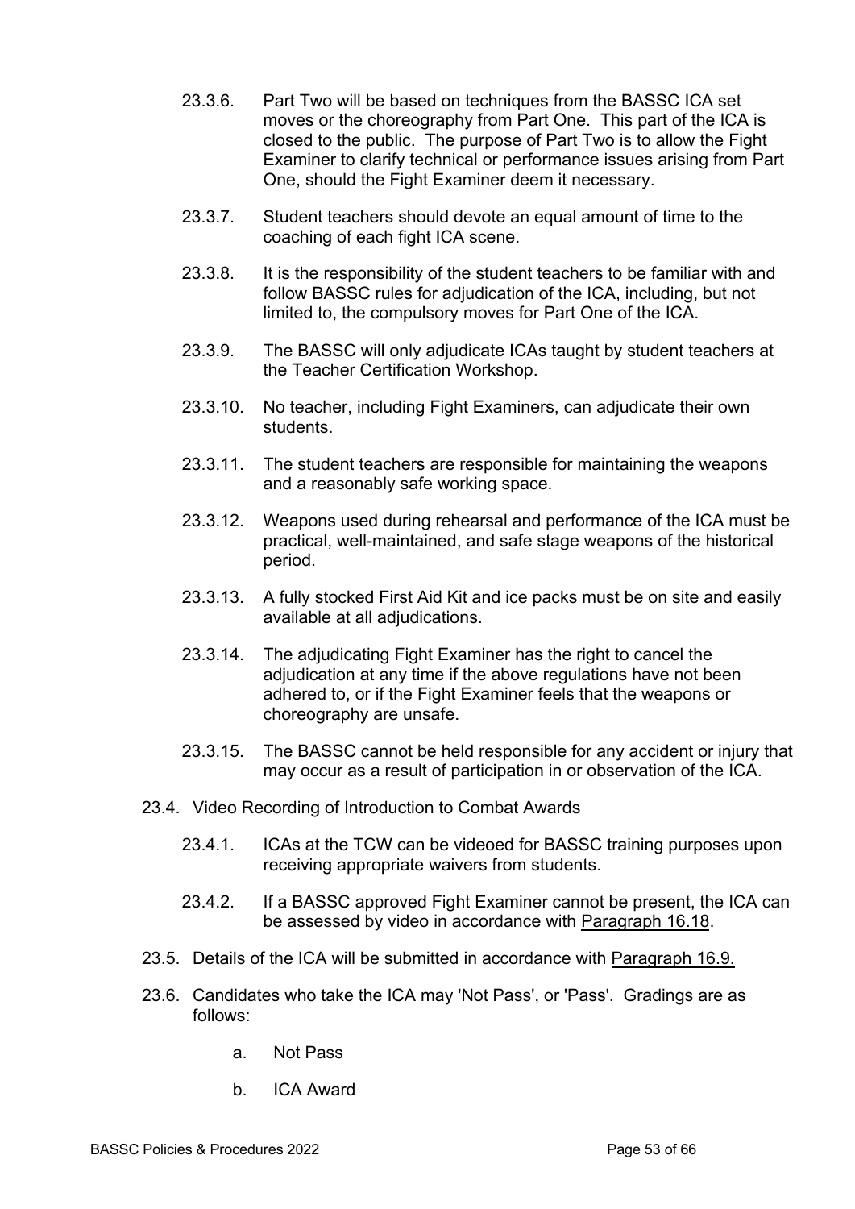23.3.6. Part Two will be based on techniques from the BASSC ICA set moves or the choreography from Part One. This part of the ICA is closed to the public. The purpose of Part Two is to allow the Fight Examiner to clarify technical or performance issues arising from Part One, should the Fight Examiner deem it necessary.

23.3.7. Student teachers should devote an equal amount of time to the coaching of each fight ICA scene.

23.3.8. It is the responsibility of the student teachers to be familiar with and follow BASSC rules for adjudication of the ICA, including, but not limited to, the compulsory moves for Part One of the ICA.

23.3.9. The BASSC will only adjudicate ICAs taught by student teachers at the Teacher Certification Workshop.

23.3.10. No teacher, including Fight Examiners, can adjudicate their own students.

23.3.11. The student teachers are responsible for maintaining the weapons and a reasonably safe working space.

23.3.12. Weapons used during rehearsal and performance of the ICA must be practical, well-maintained, and safe stage weapons of the historical period.

23.3.13. A fully stocked First Aid Kit and ice packs must be on site and easily available at all adjudications.

23.3.14. The adjudicating Fight Examiner has the right to cancel the adjudication at any time if the above regulations have not been adhered to, or if the Fight Examiner feels that the weapons or choreography are unsafe.

23.3.15. The BASSC cannot be held responsible for any accident or injury that may occur as a result of participation in or observation of the ICA.

23.4. Video Recording of Introduction to Combat Awards

23.4.1. ICAs at the TCW can be videoed for BASSC training purposes upon receiving appropriate waivers from students.

23.4.2. If a BASSC approved Fight Examiner cannot be present, the ICA can be assessed by video in accordance with Paragraph 16.18.

23.5. Details of the ICA will be submitted in accordance with Paragraph 16.9.

23.6. Candidates who take the ICA may 'Not Pass', or 'Pass'. Gradings are as follows:

a. Not Pass

b. ICA Award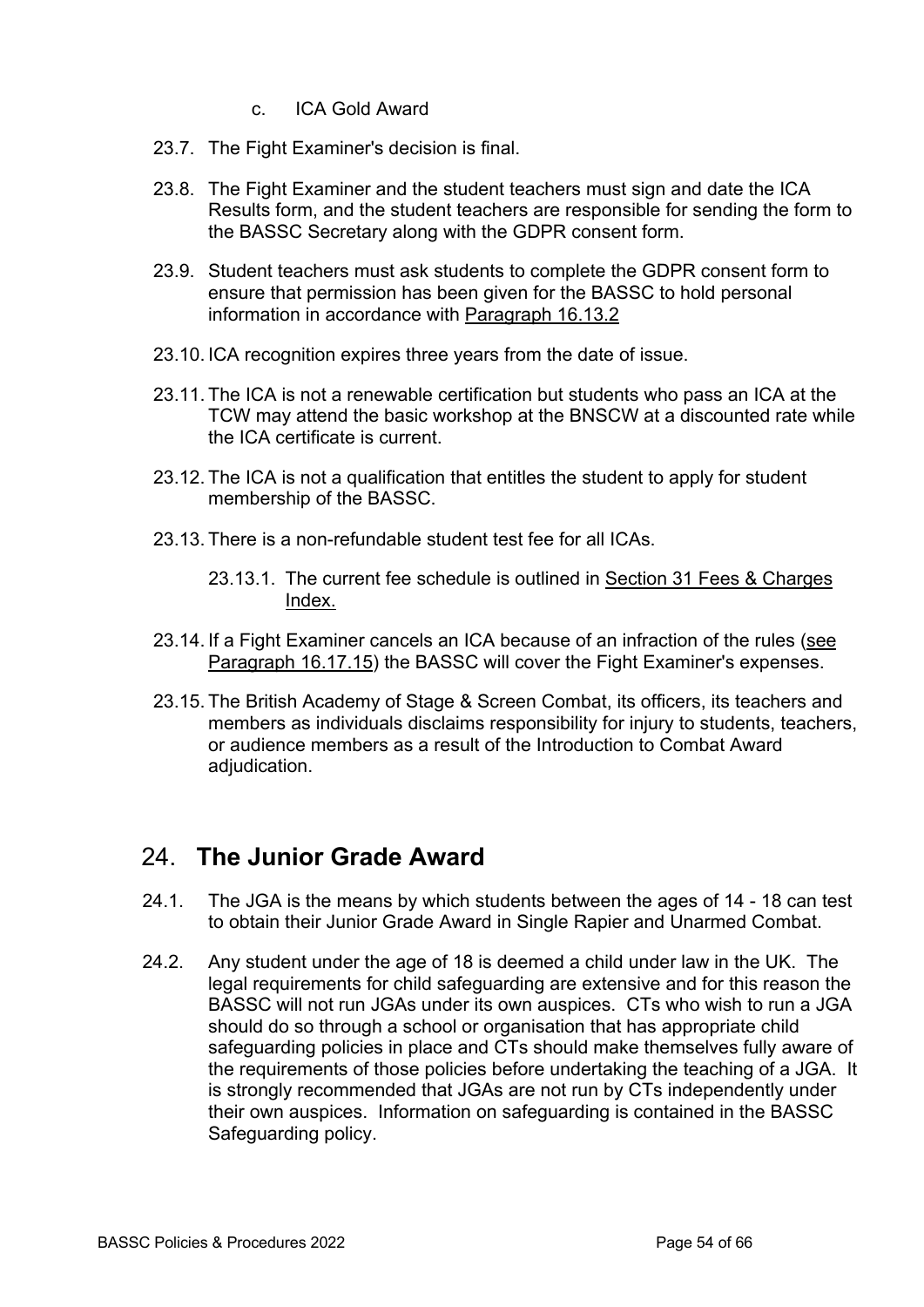c. ICA Gold Award

23.7. The Fight Examiner's decision is final.

23.8. The Fight Examiner and the student teachers must sign and date the ICA Results form, and the student teachers are responsible for sending the form to the BASSC Secretary along with the GDPR consent form.

23.9. Student teachers must ask students to complete the GDPR consent form to ensure that permission has been given for the BASSC to hold personal information in accordance with Paragraph 16.13.2

23.10. ICA recognition expires three years from the date of issue.

23.11. The ICA is not a renewable certification but students who pass an ICA at the TCW may attend the basic workshop at the BNSCW at a discounted rate while the ICA certificate is current.

23.12. The ICA is not a qualification that entitles the student to apply for student membership of the BASSC.

23.13. There is a non-refundable student test fee for all ICAs.

23.13.1. The current fee schedule is outlined in Section 31 Fees & Charges Index.

23.14. If a Fight Examiner cancels an ICA because of an infraction of the rules (see Paragraph 16.17.15) the BASSC will cover the Fight Examiner's expenses.

23.15. The British Academy of Stage & Screen Combat, its officers, its teachers and members as individuals disclaims responsibility for injury to students, teachers, or audience members as a result of the Introduction to Combat Award adjudication.

## 24. **The Junior Grade Award**

24.1. The JGA is the means by which students between the ages of 14 - 18 can test to obtain their Junior Grade Award in Single Rapier and Unarmed Combat.

24.2. Any student under the age of 18 is deemed a child under law in the UK. The legal requirements for child safeguarding are extensive and for this reason the BASSC will not run JGAs under its own auspices. CTs who wish to run a JGA should do so through a school or organisation that has appropriate child safeguarding policies in place and CTs should make themselves fully aware of the requirements of those policies before undertaking the teaching of a JGA. It is strongly recommended that JGAs are not run by CTs independently under their own auspices. Information on safeguarding is contained in the BASSC Safeguarding policy.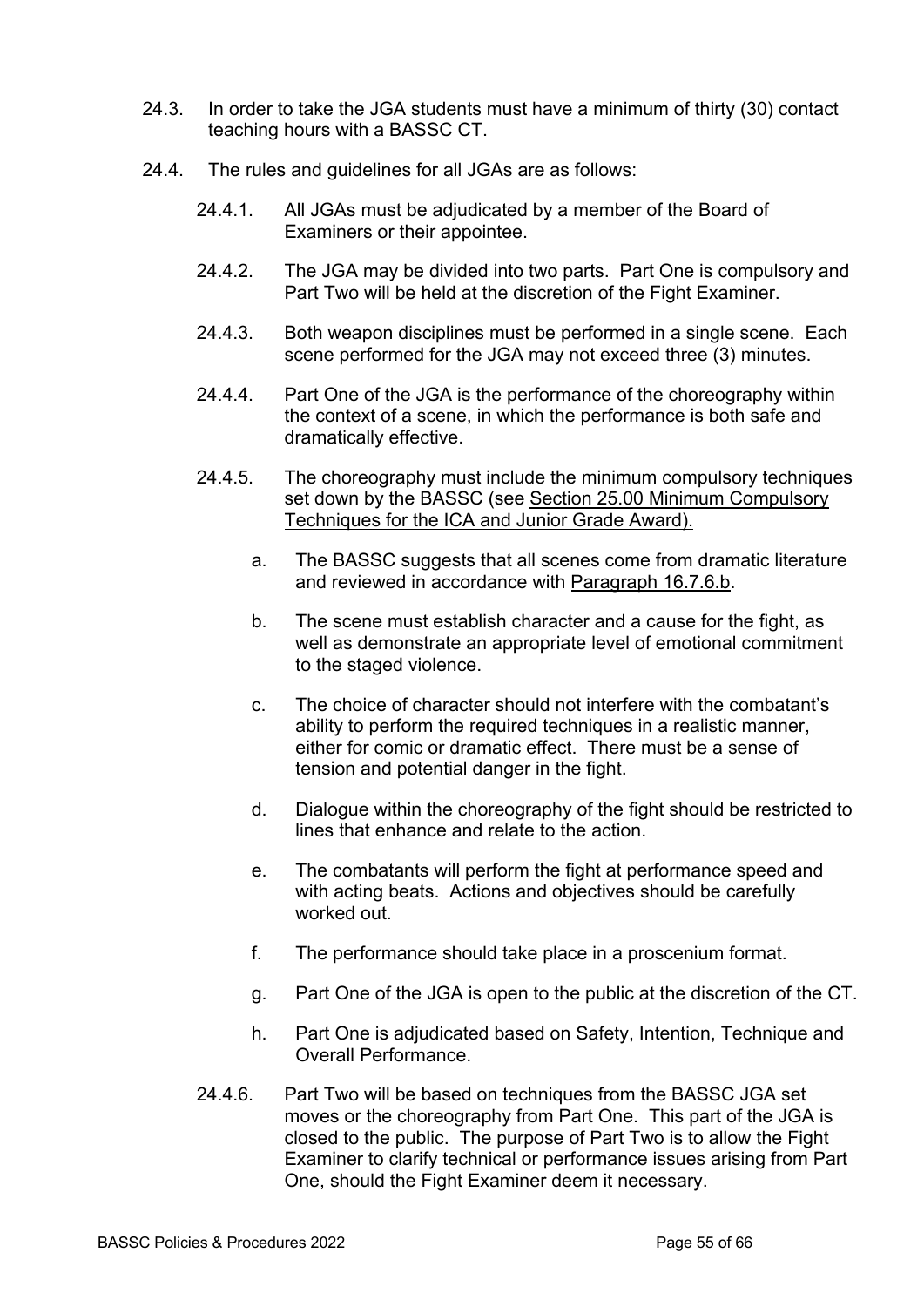24.3. In order to take the JGA students must have a minimum of thirty (30) contact teaching hours with a BASSC CT.

24.4. The rules and guidelines for all JGAs are as follows:

24.4.1. All JGAs must be adjudicated by a member of the Board of Examiners or their appointee.

24.4.2. The JGA may be divided into two parts. Part One is compulsory and Part Two will be held at the discretion of the Fight Examiner.

24.4.3. Both weapon disciplines must be performed in a single scene. Each scene performed for the JGA may not exceed three (3) minutes.

24.4.4. Part One of the JGA is the performance of the choreography within the context of a scene, in which the performance is both safe and dramatically effective.

24.4.5. The choreography must include the minimum compulsory techniques set down by the BASSC (see Section 25.00 Minimum Compulsory Techniques for the ICA and Junior Grade Award).

a. The BASSC suggests that all scenes come from dramatic literature and reviewed in accordance with Paragraph 16.7.6.b.

b. The scene must establish character and a cause for the fight, as well as demonstrate an appropriate level of emotional commitment to the staged violence.

c. The choice of character should not interfere with the combatant's ability to perform the required techniques in a realistic manner, either for comic or dramatic effect. There must be a sense of tension and potential danger in the fight.

d. Dialogue within the choreography of the fight should be restricted to lines that enhance and relate to the action.

e. The combatants will perform the fight at performance speed and with acting beats. Actions and objectives should be carefully worked out.

f. The performance should take place in a proscenium format.

g. Part One of the JGA is open to the public at the discretion of the CT.

h. Part One is adjudicated based on Safety, Intention, Technique and Overall Performance.

24.4.6. Part Two will be based on techniques from the BASSC JGA set moves or the choreography from Part One. This part of the JGA is closed to the public. The purpose of Part Two is to allow the Fight Examiner to clarify technical or performance issues arising from Part One, should the Fight Examiner deem it necessary.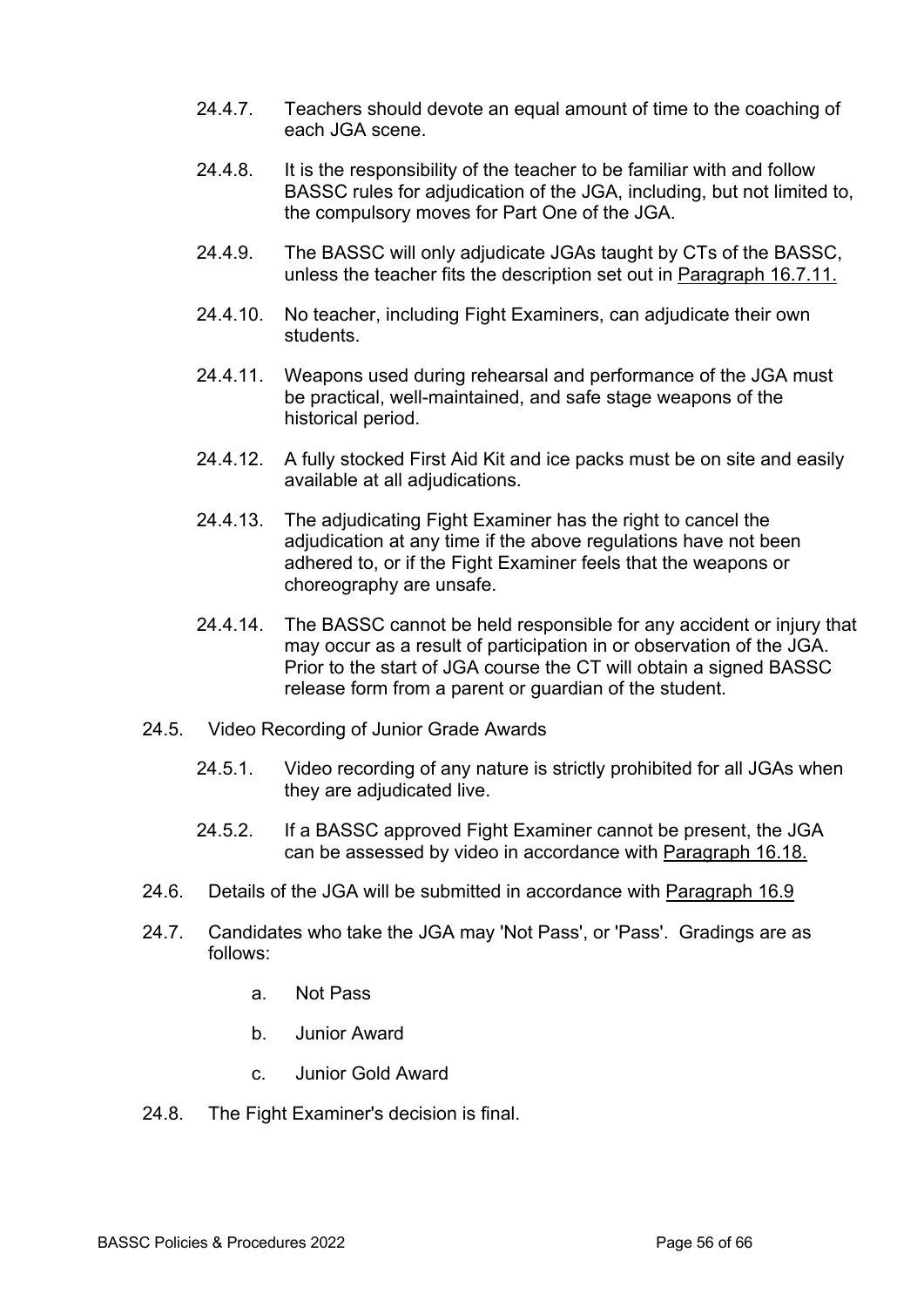24.4.7. Teachers should devote an equal amount of time to the coaching of each JGA scene.

24.4.8. It is the responsibility of the teacher to be familiar with and follow BASSC rules for adjudication of the JGA, including, but not limited to, the compulsory moves for Part One of the JGA.

24.4.9. The BASSC will only adjudicate JGAs taught by CTs of the BASSC, unless the teacher fits the description set out in Paragraph 16.7.11.

24.4.10. No teacher, including Fight Examiners, can adjudicate their own students.

24.4.11. Weapons used during rehearsal and performance of the JGA must be practical, well-maintained, and safe stage weapons of the historical period.

24.4.12. A fully stocked First Aid Kit and ice packs must be on site and easily available at all adjudications.

24.4.13. The adjudicating Fight Examiner has the right to cancel the adjudication at any time if the above regulations have not been adhered to, or if the Fight Examiner feels that the weapons or choreography are unsafe.

24.4.14. The BASSC cannot be held responsible for any accident or injury that may occur as a result of participation in or observation of the JGA. Prior to the start of JGA course the CT will obtain a signed BASSC release form from a parent or guardian of the student.

24.5. Video Recording of Junior Grade Awards

24.5.1. Video recording of any nature is strictly prohibited for all JGAs when they are adjudicated live.

24.5.2. If a BASSC approved Fight Examiner cannot be present, the JGA can be assessed by video in accordance with Paragraph 16.18.

24.6. Details of the JGA will be submitted in accordance with Paragraph 16.9

24.7. Candidates who take the JGA may 'Not Pass', or 'Pass'. Gradings are as follows:

a. Not Pass

b. Junior Award

c. Junior Gold Award

24.8. The Fight Examiner's decision is final.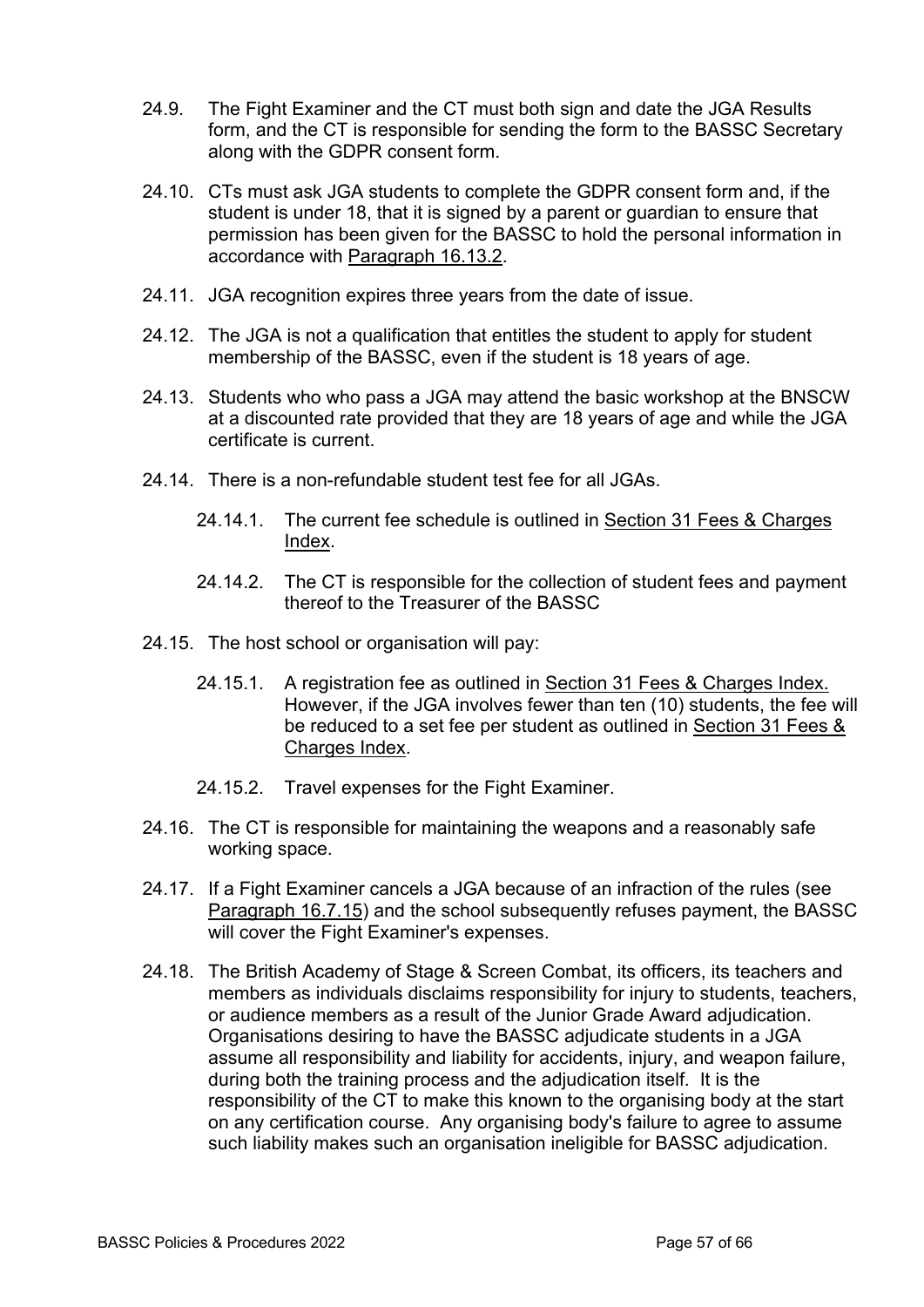24.9. The Fight Examiner and the CT must both sign and date the JGA Results form, and the CT is responsible for sending the form to the BASSC Secretary along with the GDPR consent form.

24.10. CTs must ask JGA students to complete the GDPR consent form and, if the student is under 18, that it is signed by a parent or guardian to ensure that permission has been given for the BASSC to hold the personal information in accordance with Paragraph 16.13.2.

24.11. JGA recognition expires three years from the date of issue.

24.12. The JGA is not a qualification that entitles the student to apply for student membership of the BASSC, even if the student is 18 years of age.

24.13. Students who who pass a JGA may attend the basic workshop at the BNSCW at a discounted rate provided that they are 18 years of age and while the JGA certificate is current.

24.14. There is a non-refundable student test fee for all JGAs.

- 24.14.1. The current fee schedule is outlined in Section 31 Fees & Charges Index.
- 24.14.2. The CT is responsible for the collection of student fees and payment thereof to the Treasurer of the BASSC

24.15. The host school or organisation will pay:

- 24.15.1. A registration fee as outlined in Section 31 Fees & Charges Index. However, if the JGA involves fewer than ten (10) students, the fee will be reduced to a set fee per student as outlined in Section 31 Fees & Charges Index.
- 24.15.2. Travel expenses for the Fight Examiner.

24.16. The CT is responsible for maintaining the weapons and a reasonably safe working space.

24.17. If a Fight Examiner cancels a JGA because of an infraction of the rules (see Paragraph 16.7.15) and the school subsequently refuses payment, the BASSC will cover the Fight Examiner's expenses.

24.18. The British Academy of Stage & Screen Combat, its officers, its teachers and members as individuals disclaims responsibility for injury to students, teachers, or audience members as a result of the Junior Grade Award adjudication. Organisations desiring to have the BASSC adjudicate students in a JGA assume all responsibility and liability for accidents, injury, and weapon failure, during both the training process and the adjudication itself. It is the responsibility of the CT to make this known to the organising body at the start on any certification course. Any organising body's failure to agree to assume such liability makes such an organisation ineligible for BASSC adjudication.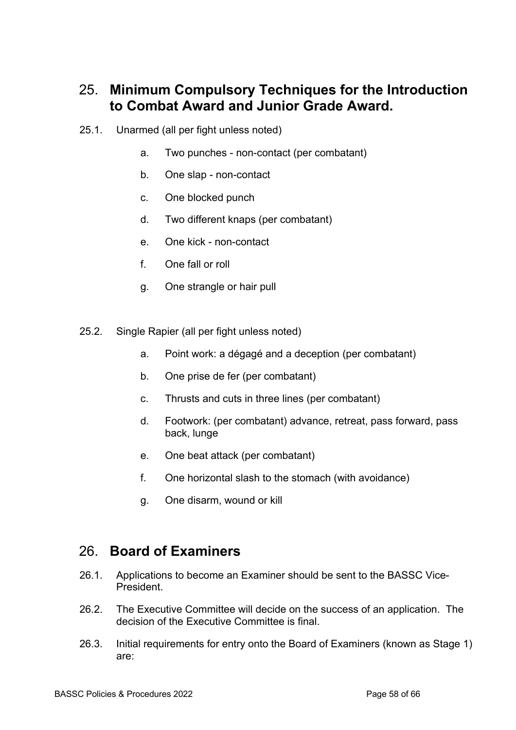## 25. Minimum Compulsory Techniques for the Introduction to Combat Award and Junior Grade Award.

25.1. Unarmed (all per fight unless noted)

a. Two punches - non-contact (per combatant)

b. One slap - non-contact

c. One blocked punch

d. Two different knaps (per combatant)

e. One kick - non-contact

f. One fall or roll

g. One strangle or hair pull

25.2. Single Rapier (all per fight unless noted)

a. Point work: a dégagé and a deception (per combatant)

b. One prise de fer (per combatant)

c. Thrusts and cuts in three lines (per combatant)

d. Footwork: (per combatant) advance, retreat, pass forward, pass back, lunge

e. One beat attack (per combatant)

f. One horizontal slash to the stomach (with avoidance)

g. One disarm, wound or kill

## 26. Board of Examiners

26.1. Applications to become an Examiner should be sent to the BASSC Vice-President.

26.2. The Executive Committee will decide on the success of an application. The decision of the Executive Committee is final.

26.3. Initial requirements for entry onto the Board of Examiners (known as Stage 1) are: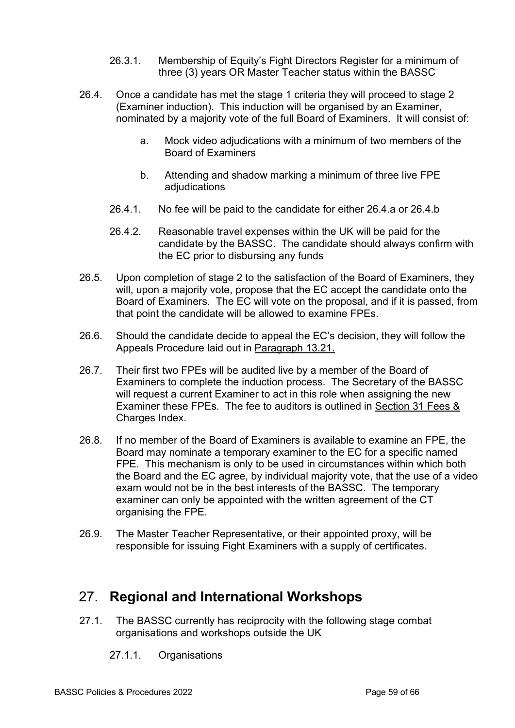26.3.1. Membership of Equity's Fight Directors Register for a minimum of three (3) years OR Master Teacher status within the BASSC

26.4. Once a candidate has met the stage 1 criteria they will proceed to stage 2 (Examiner induction). This induction will be organised by an Examiner, nominated by a majority vote of the full Board of Examiners. It will consist of:

a. Mock video adjudications with a minimum of two members of the Board of Examiners

b. Attending and shadow marking a minimum of three live FPE adjudications

26.4.1. No fee will be paid to the candidate for either 26.4.a or 26.4.b

26.4.2. Reasonable travel expenses within the UK will be paid for the candidate by the BASSC. The candidate should always confirm with the EC prior to disbursing any funds

26.5. Upon completion of stage 2 to the satisfaction of the Board of Examiners, they will, upon a majority vote, propose that the EC accept the candidate onto the Board of Examiners. The EC will vote on the proposal, and if it is passed, from that point the candidate will be allowed to examine FPEs.

26.6. Should the candidate decide to appeal the EC's decision, they will follow the Appeals Procedure laid out in Paragraph 13.21.

26.7. Their first two FPEs will be audited live by a member of the Board of Examiners to complete the induction process. The Secretary of the BASSC will request a current Examiner to act in this role when assigning the new Examiner these FPEs. The fee to auditors is outlined in Section 31 Fees & Charges Index.

26.8. If no member of the Board of Examiners is available to examine an FPE, the Board may nominate a temporary examiner to the EC for a specific named FPE. This mechanism is only to be used in circumstances within which both the Board and the EC agree, by individual majority vote, that the use of a video exam would not be in the best interests of the BASSC. The temporary examiner can only be appointed with the written agreement of the CT organising the FPE.

26.9. The Master Teacher Representative, or their appointed proxy, will be responsible for issuing Fight Examiners with a supply of certificates.

## 27. Regional and International Workshops

27.1. The BASSC currently has reciprocity with the following stage combat organisations and workshops outside the UK

27.1.1. Organisations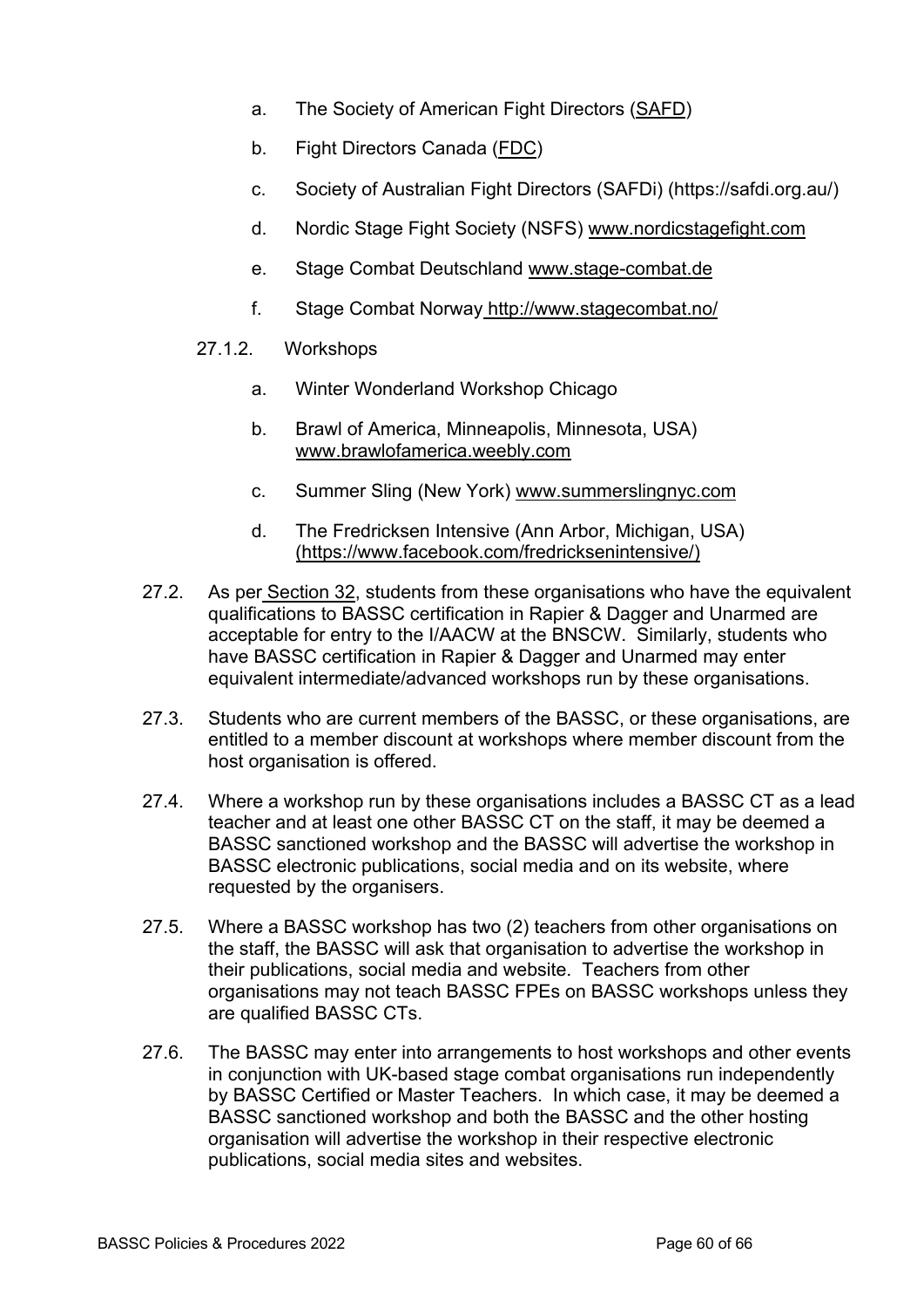a. The Society of American Fight Directors (SAFD)

b. Fight Directors Canada (FDC)

c. Society of Australian Fight Directors (SAFDi) (https://safdi.org.au/)

d. Nordic Stage Fight Society (NSFS) www.nordicstagefight.com

e. Stage Combat Deutschland www.stage-combat.de

f. Stage Combat Norway http://www.stagecombat.no/

27.1.2. Workshops

a. Winter Wonderland Workshop Chicago

b. Brawl of America, Minneapolis, Minnesota, USA) www.brawlofamerica.weebly.com

c. Summer Sling (New York) www.summerslingnyc.com

d. The Fredricksen Intensive (Ann Arbor, Michigan, USA) (https://www.facebook.com/fredricksenintensive/)

27.2. As per Section 32, students from these organisations who have the equivalent qualifications to BASSC certification in Rapier & Dagger and Unarmed are acceptable for entry to the I/AACW at the BNSCW. Similarly, students who have BASSC certification in Rapier & Dagger and Unarmed may enter equivalent intermediate/advanced workshops run by these organisations.

27.3. Students who are current members of the BASSC, or these organisations, are entitled to a member discount at workshops where member discount from the host organisation is offered.

27.4. Where a workshop run by these organisations includes a BASSC CT as a lead teacher and at least one other BASSC CT on the staff, it may be deemed a BASSC sanctioned workshop and the BASSC will advertise the workshop in BASSC electronic publications, social media and on its website, where requested by the organisers.

27.5. Where a BASSC workshop has two (2) teachers from other organisations on the staff, the BASSC will ask that organisation to advertise the workshop in their publications, social media and website. Teachers from other organisations may not teach BASSC FPEs on BASSC workshops unless they are qualified BASSC CTs.

27.6. The BASSC may enter into arrangements to host workshops and other events in conjunction with UK-based stage combat organisations run independently by BASSC Certified or Master Teachers. In which case, it may be deemed a BASSC sanctioned workshop and both the BASSC and the other hosting organisation will advertise the workshop in their respective electronic publications, social media sites and websites.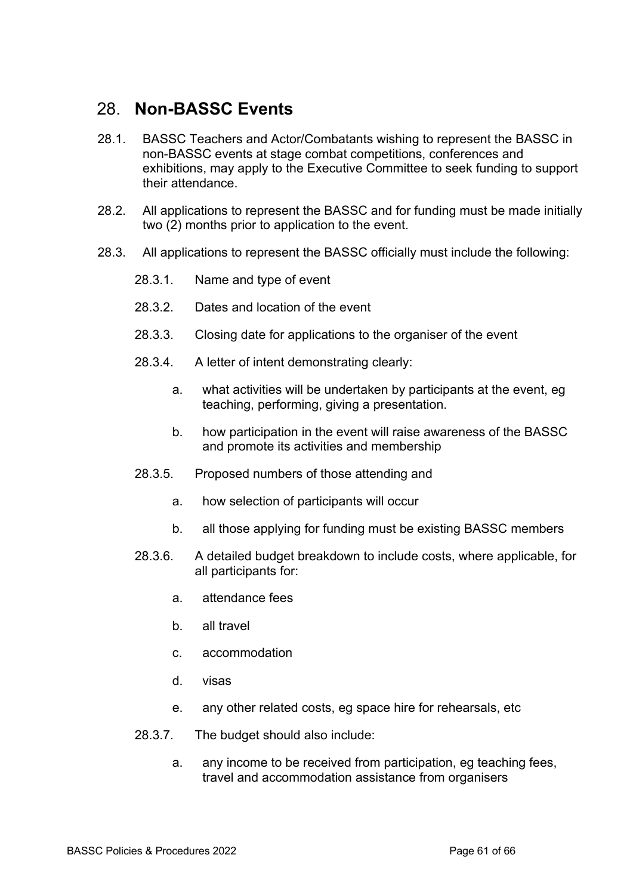## 28. **Non-BASSC Events**

28.1. BASSC Teachers and Actor/Combatants wishing to represent the BASSC in non-BASSC events at stage combat competitions, conferences and exhibitions, may apply to the Executive Committee to seek funding to support their attendance.

28.2. All applications to represent the BASSC and for funding must be made initially two (2) months prior to application to the event.

28.3. All applications to represent the BASSC officially must include the following:

- 28.3.1. Name and type of event
- 28.3.2. Dates and location of the event
- 28.3.3. Closing date for applications to the organiser of the event
- 28.3.4. A letter of intent demonstrating clearly:
  - a. what activities will be undertaken by participants at the event, eg teaching, performing, giving a presentation.
  - b. how participation in the event will raise awareness of the BASSC and promote its activities and membership
- 28.3.5. Proposed numbers of those attending and
  - a. how selection of participants will occur
  - b. all those applying for funding must be existing BASSC members
- 28.3.6. A detailed budget breakdown to include costs, where applicable, for all participants for:
  - a. attendance fees
  - b. all travel
  - c. accommodation
  - d. visas
  - e. any other related costs, eg space hire for rehearsals, etc
- 28.3.7. The budget should also include:
  - a. any income to be received from participation, eg teaching fees, travel and accommodation assistance from organisers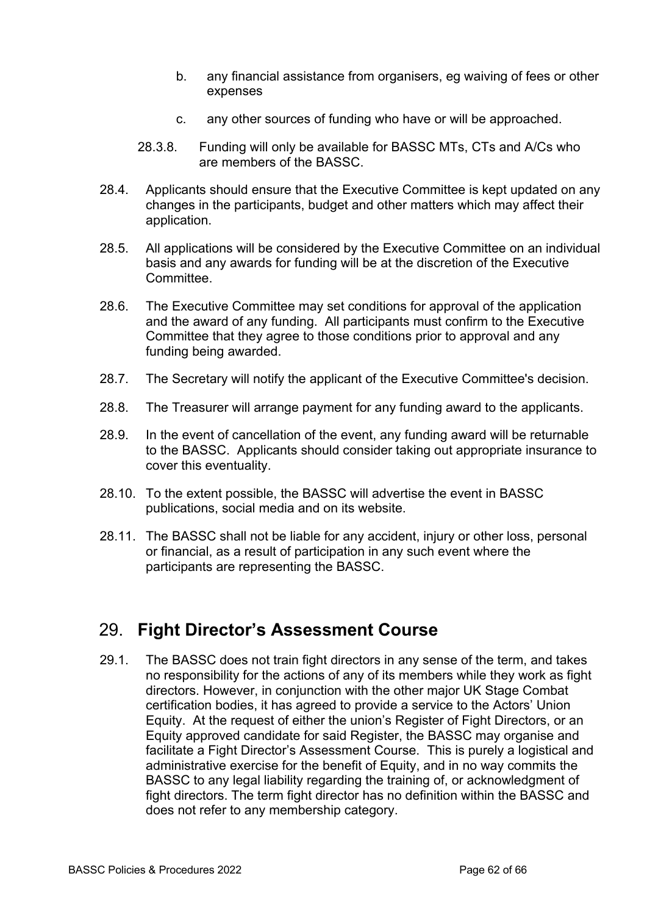b. any financial assistance from organisers, eg waiving of fees or other expenses

c. any other sources of funding who have or will be approached.

28.3.8. Funding will only be available for BASSC MTs, CTs and A/Cs who are members of the BASSC.

28.4. Applicants should ensure that the Executive Committee is kept updated on any changes in the participants, budget and other matters which may affect their application.

28.5. All applications will be considered by the Executive Committee on an individual basis and any awards for funding will be at the discretion of the Executive Committee.

28.6. The Executive Committee may set conditions for approval of the application and the award of any funding. All participants must confirm to the Executive Committee that they agree to those conditions prior to approval and any funding being awarded.

28.7. The Secretary will notify the applicant of the Executive Committee's decision.

28.8. The Treasurer will arrange payment for any funding award to the applicants.

28.9. In the event of cancellation of the event, any funding award will be returnable to the BASSC. Applicants should consider taking out appropriate insurance to cover this eventuality.

28.10. To the extent possible, the BASSC will advertise the event in BASSC publications, social media and on its website.

28.11. The BASSC shall not be liable for any accident, injury or other loss, personal or financial, as a result of participation in any such event where the participants are representing the BASSC.

## 29. Fight Director's Assessment Course

29.1. The BASSC does not train fight directors in any sense of the term, and takes no responsibility for the actions of any of its members while they work as fight directors. However, in conjunction with the other major UK Stage Combat certification bodies, it has agreed to provide a service to the Actors' Union Equity. At the request of either the union's Register of Fight Directors, or an Equity approved candidate for said Register, the BASSC may organise and facilitate a Fight Director's Assessment Course. This is purely a logistical and administrative exercise for the benefit of Equity, and in no way commits the BASSC to any legal liability regarding the training of, or acknowledgment of fight directors. The term fight director has no definition within the BASSC and does not refer to any membership category.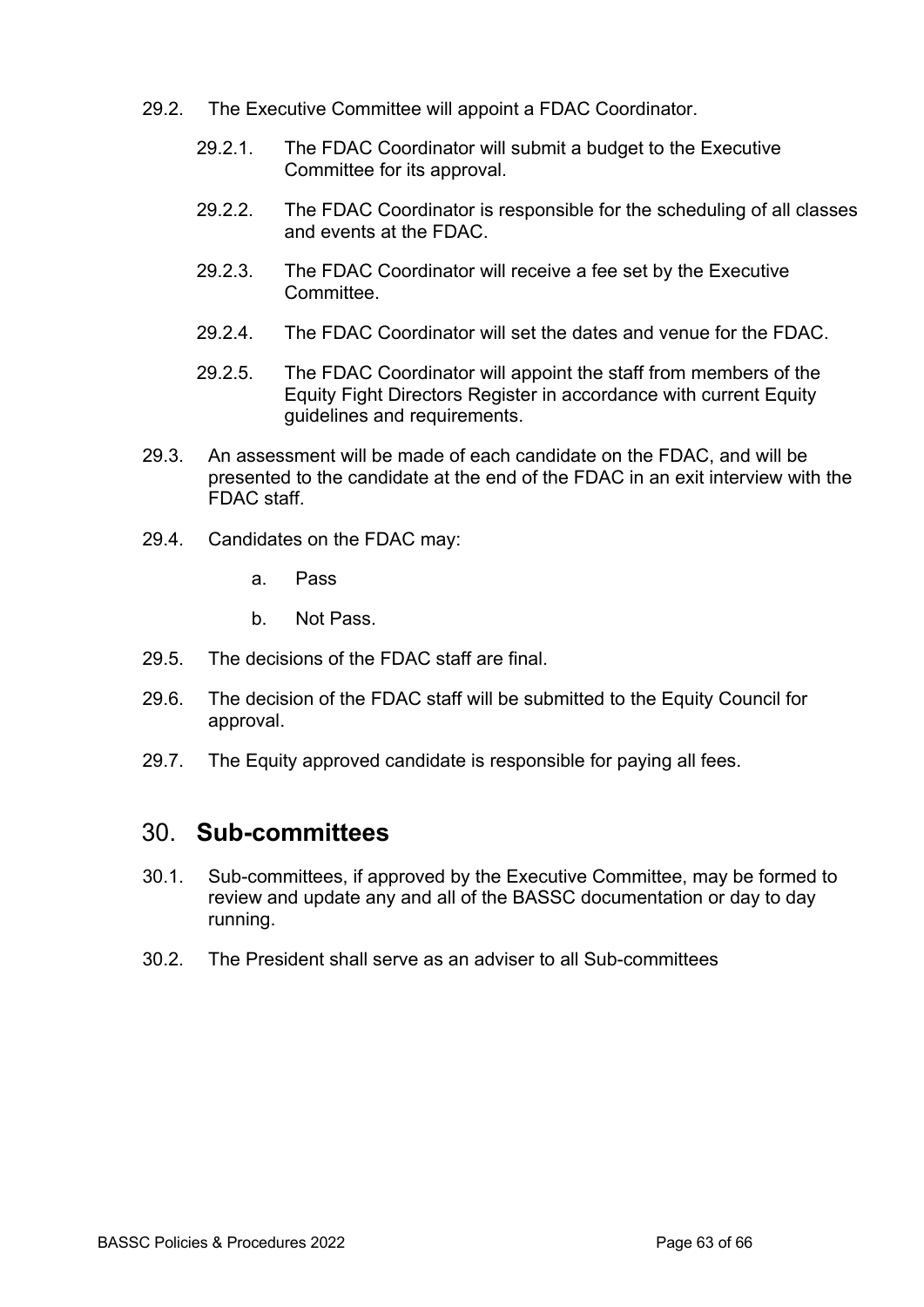29.2. The Executive Committee will appoint a FDAC Coordinator.

29.2.1. The FDAC Coordinator will submit a budget to the Executive Committee for its approval.

29.2.2. The FDAC Coordinator is responsible for the scheduling of all classes and events at the FDAC.

29.2.3. The FDAC Coordinator will receive a fee set by the Executive Committee.

29.2.4. The FDAC Coordinator will set the dates and venue for the FDAC.

29.2.5. The FDAC Coordinator will appoint the staff from members of the Equity Fight Directors Register in accordance with current Equity guidelines and requirements.

29.3. An assessment will be made of each candidate on the FDAC, and will be presented to the candidate at the end of the FDAC in an exit interview with the FDAC staff.

29.4. Candidates on the FDAC may:

a. Pass

b. Not Pass.

29.5. The decisions of the FDAC staff are final.

29.6. The decision of the FDAC staff will be submitted to the Equity Council for approval.

29.7. The Equity approved candidate is responsible for paying all fees.

# 30. **Sub-committees**

30.1. Sub-committees, if approved by the Executive Committee, may be formed to review and update any and all of the BASSC documentation or day to day running.

30.2. The President shall serve as an adviser to all Sub-committees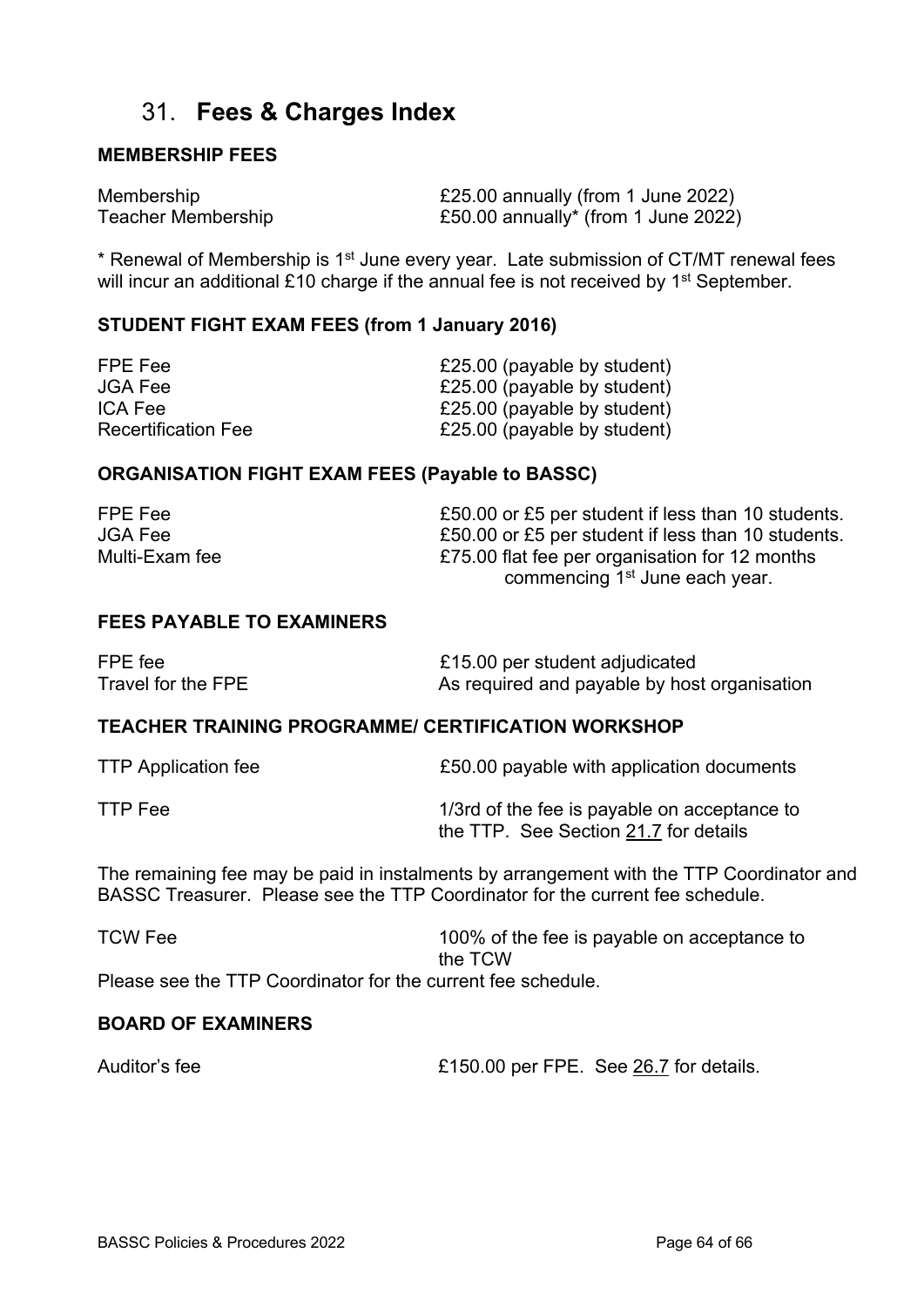# 31. **Fees & Charges Index**

### **MEMBERSHIP FEES**

| | |
|---|---|
| Membership | £25.00 annually (from 1 June 2022) |
| Teacher Membership | £50.00 annually* (from 1 June 2022) |

* Renewal of Membership is 1st June every year. Late submission of CT/MT renewal fees will incur an additional £10 charge if the annual fee is not received by 1st September.

### **STUDENT FIGHT EXAM FEES (from 1 January 2016)**

| | |
|---|---|
| FPE Fee | £25.00 (payable by student) |
| JGA Fee | £25.00 (payable by student) |
| ICA Fee | £25.00 (payable by student) |
| Recertification Fee | £25.00 (payable by student) |

### **ORGANISATION FIGHT EXAM FEES (Payable to BASSC)**

| | |
|---|---|
| FPE Fee | £50.00 or £5 per student if less than 10 students. |
| JGA Fee | £50.00 or £5 per student if less than 10 students. |
| Multi-Exam fee | £75.00 flat fee per organisation for 12 months commencing 1st June each year. |

### **FEES PAYABLE TO EXAMINERS**

| | |
|---|---|
| FPE fee | £15.00 per student adjudicated |
| Travel for the FPE | As required and payable by host organisation |

### **TEACHER TRAINING PROGRAMME/ CERTIFICATION WORKSHOP**

| | |
|---|---|
| TTP Application fee | £50.00 payable with application documents |
| TTP Fee | 1/3rd of the fee is payable on acceptance to the TTP. See Section 21.7 for details |

The remaining fee may be paid in instalments by arrangement with the TTP Coordinator and BASSC Treasurer. Please see the TTP Coordinator for the current fee schedule.

| | |
|---|---|
| TCW Fee | 100% of the fee is payable on acceptance to the TCW |

Please see the TTP Coordinator for the current fee schedule.

### **BOARD OF EXAMINERS**

| | |
|---|---|
| Auditor's fee | £150.00 per FPE. See 26.7 for details. |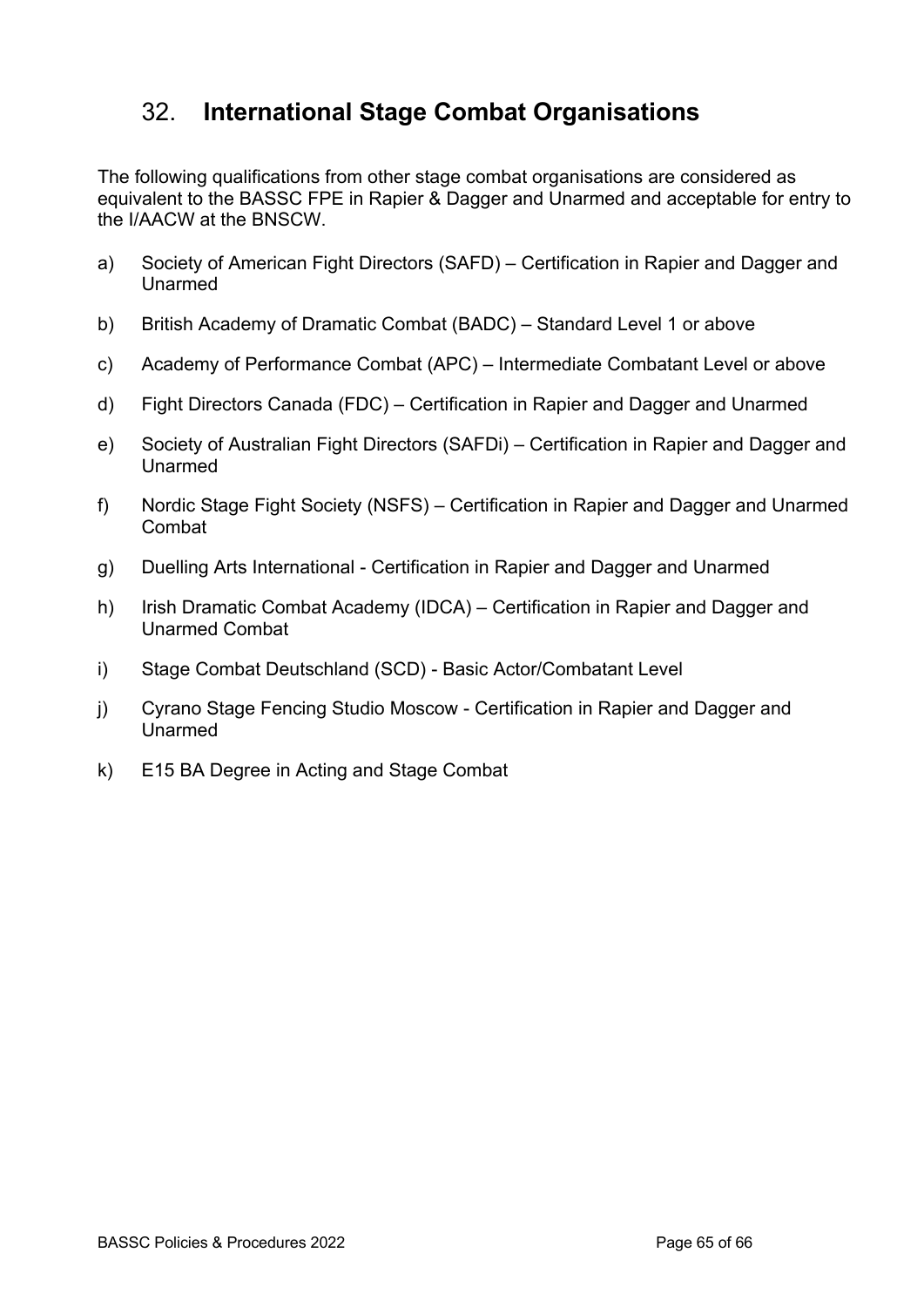## 32. **International Stage Combat Organisations**

The following qualifications from other stage combat organisations are considered as equivalent to the BASSC FPE in Rapier & Dagger and Unarmed and acceptable for entry to the I/AACW at the BNSCW.

a) Society of American Fight Directors (SAFD) – Certification in Rapier and Dagger and Unarmed

b) British Academy of Dramatic Combat (BADC) – Standard Level 1 or above

c) Academy of Performance Combat (APC) – Intermediate Combatant Level or above

d) Fight Directors Canada (FDC) – Certification in Rapier and Dagger and Unarmed

e) Society of Australian Fight Directors (SAFDi) – Certification in Rapier and Dagger and Unarmed

f) Nordic Stage Fight Society (NSFS) – Certification in Rapier and Dagger and Unarmed Combat

g) Duelling Arts International - Certification in Rapier and Dagger and Unarmed

h) Irish Dramatic Combat Academy (IDCA) – Certification in Rapier and Dagger and Unarmed Combat

i) Stage Combat Deutschland (SCD) - Basic Actor/Combatant Level

j) Cyrano Stage Fencing Studio Moscow - Certification in Rapier and Dagger and Unarmed

k) E15 BA Degree in Acting and Stage Combat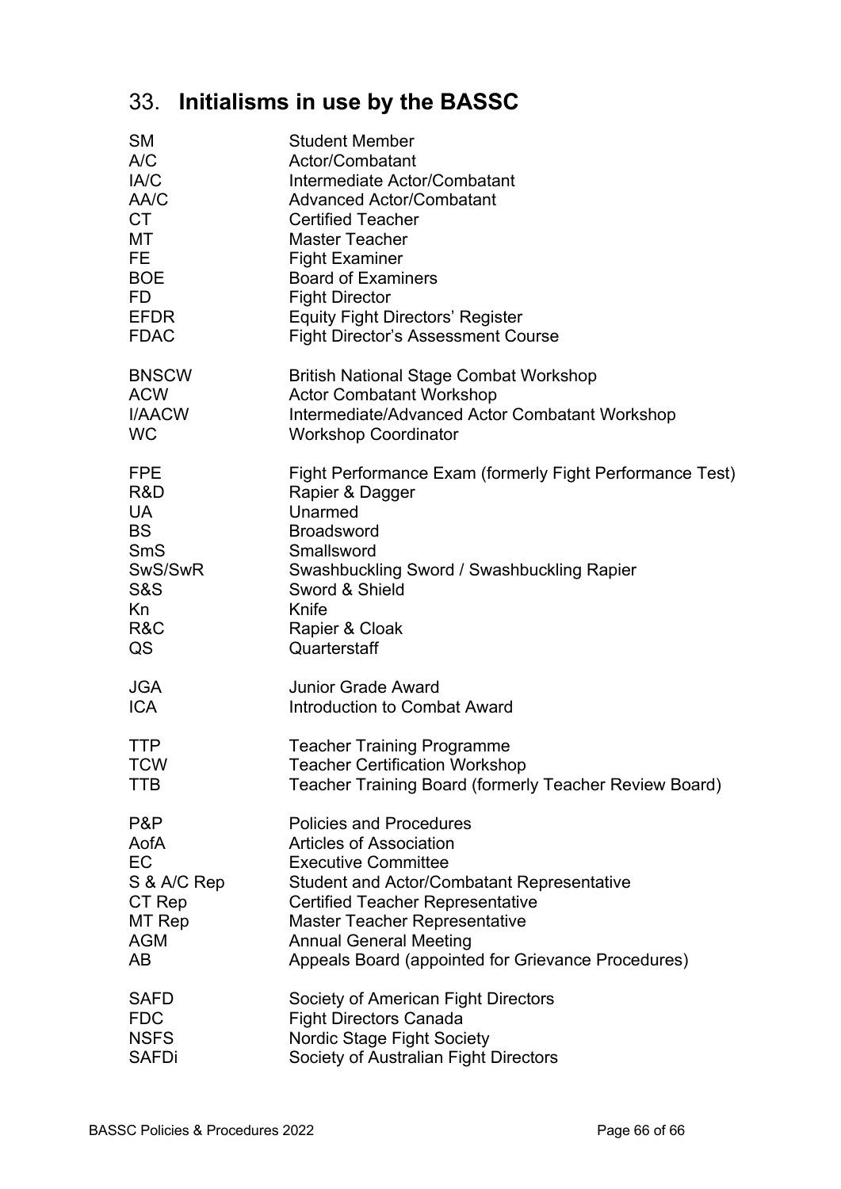## 33. **Initialisms in use by the BASSC**

| | |
|---|---|
| SM | Student Member |
| A/C | Actor/Combatant |
| IA/C | Intermediate Actor/Combatant |
| AA/C | Advanced Actor/Combatant |
| CT | Certified Teacher |
| MT | Master Teacher |
| FE | Fight Examiner |
| BOE | Board of Examiners |
| FD | Fight Director |
| EFDR | Equity Fight Directors' Register |
| FDAC | Fight Director's Assessment Course |
| | |
| BNSCW | British National Stage Combat Workshop |
| ACW | Actor Combatant Workshop |
| I/AACW | Intermediate/Advanced Actor Combatant Workshop |
| WC | Workshop Coordinator |
| | |
| FPE | Fight Performance Exam (formerly Fight Performance Test) |
| R&D | Rapier & Dagger |
| UA | Unarmed |
| BS | Broadsword |
| SmS | Smallsword |
| SwS/SwR | Swashbuckling Sword / Swashbuckling Rapier |
| S&S | Sword & Shield |
| Kn | Knife |
| R&C | Rapier & Cloak |
| QS | Quarterstaff |
| | |
| JGA | Junior Grade Award |
| ICA | Introduction to Combat Award |
| | |
| TTP | Teacher Training Programme |
| TCW | Teacher Certification Workshop |
| TTB | Teacher Training Board (formerly Teacher Review Board) |
| | |
| P&P | Policies and Procedures |
| AofA | Articles of Association |
| EC | Executive Committee |
| S & A/C Rep | Student and Actor/Combatant Representative |
| CT Rep | Certified Teacher Representative |
| MT Rep | Master Teacher Representative |
| AGM | Annual General Meeting |
| AB | Appeals Board (appointed for Grievance Procedures) |
| | |
| SAFD | Society of American Fight Directors |
| FDC | Fight Directors Canada |
| NSFS | Nordic Stage Fight Society |
| SAFDi | Society of Australian Fight Directors |